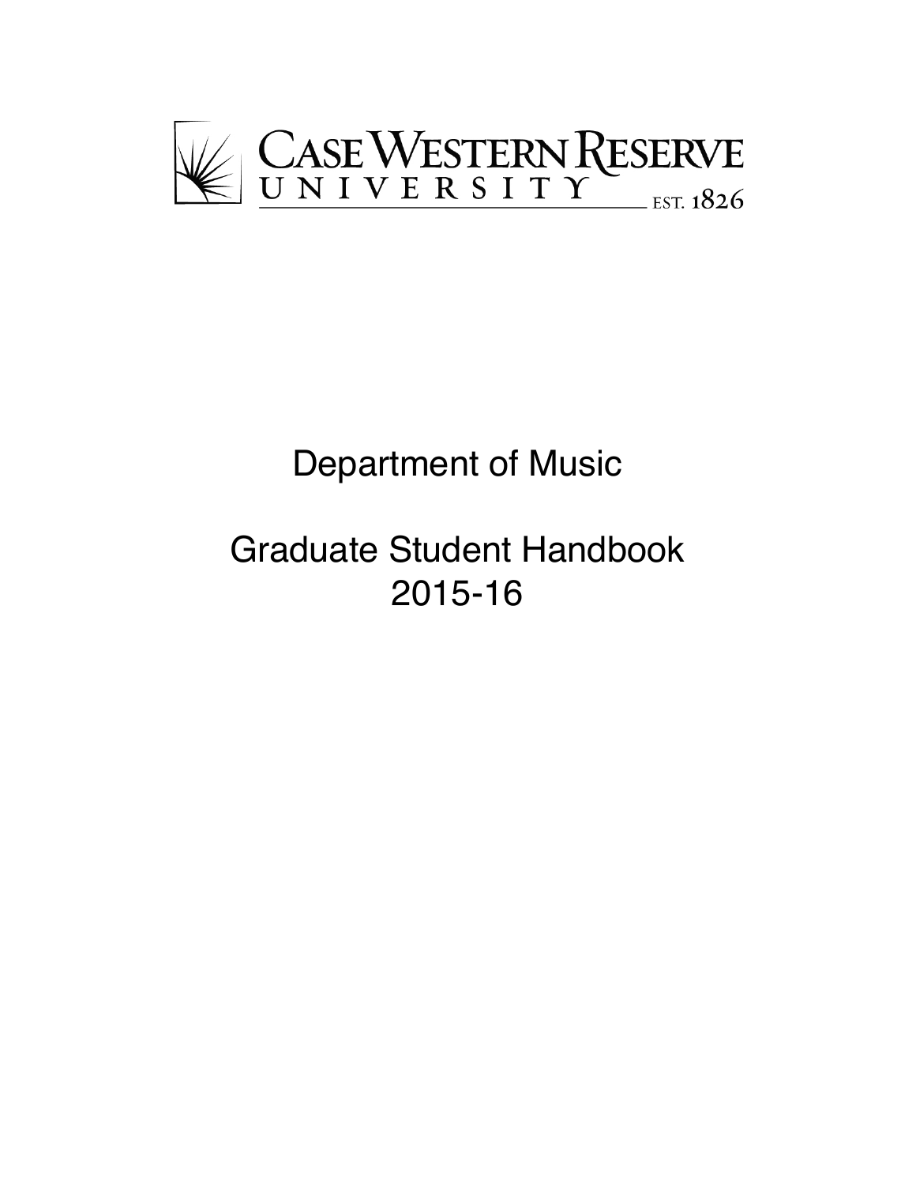CASE WESTERN RESERVE UNIVERSITY EST. 1826

# Department of Music

# Graduate Student Handbook 2015-16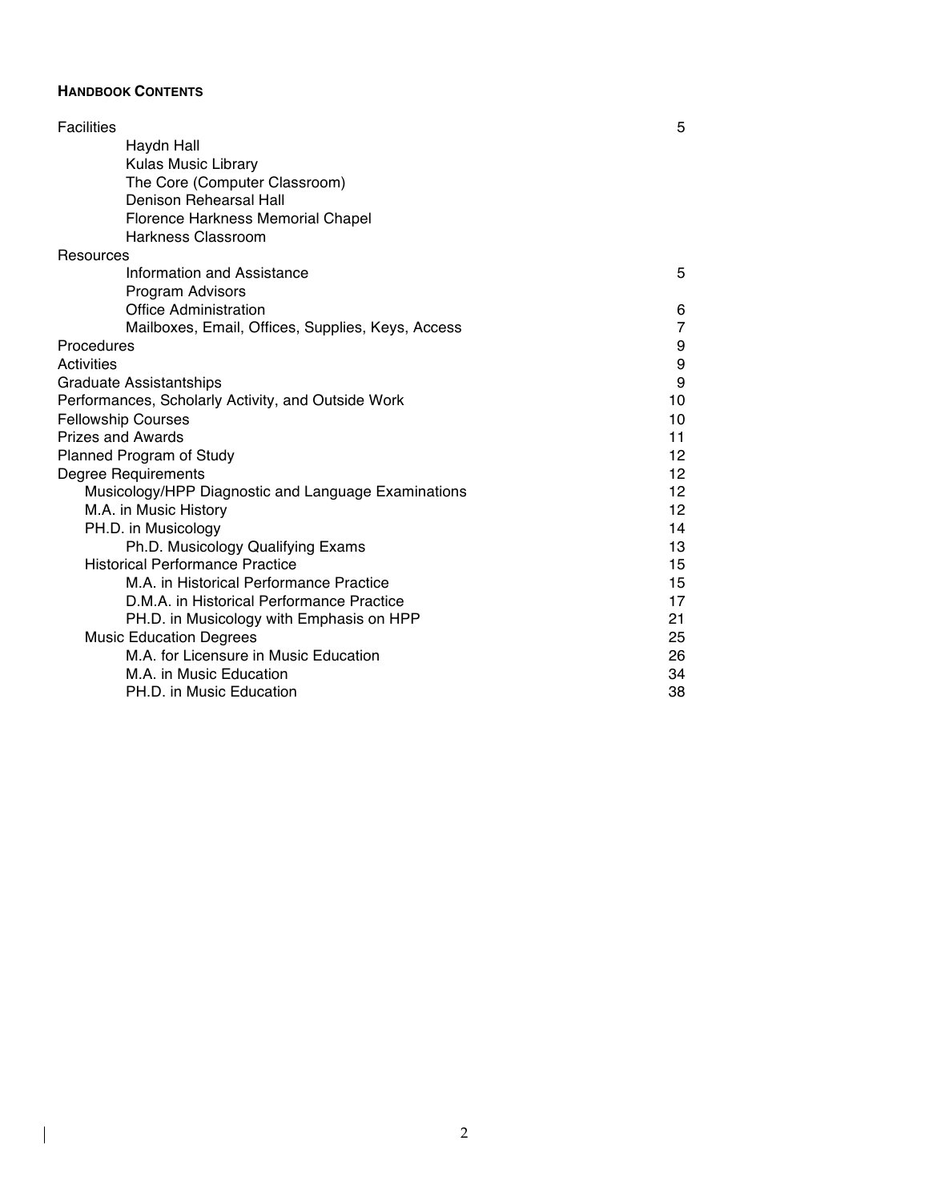**HANDBOOK CONTENTS**

| | |
|---|---|
| Facilities | 5 |
| Haydn Hall | |
| Kulas Music Library | |
| The Core (Computer Classroom) | |
| Denison Rehearsal Hall | |
| Florence Harkness Memorial Chapel | |
| Harkness Classroom | |
| Resources | |
| Information and Assistance | 5 |
| Program Advisors | |
| Office Administration | 6 |
| Mailboxes, Email, Offices, Supplies, Keys, Access | 7 |
| Procedures | 9 |
| Activities | 9 |
| Graduate Assistantships | 9 |
| Performances, Scholarly Activity, and Outside Work | 10 |
| Fellowship Courses | 10 |
| Prizes and Awards | 11 |
| Planned Program of Study | 12 |
| Degree Requirements | 12 |
| Musicology/HPP Diagnostic and Language Examinations | 12 |
| M.A. in Music History | 12 |
| PH.D. in Musicology | 14 |
| Ph.D. Musicology Qualifying Exams | 13 |
| Historical Performance Practice | 15 |
| M.A. in Historical Performance Practice | 15 |
| D.M.A. in Historical Performance Practice | 17 |
| PH.D. in Musicology with Emphasis on HPP | 21 |
| Music Education Degrees | 25 |
| M.A. for Licensure in Music Education | 26 |
| M.A. in Music Education | 34 |
| PH.D. in Music Education | 38 |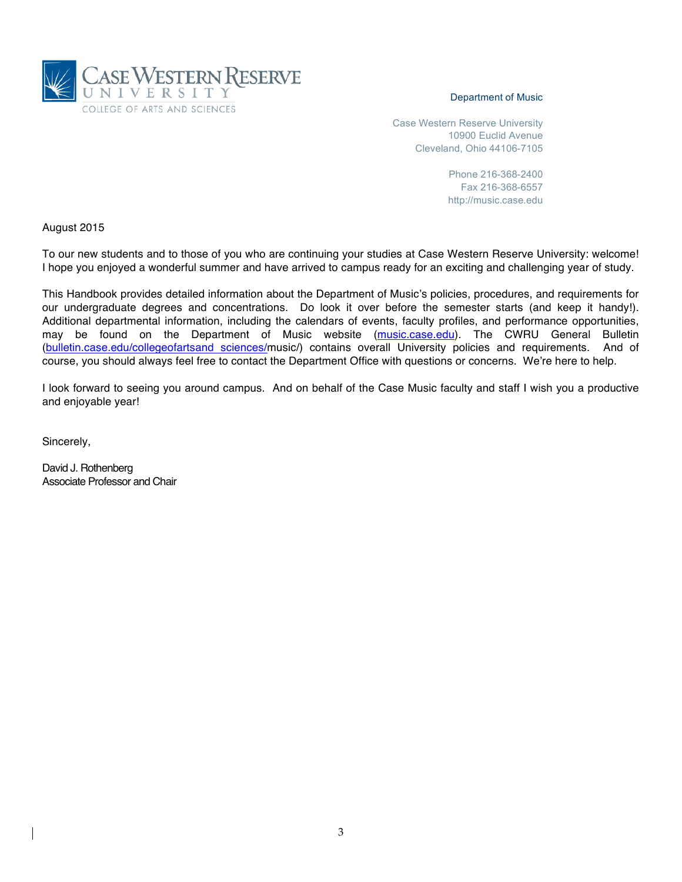CASE WESTERN RESERVE UNIVERSITY
COLLEGE OF ARTS AND SCIENCES

Department of Music

Case Western Reserve University
10900 Euclid Avenue
Cleveland, Ohio 44106-7105

Phone 216-368-2400
Fax 216-368-6557
http://music.case.edu

August 2015

To our new students and to those of you who are continuing your studies at Case Western Reserve University: welcome! I hope you enjoyed a wonderful summer and have arrived to campus ready for an exciting and challenging year of study.

This Handbook provides detailed information about the Department of Music's policies, procedures, and requirements for our undergraduate degrees and concentrations. Do look it over before the semester starts (and keep it handy!). Additional departmental information, including the calendars of events, faculty profiles, and performance opportunities, may be found on the Department of Music website (music.case.edu). The CWRU General Bulletin (bulletin.case.edu/collegeofartsand sciences/music/) contains overall University policies and requirements. And of course, you should always feel free to contact the Department Office with questions or concerns. We're here to help.

I look forward to seeing you around campus. And on behalf of the Case Music faculty and staff I wish you a productive and enjoyable year!

Sincerely,

David J. Rothenberg
Associate Professor and Chair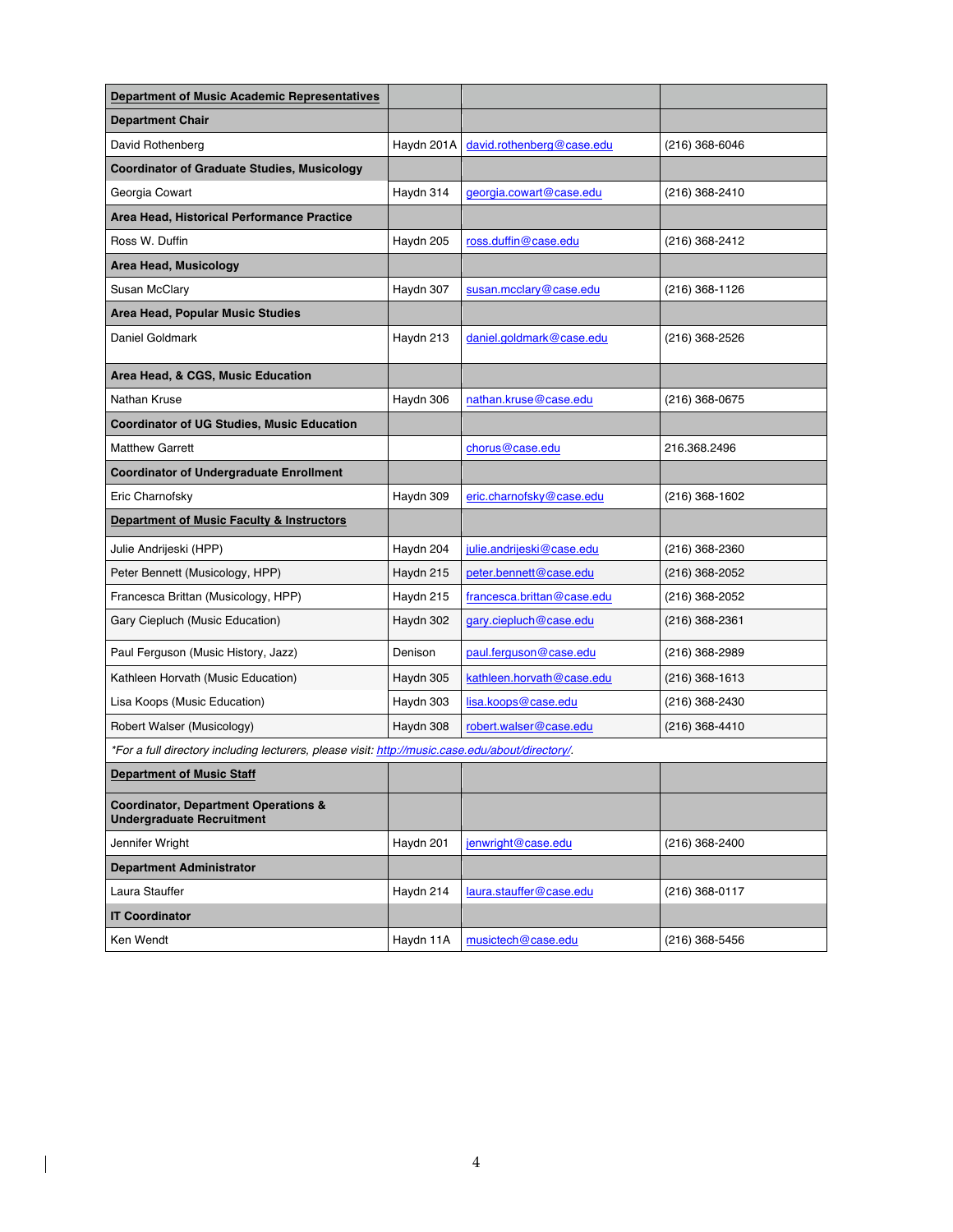| **Department of Music Academic Representatives** | | | |
|---|---|---|---|
| **Department Chair** | | | |
| David Rothenberg | Haydn 201A | david.rothenberg@case.edu | (216) 368-6046 |
| **Coordinator of Graduate Studies, Musicology** | | | |
| Georgia Cowart | Haydn 314 | georgia.cowart@case.edu | (216) 368-2410 |
| **Area Head, Historical Performance Practice** | | | |
| Ross W. Duffin | Haydn 205 | ross.duffin@case.edu | (216) 368-2412 |
| **Area Head, Musicology** | | | |
| Susan McClary | Haydn 307 | susan.mcclary@case.edu | (216) 368-1126 |
| **Area Head, Popular Music Studies** | | | |
| Daniel Goldmark | Haydn 213 | daniel.goldmark@case.edu | (216) 368-2526 |
| **Area Head, & CGS, Music Education** | | | |
| Nathan Kruse | Haydn 306 | nathan.kruse@case.edu | (216) 368-0675 |
| **Coordinator of UG Studies, Music Education** | | | |
| Matthew Garrett | | chorus@case.edu | 216.368.2496 |
| **Coordinator of Undergraduate Enrollment** | | | |
| Eric Charnofsky | Haydn 309 | eric.charnofsky@case.edu | (216) 368-1602 |
| **Department of Music Faculty & Instructors** | | | |
| Julie Andrijeski (HPP) | Haydn 204 | julie.andrijeski@case.edu | (216) 368-2360 |
| Peter Bennett (Musicology, HPP) | Haydn 215 | peter.bennett@case.edu | (216) 368-2052 |
| Francesca Brittan (Musicology, HPP) | Haydn 215 | francesca.brittan@case.edu | (216) 368-2052 |
| Gary Ciepluch (Music Education) | Haydn 302 | gary.ciepluch@case.edu | (216) 368-2361 |
| Paul Ferguson (Music History, Jazz) | Denison | paul.ferguson@case.edu | (216) 368-2989 |
| Kathleen Horvath (Music Education) | Haydn 305 | kathleen.horvath@case.edu | (216) 368-1613 |
| Lisa Koops (Music Education) | Haydn 303 | lisa.koops@case.edu | (216) 368-2430 |
| Robert Walser (Musicology) | Haydn 308 | robert.walser@case.edu | (216) 368-4410 |
| *\*For a full directory including lecturers, please visit: http://music.case.edu/about/directory/.* | | | |
| **Department of Music Staff** | | | |
| **Coordinator, Department Operations & Undergraduate Recruitment** | | | |
| Jennifer Wright | Haydn 201 | jenwright@case.edu | (216) 368-2400 |
| **Department Administrator** | | | |
| Laura Stauffer | Haydn 214 | laura.stauffer@case.edu | (216) 368-0117 |
| **IT Coordinator** | | | |
| Ken Wendt | Haydn 11A | musictech@case.edu | (216) 368-5456 |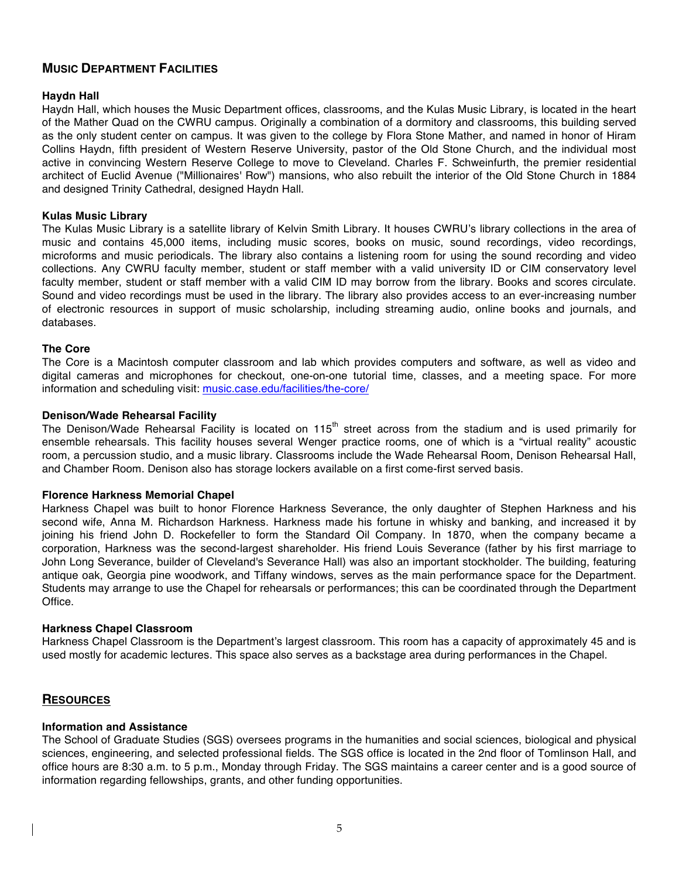## Music Department Facilities

### Haydn Hall

Haydn Hall, which houses the Music Department offices, classrooms, and the Kulas Music Library, is located in the heart of the Mather Quad on the CWRU campus. Originally a combination of a dormitory and classrooms, this building served as the only student center on campus. It was given to the college by Flora Stone Mather, and named in honor of Hiram Collins Haydn, fifth president of Western Reserve University, pastor of the Old Stone Church, and the individual most active in convincing Western Reserve College to move to Cleveland. Charles F. Schweinfurth, the premier residential architect of Euclid Avenue ("Millionaires' Row") mansions, who also rebuilt the interior of the Old Stone Church in 1884 and designed Trinity Cathedral, designed Haydn Hall.

### Kulas Music Library

The Kulas Music Library is a satellite library of Kelvin Smith Library. It houses CWRU's library collections in the area of music and contains 45,000 items, including music scores, books on music, sound recordings, video recordings, microforms and music periodicals. The library also contains a listening room for using the sound recording and video collections. Any CWRU faculty member, student or staff member with a valid university ID or CIM conservatory level faculty member, student or staff member with a valid CIM ID may borrow from the library. Books and scores circulate. Sound and video recordings must be used in the library. The library also provides access to an ever-increasing number of electronic resources in support of music scholarship, including streaming audio, online books and journals, and databases.

### The Core

The Core is a Macintosh computer classroom and lab which provides computers and software, as well as video and digital cameras and microphones for checkout, one-on-one tutorial time, classes, and a meeting space. For more information and scheduling visit: music.case.edu/facilities/the-core/

### Denison/Wade Rehearsal Facility

The Denison/Wade Rehearsal Facility is located on 115th street across from the stadium and is used primarily for ensemble rehearsals. This facility houses several Wenger practice rooms, one of which is a "virtual reality" acoustic room, a percussion studio, and a music library. Classrooms include the Wade Rehearsal Room, Denison Rehearsal Hall, and Chamber Room. Denison also has storage lockers available on a first come-first served basis.

### Florence Harkness Memorial Chapel

Harkness Chapel was built to honor Florence Harkness Severance, the only daughter of Stephen Harkness and his second wife, Anna M. Richardson Harkness. Harkness made his fortune in whisky and banking, and increased it by joining his friend John D. Rockefeller to form the Standard Oil Company. In 1870, when the company became a corporation, Harkness was the second-largest shareholder. His friend Louis Severance (father by his first marriage to John Long Severance, builder of Cleveland's Severance Hall) was also an important stockholder. The building, featuring antique oak, Georgia pine woodwork, and Tiffany windows, serves as the main performance space for the Department. Students may arrange to use the Chapel for rehearsals or performances; this can be coordinated through the Department Office.

### Harkness Chapel Classroom

Harkness Chapel Classroom is the Department's largest classroom. This room has a capacity of approximately 45 and is used mostly for academic lectures. This space also serves as a backstage area during performances in the Chapel.

## Resources

### Information and Assistance

The School of Graduate Studies (SGS) oversees programs in the humanities and social sciences, biological and physical sciences, engineering, and selected professional fields. The SGS office is located in the 2nd floor of Tomlinson Hall, and office hours are 8:30 a.m. to 5 p.m., Monday through Friday. The SGS maintains a career center and is a good source of information regarding fellowships, grants, and other funding opportunities.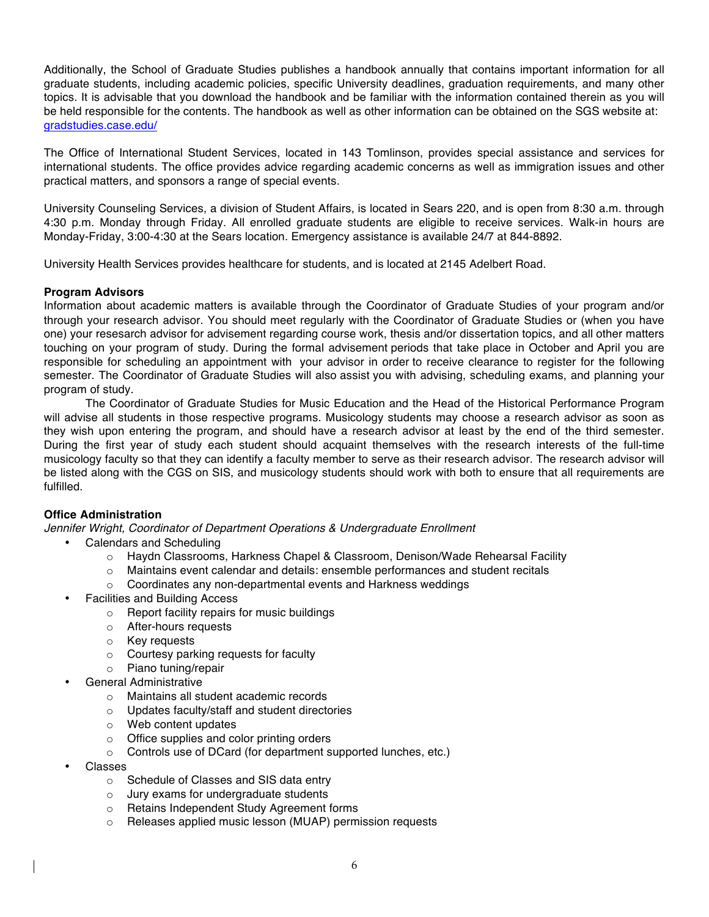Additionally, the School of Graduate Studies publishes a handbook annually that contains important information for all graduate students, including academic policies, specific University deadlines, graduation requirements, and many other topics. It is advisable that you download the handbook and be familiar with the information contained therein as you will be held responsible for the contents. The handbook as well as other information can be obtained on the SGS website at: [gradstudies.case.edu/](gradstudies.case.edu/)

The Office of International Student Services, located in 143 Tomlinson, provides special assistance and services for international students. The office provides advice regarding academic concerns as well as immigration issues and other practical matters, and sponsors a range of special events.

University Counseling Services, a division of Student Affairs, is located in Sears 220, and is open from 8:30 a.m. through 4:30 p.m. Monday through Friday. All enrolled graduate students are eligible to receive services. Walk-in hours are Monday-Friday, 3:00-4:30 at the Sears location. Emergency assistance is available 24/7 at 844-8892.

University Health Services provides healthcare for students, and is located at 2145 Adelbert Road.

**Program Advisors**

Information about academic matters is available through the Coordinator of Graduate Studies of your program and/or through your research advisor. You should meet regularly with the Coordinator of Graduate Studies or (when you have one) your resesarch advisor for advisement regarding course work, thesis and/or dissertation topics, and all other matters touching on your program of study. During the formal advisement periods that take place in October and April you are responsible for scheduling an appointment with your advisor in order to receive clearance to register for the following semester. The Coordinator of Graduate Studies will also assist you with advising, scheduling exams, and planning your program of study.

The Coordinator of Graduate Studies for Music Education and the Head of the Historical Performance Program will advise all students in those respective programs. Musicology students may choose a research advisor as soon as they wish upon entering the program, and should have a research advisor at least by the end of the third semester. During the first year of study each student should acquaint themselves with the research interests of the full-time musicology faculty so that they can identify a faculty member to serve as their research advisor. The research advisor will be listed along with the CGS on SIS, and musicology students should work with both to ensure that all requirements are fulfilled.

**Office Administration**

*Jennifer Wright, Coordinator of Department Operations & Undergraduate Enrollment*

- Calendars and Scheduling
  - Haydn Classrooms, Harkness Chapel & Classroom, Denison/Wade Rehearsal Facility
  - Maintains event calendar and details: ensemble performances and student recitals
  - Coordinates any non-departmental events and Harkness weddings
- Facilities and Building Access
  - Report facility repairs for music buildings
  - After-hours requests
  - Key requests
  - Courtesy parking requests for faculty
  - Piano tuning/repair
- General Administrative
  - Maintains all student academic records
  - Updates faculty/staff and student directories
  - Web content updates
  - Office supplies and color printing orders
  - Controls use of DCard (for department supported lunches, etc.)
- Classes
  - Schedule of Classes and SIS data entry
  - Jury exams for undergraduate students
  - Retains Independent Study Agreement forms
  - Releases applied music lesson (MUAP) permission requests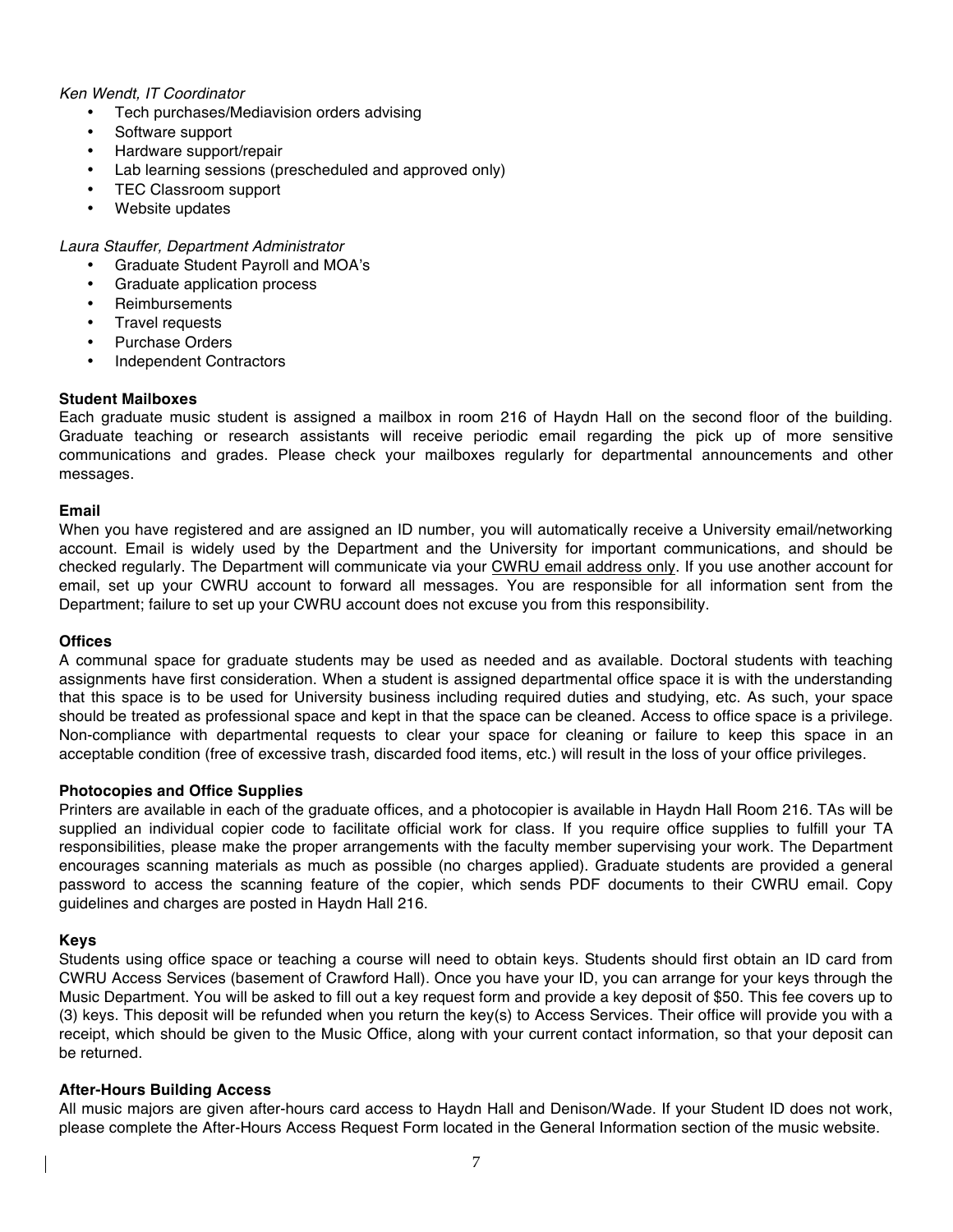*Ken Wendt, IT Coordinator*

- Tech purchases/Mediavision orders advising
- Software support
- Hardware support/repair
- Lab learning sessions (prescheduled and approved only)
- TEC Classroom support
- Website updates

*Laura Stauffer, Department Administrator*

- Graduate Student Payroll and MOA's
- Graduate application process
- Reimbursements
- Travel requests
- Purchase Orders
- Independent Contractors

**Student Mailboxes**

Each graduate music student is assigned a mailbox in room 216 of Haydn Hall on the second floor of the building. Graduate teaching or research assistants will receive periodic email regarding the pick up of more sensitive communications and grades. Please check your mailboxes regularly for departmental announcements and other messages.

**Email**

When you have registered and are assigned an ID number, you will automatically receive a University email/networking account. Email is widely used by the Department and the University for important communications, and should be checked regularly. The Department will communicate via your <u>CWRU email address only</u>. If you use another account for email, set up your CWRU account to forward all messages. You are responsible for all information sent from the Department; failure to set up your CWRU account does not excuse you from this responsibility.

**Offices**

A communal space for graduate students may be used as needed and as available. Doctoral students with teaching assignments have first consideration. When a student is assigned departmental office space it is with the understanding that this space is to be used for University business including required duties and studying, etc. As such, your space should be treated as professional space and kept in that the space can be cleaned. Access to office space is a privilege. Non-compliance with departmental requests to clear your space for cleaning or failure to keep this space in an acceptable condition (free of excessive trash, discarded food items, etc.) will result in the loss of your office privileges.

**Photocopies and Office Supplies**

Printers are available in each of the graduate offices, and a photocopier is available in Haydn Hall Room 216. TAs will be supplied an individual copier code to facilitate official work for class. If you require office supplies to fulfill your TA responsibilities, please make the proper arrangements with the faculty member supervising your work. The Department encourages scanning materials as much as possible (no charges applied). Graduate students are provided a general password to access the scanning feature of the copier, which sends PDF documents to their CWRU email. Copy guidelines and charges are posted in Haydn Hall 216.

**Keys**

Students using office space or teaching a course will need to obtain keys. Students should first obtain an ID card from CWRU Access Services (basement of Crawford Hall). Once you have your ID, you can arrange for your keys through the Music Department. You will be asked to fill out a key request form and provide a key deposit of $50. This fee covers up to (3) keys. This deposit will be refunded when you return the key(s) to Access Services. Their office will provide you with a receipt, which should be given to the Music Office, along with your current contact information, so that your deposit can be returned.

**After-Hours Building Access**

All music majors are given after-hours card access to Haydn Hall and Denison/Wade. If your Student ID does not work, please complete the After-Hours Access Request Form located in the General Information section of the music website.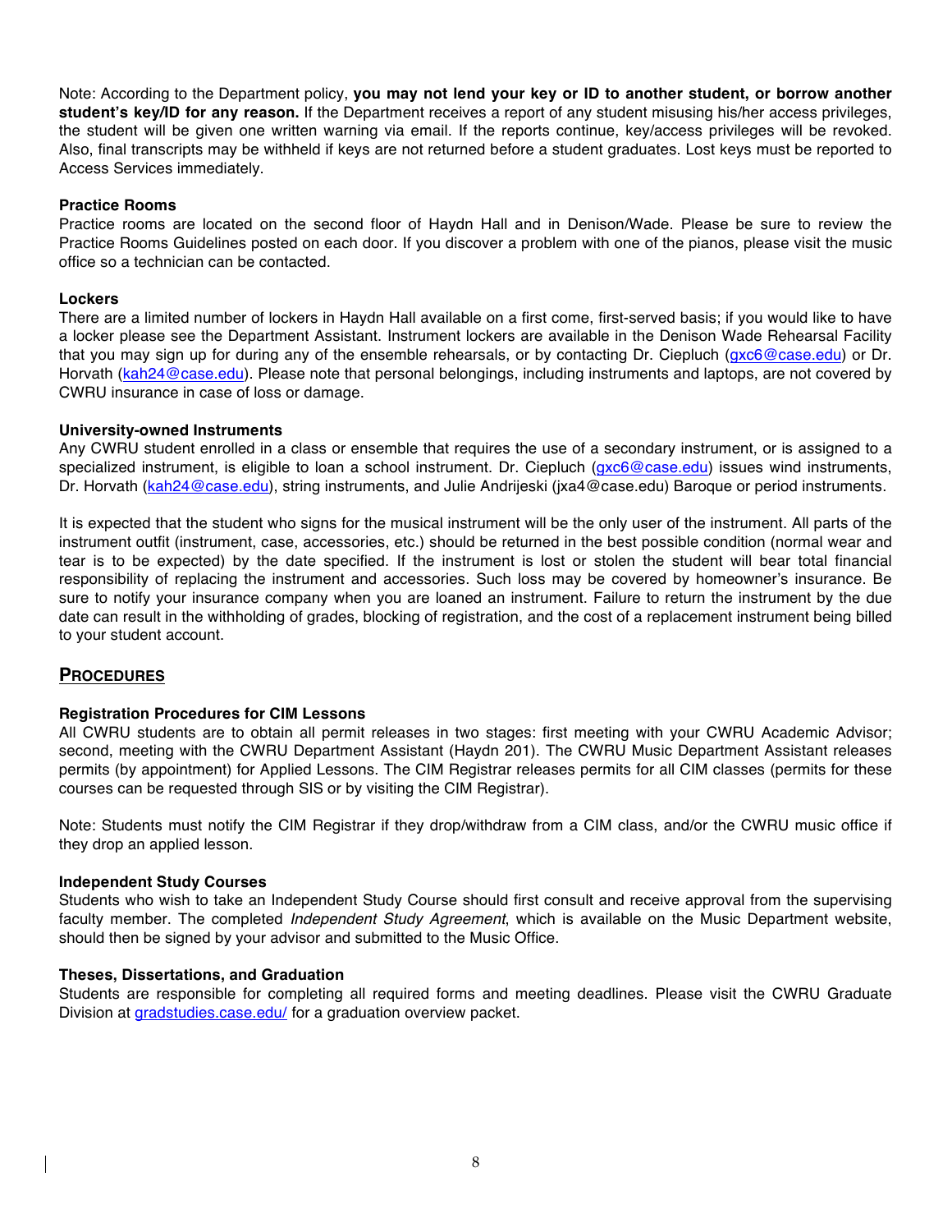Note: According to the Department policy, **you may not lend your key or ID to another student, or borrow another student's key/ID for any reason.** If the Department receives a report of any student misusing his/her access privileges, the student will be given one written warning via email. If the reports continue, key/access privileges will be revoked. Also, final transcripts may be withheld if keys are not returned before a student graduates. Lost keys must be reported to Access Services immediately.

### Practice Rooms

Practice rooms are located on the second floor of Haydn Hall and in Denison/Wade. Please be sure to review the Practice Rooms Guidelines posted on each door. If you discover a problem with one of the pianos, please visit the music office so a technician can be contacted.

### Lockers

There are a limited number of lockers in Haydn Hall available on a first come, first-served basis; if you would like to have a locker please see the Department Assistant. Instrument lockers are available in the Denison Wade Rehearsal Facility that you may sign up for during any of the ensemble rehearsals, or by contacting Dr. Ciepluch (gxc6@case.edu) or Dr. Horvath (kah24@case.edu). Please note that personal belongings, including instruments and laptops, are not covered by CWRU insurance in case of loss or damage.

### University-owned Instruments

Any CWRU student enrolled in a class or ensemble that requires the use of a secondary instrument, or is assigned to a specialized instrument, is eligible to loan a school instrument. Dr. Ciepluch (gxc6@case.edu) issues wind instruments, Dr. Horvath (kah24@case.edu), string instruments, and Julie Andrijeski (jxa4@case.edu) Baroque or period instruments.

It is expected that the student who signs for the musical instrument will be the only user of the instrument. All parts of the instrument outfit (instrument, case, accessories, etc.) should be returned in the best possible condition (normal wear and tear is to be expected) by the date specified. If the instrument is lost or stolen the student will bear total financial responsibility of replacing the instrument and accessories. Such loss may be covered by homeowner's insurance. Be sure to notify your insurance company when you are loaned an instrument. Failure to return the instrument by the due date can result in the withholding of grades, blocking of registration, and the cost of a replacement instrument being billed to your student account.

## PROCEDURES

### Registration Procedures for CIM Lessons

All CWRU students are to obtain all permit releases in two stages: first meeting with your CWRU Academic Advisor; second, meeting with the CWRU Department Assistant (Haydn 201). The CWRU Music Department Assistant releases permits (by appointment) for Applied Lessons. The CIM Registrar releases permits for all CIM classes (permits for these courses can be requested through SIS or by visiting the CIM Registrar).

Note: Students must notify the CIM Registrar if they drop/withdraw from a CIM class, and/or the CWRU music office if they drop an applied lesson.

### Independent Study Courses

Students who wish to take an Independent Study Course should first consult and receive approval from the supervising faculty member. The completed *Independent Study Agreement*, which is available on the Music Department website, should then be signed by your advisor and submitted to the Music Office.

### Theses, Dissertations, and Graduation

Students are responsible for completing all required forms and meeting deadlines. Please visit the CWRU Graduate Division at gradstudies.case.edu/ for a graduation overview packet.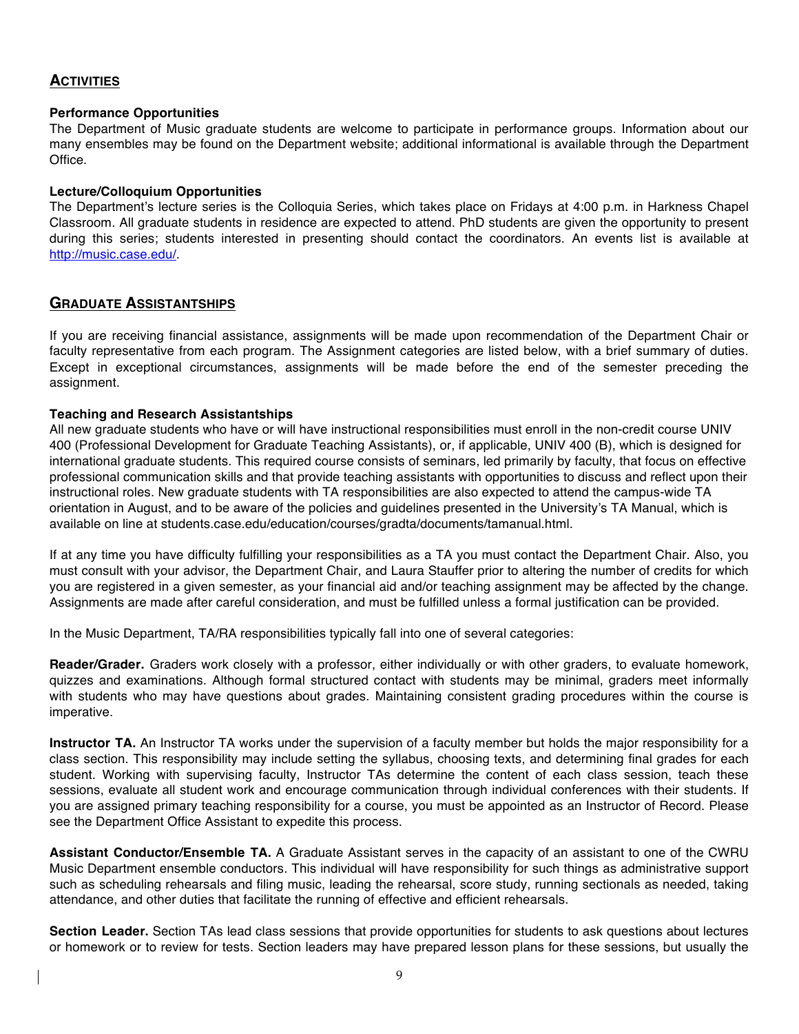## Activities

**Performance Opportunities**

The Department of Music graduate students are welcome to participate in performance groups. Information about our many ensembles may be found on the Department website; additional informational is available through the Department Office.

**Lecture/Colloquium Opportunities**

The Department's lecture series is the Colloquia Series, which takes place on Fridays at 4:00 p.m. in Harkness Chapel Classroom. All graduate students in residence are expected to attend. PhD students are given the opportunity to present during this series; students interested in presenting should contact the coordinators. An events list is available at http://music.case.edu/.

## Graduate Assistantships

If you are receiving financial assistance, assignments will be made upon recommendation of the Department Chair or faculty representative from each program. The Assignment categories are listed below, with a brief summary of duties. Except in exceptional circumstances, assignments will be made before the end of the semester preceding the assignment.

**Teaching and Research Assistantships**

All new graduate students who have or will have instructional responsibilities must enroll in the non-credit course UNIV 400 (Professional Development for Graduate Teaching Assistants), or, if applicable, UNIV 400 (B), which is designed for international graduate students. This required course consists of seminars, led primarily by faculty, that focus on effective professional communication skills and that provide teaching assistants with opportunities to discuss and reflect upon their instructional roles. New graduate students with TA responsibilities are also expected to attend the campus-wide TA orientation in August, and to be aware of the policies and guidelines presented in the University's TA Manual, which is available on line at students.case.edu/education/courses/gradta/documents/tamanual.html.

If at any time you have difficulty fulfilling your responsibilities as a TA you must contact the Department Chair. Also, you must consult with your advisor, the Department Chair, and Laura Stauffer prior to altering the number of credits for which you are registered in a given semester, as your financial aid and/or teaching assignment may be affected by the change. Assignments are made after careful consideration, and must be fulfilled unless a formal justification can be provided.

In the Music Department, TA/RA responsibilities typically fall into one of several categories:

**Reader/Grader.** Graders work closely with a professor, either individually or with other graders, to evaluate homework, quizzes and examinations. Although formal structured contact with students may be minimal, graders meet informally with students who may have questions about grades. Maintaining consistent grading procedures within the course is imperative.

**Instructor TA.** An Instructor TA works under the supervision of a faculty member but holds the major responsibility for a class section. This responsibility may include setting the syllabus, choosing texts, and determining final grades for each student. Working with supervising faculty, Instructor TAs determine the content of each class session, teach these sessions, evaluate all student work and encourage communication through individual conferences with their students. If you are assigned primary teaching responsibility for a course, you must be appointed as an Instructor of Record. Please see the Department Office Assistant to expedite this process.

**Assistant Conductor/Ensemble TA.** A Graduate Assistant serves in the capacity of an assistant to one of the CWRU Music Department ensemble conductors. This individual will have responsibility for such things as administrative support such as scheduling rehearsals and filing music, leading the rehearsal, score study, running sectionals as needed, taking attendance, and other duties that facilitate the running of effective and efficient rehearsals.

**Section Leader.** Section TAs lead class sessions that provide opportunities for students to ask questions about lectures or homework or to review for tests. Section leaders may have prepared lesson plans for these sessions, but usually the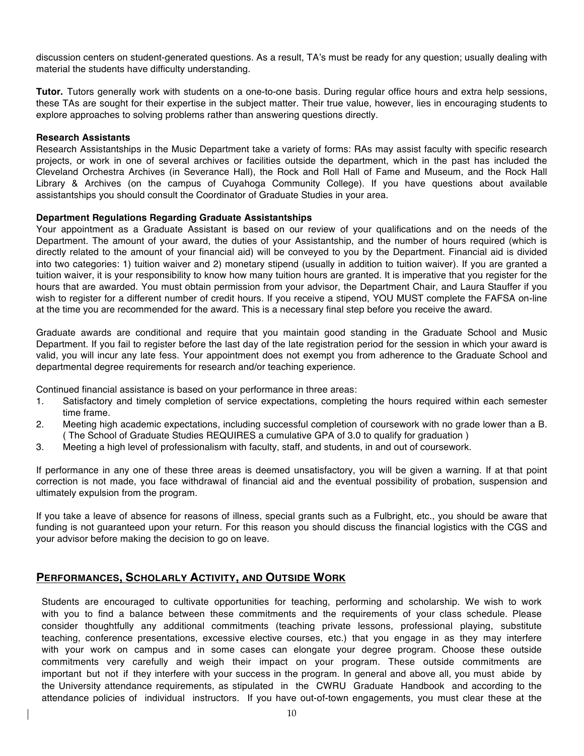discussion centers on student-generated questions. As a result, TA's must be ready for any question; usually dealing with material the students have difficulty understanding.

**Tutor.** Tutors generally work with students on a one-to-one basis. During regular office hours and extra help sessions, these TAs are sought for their expertise in the subject matter. Their true value, however, lies in encouraging students to explore approaches to solving problems rather than answering questions directly.

**Research Assistants**

Research Assistantships in the Music Department take a variety of forms: RAs may assist faculty with specific research projects, or work in one of several archives or facilities outside the department, which in the past has included the Cleveland Orchestra Archives (in Severance Hall), the Rock and Roll Hall of Fame and Museum, and the Rock Hall Library & Archives (on the campus of Cuyahoga Community College). If you have questions about available assistantships you should consult the Coordinator of Graduate Studies in your area.

**Department Regulations Regarding Graduate Assistantships**

Your appointment as a Graduate Assistant is based on our review of your qualifications and on the needs of the Department. The amount of your award, the duties of your Assistantship, and the number of hours required (which is directly related to the amount of your financial aid) will be conveyed to you by the Department. Financial aid is divided into two categories: 1) tuition waiver and 2) monetary stipend (usually in addition to tuition waiver). If you are granted a tuition waiver, it is your responsibility to know how many tuition hours are granted. It is imperative that you register for the hours that are awarded. You must obtain permission from your advisor, the Department Chair, and Laura Stauffer if you wish to register for a different number of credit hours. If you receive a stipend, YOU MUST complete the FAFSA on-line at the time you are recommended for the award. This is a necessary final step before you receive the award.

Graduate awards are conditional and require that you maintain good standing in the Graduate School and Music Department. If you fail to register before the last day of the late registration period for the session in which your award is valid, you will incur any late fess. Your appointment does not exempt you from adherence to the Graduate School and departmental degree requirements for research and/or teaching experience.

Continued financial assistance is based on your performance in three areas:

1. Satisfactory and timely completion of service expectations, completing the hours required within each semester time frame.
2. Meeting high academic expectations, including successful completion of coursework with no grade lower than a B. ( The School of Graduate Studies REQUIRES a cumulative GPA of 3.0 to qualify for graduation )
3. Meeting a high level of professionalism with faculty, staff, and students, in and out of coursework.

If performance in any one of these three areas is deemed unsatisfactory, you will be given a warning. If at that point correction is not made, you face withdrawal of financial aid and the eventual possibility of probation, suspension and ultimately expulsion from the program.

If you take a leave of absence for reasons of illness, special grants such as a Fulbright, etc., you should be aware that funding is not guaranteed upon your return. For this reason you should discuss the financial logistics with the CGS and your advisor before making the decision to go on leave.

## PERFORMANCES, SCHOLARLY ACTIVITY, AND OUTSIDE WORK

Students are encouraged to cultivate opportunities for teaching, performing and scholarship. We wish to work with you to find a balance between these commitments and the requirements of your class schedule. Please consider thoughtfully any additional commitments (teaching private lessons, professional playing, substitute teaching, conference presentations, excessive elective courses, etc.) that you engage in as they may interfere with your work on campus and in some cases can elongate your degree program. Choose these outside commitments very carefully and weigh their impact on your program. These outside commitments are important but not if they interfere with your success in the program. In general and above all, you must abide by the University attendance requirements, as stipulated in the CWRU Graduate Handbook and according to the attendance policies of individual instructors. If you have out-of-town engagements, you must clear these at the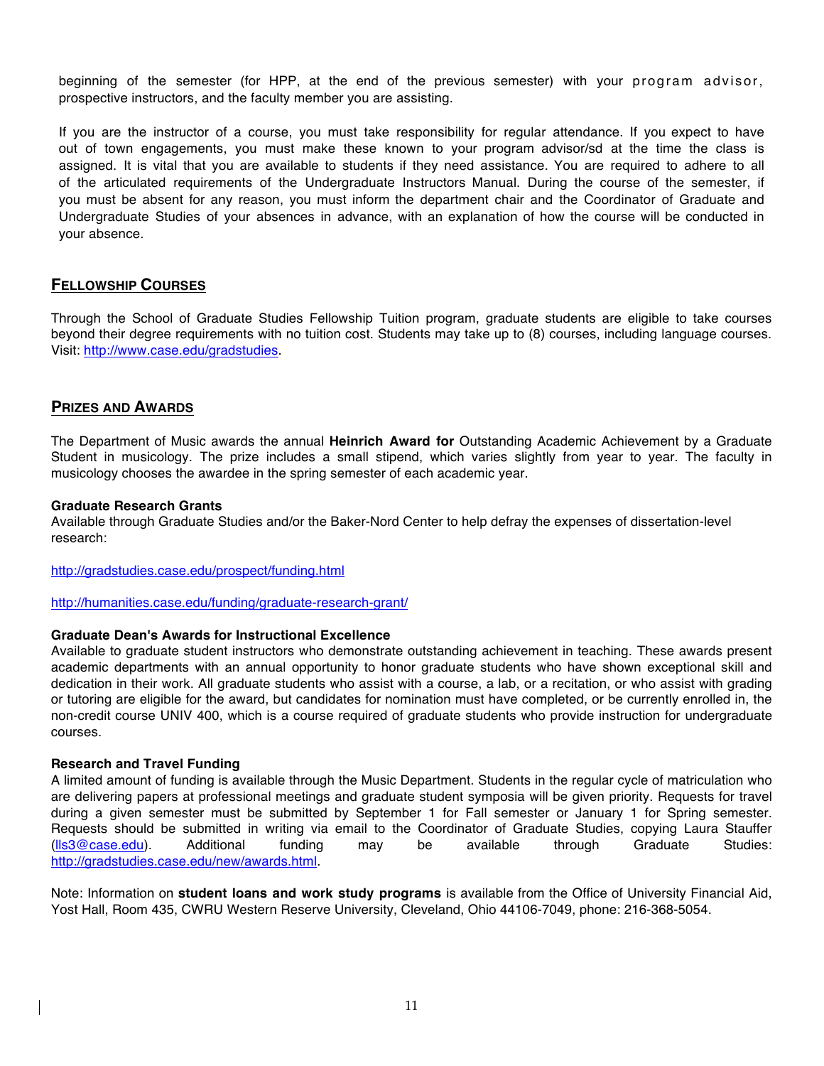beginning of the semester (for HPP, at the end of the previous semester) with your program advisor, prospective instructors, and the faculty member you are assisting.

If you are the instructor of a course, you must take responsibility for regular attendance. If you expect to have out of town engagements, you must make these known to your program advisor/sd at the time the class is assigned. It is vital that you are available to students if they need assistance. You are required to adhere to all of the articulated requirements of the Undergraduate Instructors Manual. During the course of the semester, if you must be absent for any reason, you must inform the department chair and the Coordinator of Graduate and Undergraduate Studies of your absences in advance, with an explanation of how the course will be conducted in your absence.

## FELLOWSHIP COURSES

Through the School of Graduate Studies Fellowship Tuition program, graduate students are eligible to take courses beyond their degree requirements with no tuition cost. Students may take up to (8) courses, including language courses. Visit: http://www.case.edu/gradstudies.

## PRIZES AND AWARDS

The Department of Music awards the annual **Heinrich Award for** Outstanding Academic Achievement by a Graduate Student in musicology. The prize includes a small stipend, which varies slightly from year to year. The faculty in musicology chooses the awardee in the spring semester of each academic year.

**Graduate Research Grants**
Available through Graduate Studies and/or the Baker-Nord Center to help defray the expenses of dissertation-level research:

http://gradstudies.case.edu/prospect/funding.html

http://humanities.case.edu/funding/graduate-research-grant/

**Graduate Dean's Awards for Instructional Excellence**
Available to graduate student instructors who demonstrate outstanding achievement in teaching. These awards present academic departments with an annual opportunity to honor graduate students who have shown exceptional skill and dedication in their work. All graduate students who assist with a course, a lab, or a recitation, or who assist with grading or tutoring are eligible for the award, but candidates for nomination must have completed, or be currently enrolled in, the non-credit course UNIV 400, which is a course required of graduate students who provide instruction for undergraduate courses.

**Research and Travel Funding**
A limited amount of funding is available through the Music Department. Students in the regular cycle of matriculation who are delivering papers at professional meetings and graduate student symposia will be given priority. Requests for travel during a given semester must be submitted by September 1 for Fall semester or January 1 for Spring semester. Requests should be submitted in writing via email to the Coordinator of Graduate Studies, copying Laura Stauffer (lls3@case.edu). Additional funding may be available through Graduate Studies: http://gradstudies.case.edu/new/awards.html.

Note: Information on **student loans and work study programs** is available from the Office of University Financial Aid, Yost Hall, Room 435, CWRU Western Reserve University, Cleveland, Ohio 44106-7049, phone: 216-368-5054.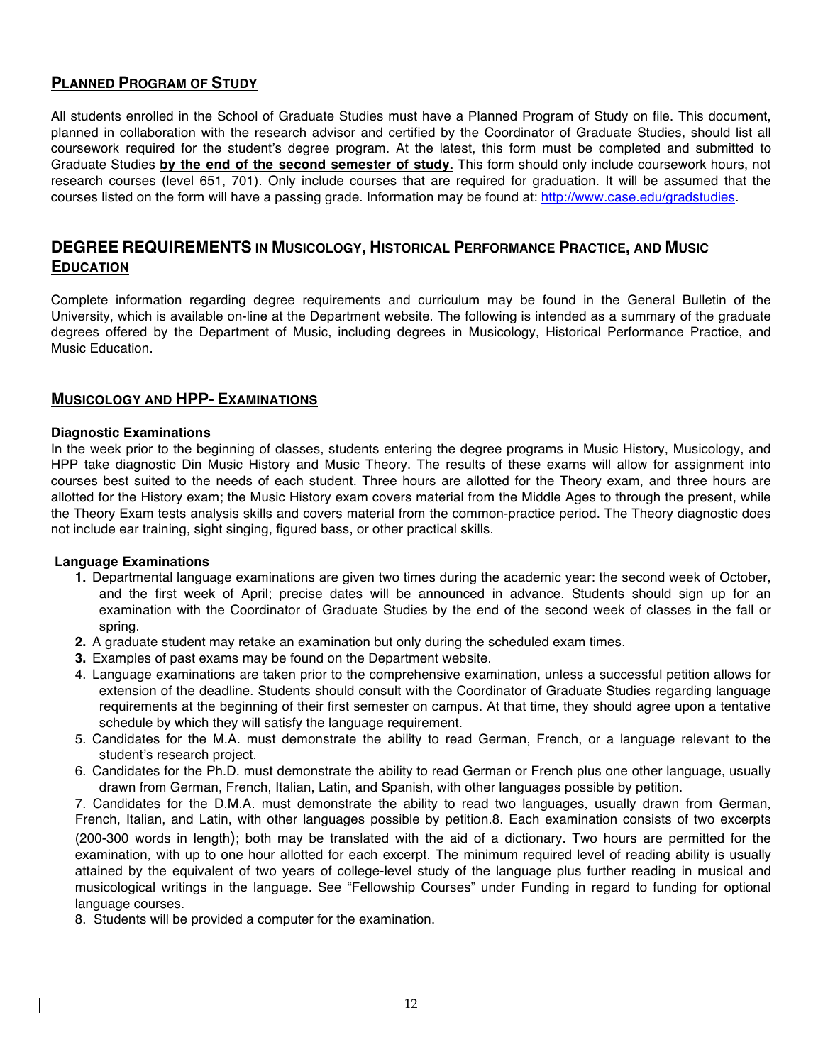## PLANNED PROGRAM OF STUDY

All students enrolled in the School of Graduate Studies must have a Planned Program of Study on file. This document, planned in collaboration with the research advisor and certified by the Coordinator of Graduate Studies, should list all coursework required for the student's degree program. At the latest, this form must be completed and submitted to Graduate Studies **by the end of the second semester of study.** This form should only include coursework hours, not research courses (level 651, 701). Only include courses that are required for graduation. It will be assumed that the courses listed on the form will have a passing grade. Information may be found at: http://www.case.edu/gradstudies.

## DEGREE REQUIREMENTS IN MUSICOLOGY, HISTORICAL PERFORMANCE PRACTICE, AND MUSIC EDUCATION

Complete information regarding degree requirements and curriculum may be found in the General Bulletin of the University, which is available on-line at the Department website. The following is intended as a summary of the graduate degrees offered by the Department of Music, including degrees in Musicology, Historical Performance Practice, and Music Education.

## MUSICOLOGY AND HPP- EXAMINATIONS

**Diagnostic Examinations**

In the week prior to the beginning of classes, students entering the degree programs in Music History, Musicology, and HPP take diagnostic Din Music History and Music Theory. The results of these exams will allow for assignment into courses best suited to the needs of each student. Three hours are allotted for the Theory exam, and three hours are allotted for the History exam; the Music History exam covers material from the Middle Ages to through the present, while the Theory Exam tests analysis skills and covers material from the common-practice period. The Theory diagnostic does not include ear training, sight singing, figured bass, or other practical skills.

**Language Examinations**

1. Departmental language examinations are given two times during the academic year: the second week of October, and the first week of April; precise dates will be announced in advance. Students should sign up for an examination with the Coordinator of Graduate Studies by the end of the second week of classes in the fall or spring.
2. A graduate student may retake an examination but only during the scheduled exam times.
3. Examples of past exams may be found on the Department website.
4. Language examinations are taken prior to the comprehensive examination, unless a successful petition allows for extension of the deadline. Students should consult with the Coordinator of Graduate Studies regarding language requirements at the beginning of their first semester on campus. At that time, they should agree upon a tentative schedule by which they will satisfy the language requirement.
5. Candidates for the M.A. must demonstrate the ability to read German, French, or a language relevant to the student's research project.
6. Candidates for the Ph.D. must demonstrate the ability to read German or French plus one other language, usually drawn from German, French, Italian, Latin, and Spanish, with other languages possible by petition.
7. Candidates for the D.M.A. must demonstrate the ability to read two languages, usually drawn from German, French, Italian, and Latin, with other languages possible by petition.8. Each examination consists of two excerpts (200-300 words in length); both may be translated with the aid of a dictionary. Two hours are permitted for the examination, with up to one hour allotted for each excerpt. The minimum required level of reading ability is usually attained by the equivalent of two years of college-level study of the language plus further reading in musical and musicological writings in the language. See "Fellowship Courses" under Funding in regard to funding for optional language courses.
8. Students will be provided a computer for the examination.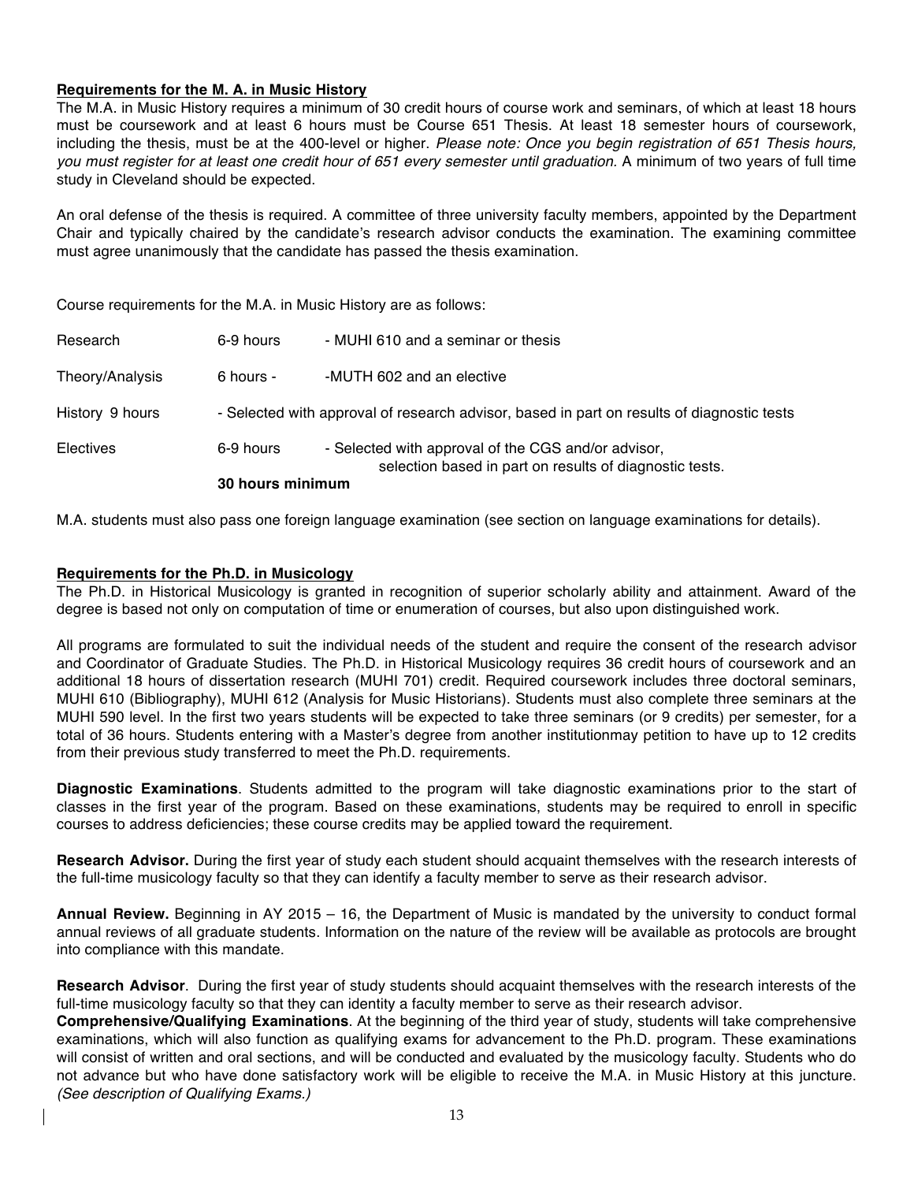## Requirements for the M. A. in Music History

The M.A. in Music History requires a minimum of 30 credit hours of course work and seminars, of which at least 18 hours must be coursework and at least 6 hours must be Course 651 Thesis. At least 18 semester hours of coursework, including the thesis, must be at the 400-level or higher. *Please note: Once you begin registration of 651 Thesis hours, you must register for at least one credit hour of 651 every semester until graduation.* A minimum of two years of full time study in Cleveland should be expected.

An oral defense of the thesis is required. A committee of three university faculty members, appointed by the Department Chair and typically chaired by the candidate's research advisor conducts the examination. The examining committee must agree unanimously that the candidate has passed the thesis examination.

Course requirements for the M.A. in Music History are as follows:

| | | |
|---|---|---|
| Research | 6-9 hours | - MUHI 610 and a seminar or thesis |
| Theory/Analysis | 6 hours - | -MUTH 602 and an elective |
| History 9 hours | | - Selected with approval of research advisor, based in part on results of diagnostic tests |
| Electives | 6-9 hours | - Selected with approval of the CGS and/or advisor, selection based in part on results of diagnostic tests. |
| | **30 hours minimum** | |

M.A. students must also pass one foreign language examination (see section on language examinations for details).

## Requirements for the Ph.D. in Musicology

The Ph.D. in Historical Musicology is granted in recognition of superior scholarly ability and attainment. Award of the degree is based not only on computation of time or enumeration of courses, but also upon distinguished work.

All programs are formulated to suit the individual needs of the student and require the consent of the research advisor and Coordinator of Graduate Studies. The Ph.D. in Historical Musicology requires 36 credit hours of coursework and an additional 18 hours of dissertation research (MUHI 701) credit. Required coursework includes three doctoral seminars, MUHI 610 (Bibliography), MUHI 612 (Analysis for Music Historians). Students must also complete three seminars at the MUHI 590 level. In the first two years students will be expected to take three seminars (or 9 credits) per semester, for a total of 36 hours. Students entering with a Master's degree from another institutionmay petition to have up to 12 credits from their previous study transferred to meet the Ph.D. requirements.

**Diagnostic Examinations**. Students admitted to the program will take diagnostic examinations prior to the start of classes in the first year of the program. Based on these examinations, students may be required to enroll in specific courses to address deficiencies; these course credits may be applied toward the requirement.

**Research Advisor.** During the first year of study each student should acquaint themselves with the research interests of the full-time musicology faculty so that they can identify a faculty member to serve as their research advisor.

**Annual Review.** Beginning in AY 2015 – 16, the Department of Music is mandated by the university to conduct formal annual reviews of all graduate students. Information on the nature of the review will be available as protocols are brought into compliance with this mandate.

**Research Advisor**. During the first year of study students should acquaint themselves with the research interests of the full-time musicology faculty so that they can identity a faculty member to serve as their research advisor.

**Comprehensive/Qualifying Examinations**. At the beginning of the third year of study, students will take comprehensive examinations, which will also function as qualifying exams for advancement to the Ph.D. program. These examinations will consist of written and oral sections, and will be conducted and evaluated by the musicology faculty. Students who do not advance but who have done satisfactory work will be eligible to receive the M.A. in Music History at this juncture. *(See description of Qualifying Exams.)*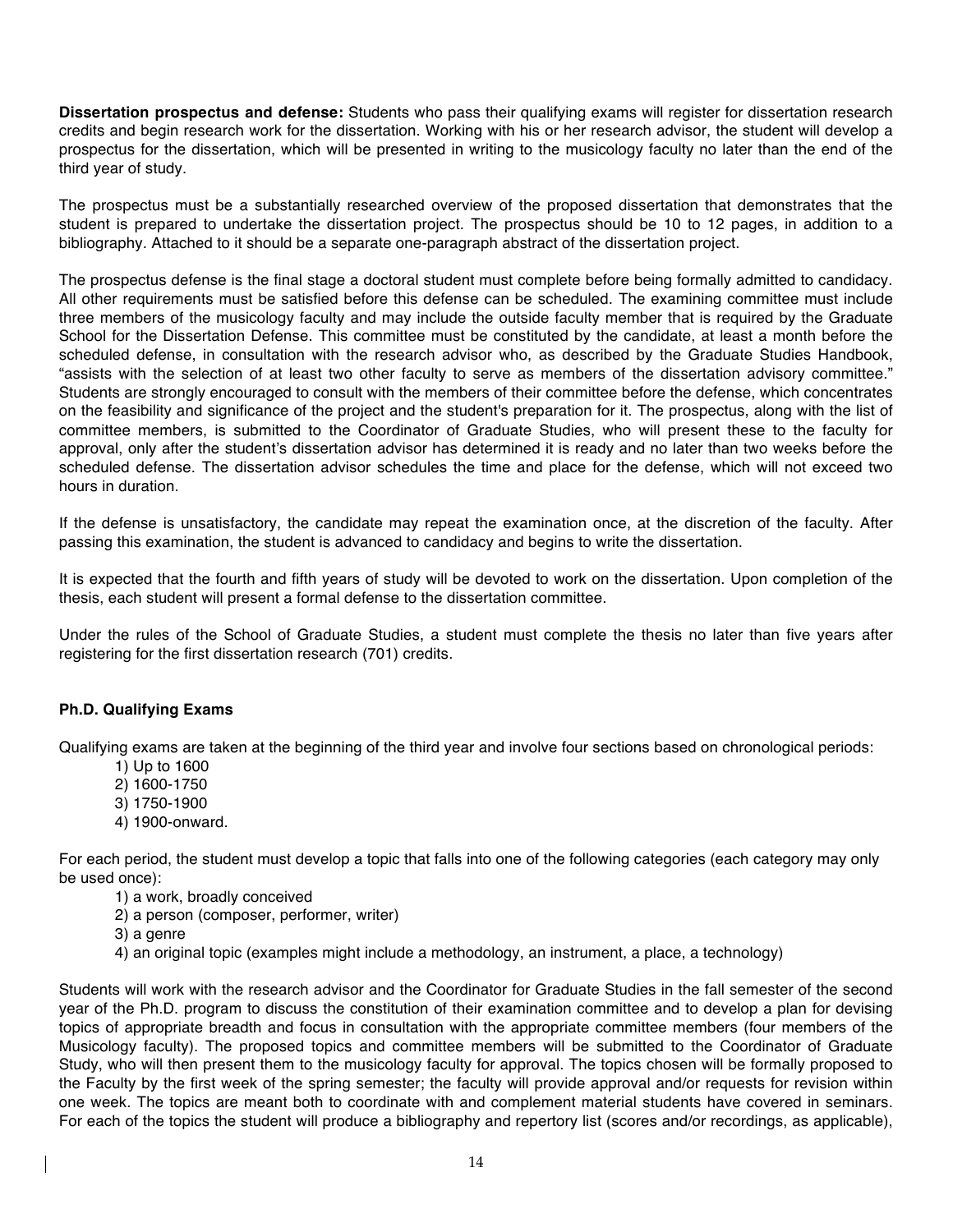**Dissertation prospectus and defense:** Students who pass their qualifying exams will register for dissertation research credits and begin research work for the dissertation. Working with his or her research advisor, the student will develop a prospectus for the dissertation, which will be presented in writing to the musicology faculty no later than the end of the third year of study.

The prospectus must be a substantially researched overview of the proposed dissertation that demonstrates that the student is prepared to undertake the dissertation project. The prospectus should be 10 to 12 pages, in addition to a bibliography. Attached to it should be a separate one-paragraph abstract of the dissertation project.

The prospectus defense is the final stage a doctoral student must complete before being formally admitted to candidacy. All other requirements must be satisfied before this defense can be scheduled. The examining committee must include three members of the musicology faculty and may include the outside faculty member that is required by the Graduate School for the Dissertation Defense. This committee must be constituted by the candidate, at least a month before the scheduled defense, in consultation with the research advisor who, as described by the Graduate Studies Handbook, "assists with the selection of at least two other faculty to serve as members of the dissertation advisory committee." Students are strongly encouraged to consult with the members of their committee before the defense, which concentrates on the feasibility and significance of the project and the student's preparation for it. The prospectus, along with the list of committee members, is submitted to the Coordinator of Graduate Studies, who will present these to the faculty for approval, only after the student's dissertation advisor has determined it is ready and no later than two weeks before the scheduled defense. The dissertation advisor schedules the time and place for the defense, which will not exceed two hours in duration.

If the defense is unsatisfactory, the candidate may repeat the examination once, at the discretion of the faculty. After passing this examination, the student is advanced to candidacy and begins to write the dissertation.

It is expected that the fourth and fifth years of study will be devoted to work on the dissertation. Upon completion of the thesis, each student will present a formal defense to the dissertation committee.

Under the rules of the School of Graduate Studies, a student must complete the thesis no later than five years after registering for the first dissertation research (701) credits.

## Ph.D. Qualifying Exams

Qualifying exams are taken at the beginning of the third year and involve four sections based on chronological periods:

1) Up to 1600
2) 1600-1750
3) 1750-1900
4) 1900-onward.

For each period, the student must develop a topic that falls into one of the following categories (each category may only be used once):

1) a work, broadly conceived
2) a person (composer, performer, writer)
3) a genre
4) an original topic (examples might include a methodology, an instrument, a place, a technology)

Students will work with the research advisor and the Coordinator for Graduate Studies in the fall semester of the second year of the Ph.D. program to discuss the constitution of their examination committee and to develop a plan for devising topics of appropriate breadth and focus in consultation with the appropriate committee members (four members of the Musicology faculty). The proposed topics and committee members will be submitted to the Coordinator of Graduate Study, who will then present them to the musicology faculty for approval. The topics chosen will be formally proposed to the Faculty by the first week of the spring semester; the faculty will provide approval and/or requests for revision within one week. The topics are meant both to coordinate with and complement material students have covered in seminars. For each of the topics the student will produce a bibliography and repertory list (scores and/or recordings, as applicable),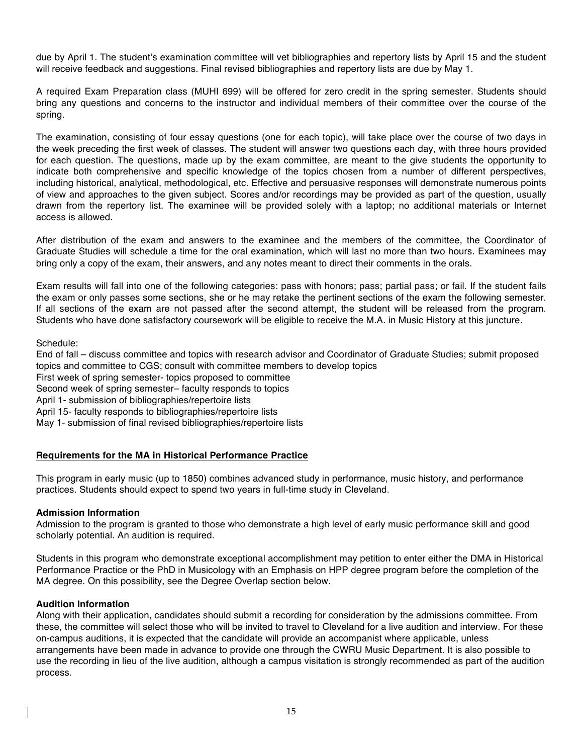due by April 1. The student's examination committee will vet bibliographies and repertory lists by April 15 and the student will receive feedback and suggestions. Final revised bibliographies and repertory lists are due by May 1.

A required Exam Preparation class (MUHI 699) will be offered for zero credit in the spring semester. Students should bring any questions and concerns to the instructor and individual members of their committee over the course of the spring.

The examination, consisting of four essay questions (one for each topic), will take place over the course of two days in the week preceding the first week of classes. The student will answer two questions each day, with three hours provided for each question. The questions, made up by the exam committee, are meant to the give students the opportunity to indicate both comprehensive and specific knowledge of the topics chosen from a number of different perspectives, including historical, analytical, methodological, etc. Effective and persuasive responses will demonstrate numerous points of view and approaches to the given subject. Scores and/or recordings may be provided as part of the question, usually drawn from the repertory list. The examinee will be provided solely with a laptop; no additional materials or Internet access is allowed.

After distribution of the exam and answers to the examinee and the members of the committee, the Coordinator of Graduate Studies will schedule a time for the oral examination, which will last no more than two hours. Examinees may bring only a copy of the exam, their answers, and any notes meant to direct their comments in the orals.

Exam results will fall into one of the following categories: pass with honors; pass; partial pass; or fail. If the student fails the exam or only passes some sections, she or he may retake the pertinent sections of the exam the following semester. If all sections of the exam are not passed after the second attempt, the student will be released from the program. Students who have done satisfactory coursework will be eligible to receive the M.A. in Music History at this juncture.

Schedule:
End of fall – discuss committee and topics with research advisor and Coordinator of Graduate Studies; submit proposed topics and committee to CGS; consult with committee members to develop topics
First week of spring semester- topics proposed to committee
Second week of spring semester– faculty responds to topics
April 1- submission of bibliographies/repertoire lists
April 15- faculty responds to bibliographies/repertoire lists
May 1- submission of final revised bibliographies/repertoire lists

## Requirements for the MA in Historical Performance Practice

This program in early music (up to 1850) combines advanced study in performance, music history, and performance practices. Students should expect to spend two years in full-time study in Cleveland.

### Admission Information

Admission to the program is granted to those who demonstrate a high level of early music performance skill and good scholarly potential. An audition is required.

Students in this program who demonstrate exceptional accomplishment may petition to enter either the DMA in Historical Performance Practice or the PhD in Musicology with an Emphasis on HPP degree program before the completion of the MA degree. On this possibility, see the Degree Overlap section below.

### Audition Information

Along with their application, candidates should submit a recording for consideration by the admissions committee. From these, the committee will select those who will be invited to travel to Cleveland for a live audition and interview. For these on-campus auditions, it is expected that the candidate will provide an accompanist where applicable, unless arrangements have been made in advance to provide one through the CWRU Music Department. It is also possible to use the recording in lieu of the live audition, although a campus visitation is strongly recommended as part of the audition process.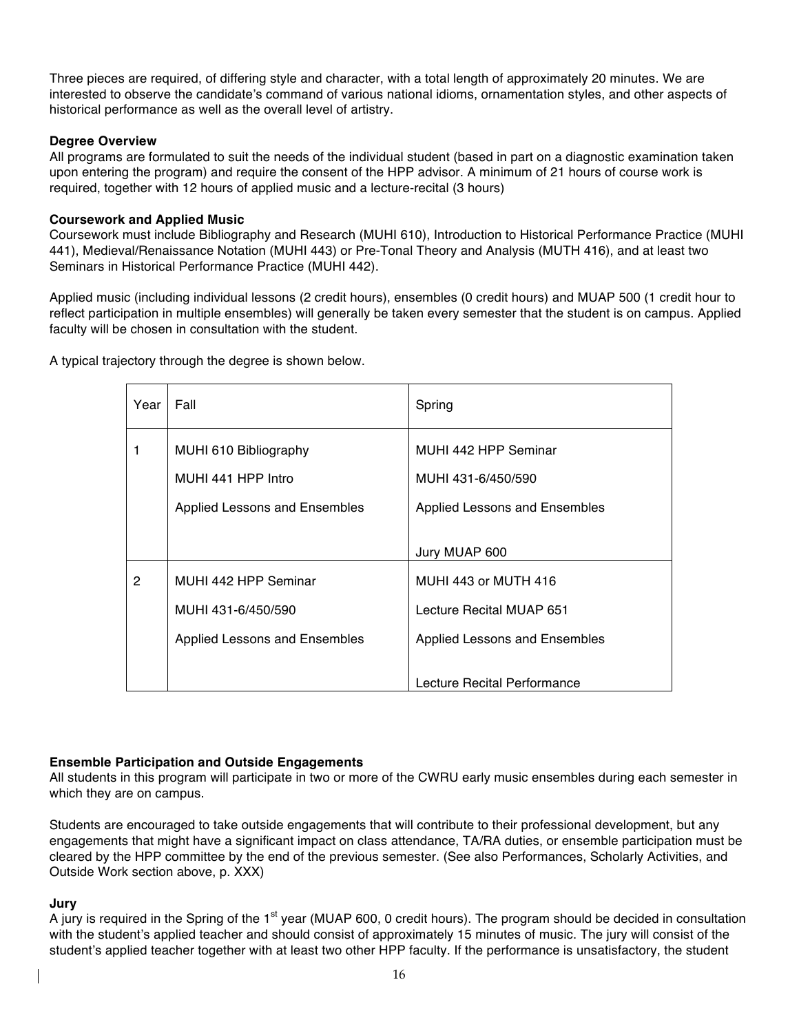Three pieces are required, of differing style and character, with a total length of approximately 20 minutes. We are interested to observe the candidate's command of various national idioms, ornamentation styles, and other aspects of historical performance as well as the overall level of artistry.

**Degree Overview**

All programs are formulated to suit the needs of the individual student (based in part on a diagnostic examination taken upon entering the program) and require the consent of the HPP advisor. A minimum of 21 hours of course work is required, together with 12 hours of applied music and a lecture-recital (3 hours)

**Coursework and Applied Music**

Coursework must include Bibliography and Research (MUHI 610), Introduction to Historical Performance Practice (MUHI 441), Medieval/Renaissance Notation (MUHI 443) or Pre-Tonal Theory and Analysis (MUTH 416), and at least two Seminars in Historical Performance Practice (MUHI 442).

Applied music (including individual lessons (2 credit hours), ensembles (0 credit hours) and MUAP 500 (1 credit hour to reflect participation in multiple ensembles) will generally be taken every semester that the student is on campus. Applied faculty will be chosen in consultation with the student.

A typical trajectory through the degree is shown below.

| Year | Fall | Spring |
|---|---|---|
| 1 | MUHI 610 Bibliography<br>MUHI 441 HPP Intro<br>Applied Lessons and Ensembles | MUHI 442 HPP Seminar<br>MUHI 431-6/450/590<br>Applied Lessons and Ensembles<br><br>Jury MUAP 600 |
| 2 | MUHI 442 HPP Seminar<br>MUHI 431-6/450/590<br>Applied Lessons and Ensembles | MUHI 443 or MUTH 416<br>Lecture Recital MUAP 651<br>Applied Lessons and Ensembles<br><br>Lecture Recital Performance |

**Ensemble Participation and Outside Engagements**

All students in this program will participate in two or more of the CWRU early music ensembles during each semester in which they are on campus.

Students are encouraged to take outside engagements that will contribute to their professional development, but any engagements that might have a significant impact on class attendance, TA/RA duties, or ensemble participation must be cleared by the HPP committee by the end of the previous semester. (See also Performances, Scholarly Activities, and Outside Work section above, p. XXX)

**Jury**

A jury is required in the Spring of the 1st year (MUAP 600, 0 credit hours). The program should be decided in consultation with the student's applied teacher and should consist of approximately 15 minutes of music. The jury will consist of the student's applied teacher together with at least two other HPP faculty. If the performance is unsatisfactory, the student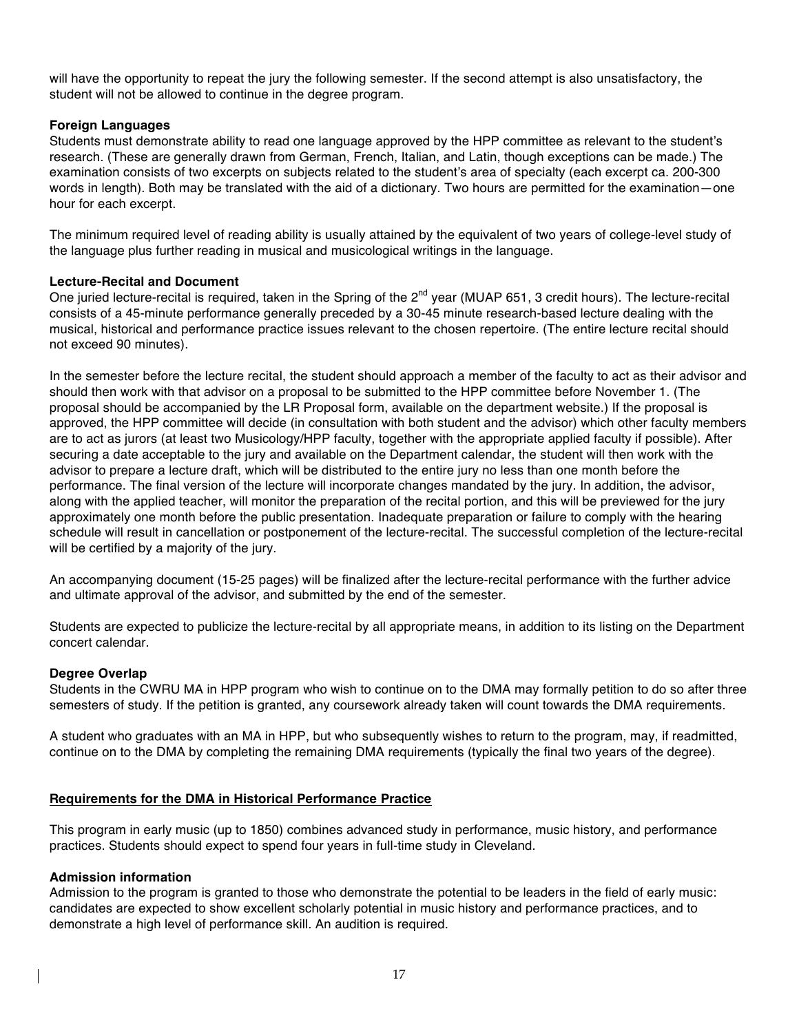will have the opportunity to repeat the jury the following semester. If the second attempt is also unsatisfactory, the student will not be allowed to continue in the degree program.

**Foreign Languages**

Students must demonstrate ability to read one language approved by the HPP committee as relevant to the student's research. (These are generally drawn from German, French, Italian, and Latin, though exceptions can be made.) The examination consists of two excerpts on subjects related to the student's area of specialty (each excerpt ca. 200-300 words in length). Both may be translated with the aid of a dictionary. Two hours are permitted for the examination—one hour for each excerpt.

The minimum required level of reading ability is usually attained by the equivalent of two years of college-level study of the language plus further reading in musical and musicological writings in the language.

**Lecture-Recital and Document**

One juried lecture-recital is required, taken in the Spring of the 2nd year (MUAP 651, 3 credit hours). The lecture-recital consists of a 45-minute performance generally preceded by a 30-45 minute research-based lecture dealing with the musical, historical and performance practice issues relevant to the chosen repertoire. (The entire lecture recital should not exceed 90 minutes).

In the semester before the lecture recital, the student should approach a member of the faculty to act as their advisor and should then work with that advisor on a proposal to be submitted to the HPP committee before November 1. (The proposal should be accompanied by the LR Proposal form, available on the department website.) If the proposal is approved, the HPP committee will decide (in consultation with both student and the advisor) which other faculty members are to act as jurors (at least two Musicology/HPP faculty, together with the appropriate applied faculty if possible). After securing a date acceptable to the jury and available on the Department calendar, the student will then work with the advisor to prepare a lecture draft, which will be distributed to the entire jury no less than one month before the performance. The final version of the lecture will incorporate changes mandated by the jury. In addition, the advisor, along with the applied teacher, will monitor the preparation of the recital portion, and this will be previewed for the jury approximately one month before the public presentation. Inadequate preparation or failure to comply with the hearing schedule will result in cancellation or postponement of the lecture-recital. The successful completion of the lecture-recital will be certified by a majority of the jury.

An accompanying document (15-25 pages) will be finalized after the lecture-recital performance with the further advice and ultimate approval of the advisor, and submitted by the end of the semester.

Students are expected to publicize the lecture-recital by all appropriate means, in addition to its listing on the Department concert calendar.

**Degree Overlap**

Students in the CWRU MA in HPP program who wish to continue on to the DMA may formally petition to do so after three semesters of study. If the petition is granted, any coursework already taken will count towards the DMA requirements.

A student who graduates with an MA in HPP, but who subsequently wishes to return to the program, may, if readmitted, continue on to the DMA by completing the remaining DMA requirements (typically the final two years of the degree).

## Requirements for the DMA in Historical Performance Practice

This program in early music (up to 1850) combines advanced study in performance, music history, and performance practices. Students should expect to spend four years in full-time study in Cleveland.

**Admission information**

Admission to the program is granted to those who demonstrate the potential to be leaders in the field of early music: candidates are expected to show excellent scholarly potential in music history and performance practices, and to demonstrate a high level of performance skill. An audition is required.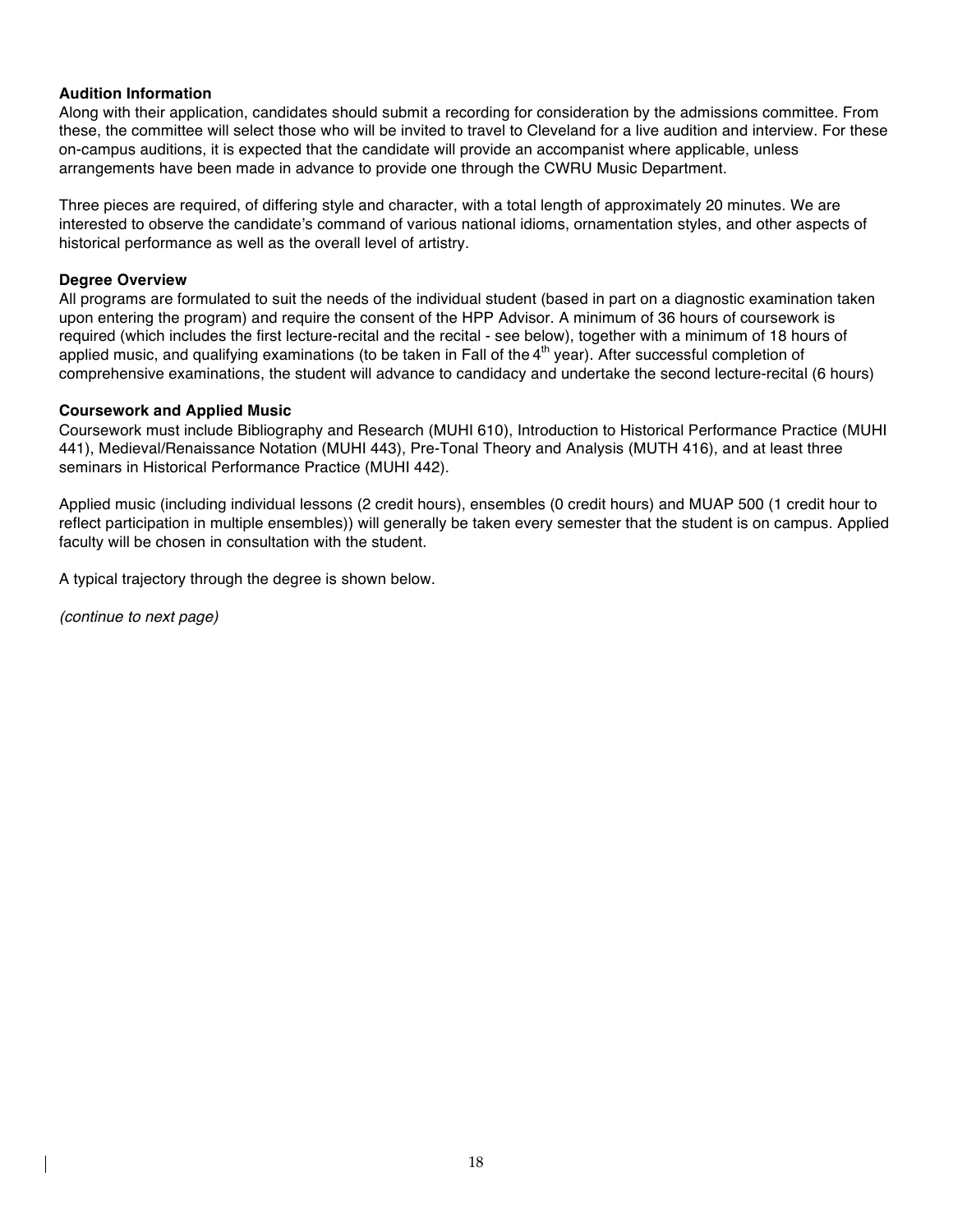**Audition Information**

Along with their application, candidates should submit a recording for consideration by the admissions committee. From these, the committee will select those who will be invited to travel to Cleveland for a live audition and interview. For these on-campus auditions, it is expected that the candidate will provide an accompanist where applicable, unless arrangements have been made in advance to provide one through the CWRU Music Department.

Three pieces are required, of differing style and character, with a total length of approximately 20 minutes. We are interested to observe the candidate's command of various national idioms, ornamentation styles, and other aspects of historical performance as well as the overall level of artistry.

**Degree Overview**

All programs are formulated to suit the needs of the individual student (based in part on a diagnostic examination taken upon entering the program) and require the consent of the HPP Advisor. A minimum of 36 hours of coursework is required (which includes the first lecture-recital and the recital - see below), together with a minimum of 18 hours of applied music, and qualifying examinations (to be taken in Fall of the 4th year). After successful completion of comprehensive examinations, the student will advance to candidacy and undertake the second lecture-recital (6 hours)

**Coursework and Applied Music**

Coursework must include Bibliography and Research (MUHI 610), Introduction to Historical Performance Practice (MUHI 441), Medieval/Renaissance Notation (MUHI 443), Pre-Tonal Theory and Analysis (MUTH 416), and at least three seminars in Historical Performance Practice (MUHI 442).

Applied music (including individual lessons (2 credit hours), ensembles (0 credit hours) and MUAP 500 (1 credit hour to reflect participation in multiple ensembles)) will generally be taken every semester that the student is on campus. Applied faculty will be chosen in consultation with the student.

A typical trajectory through the degree is shown below.

*(continue to next page)*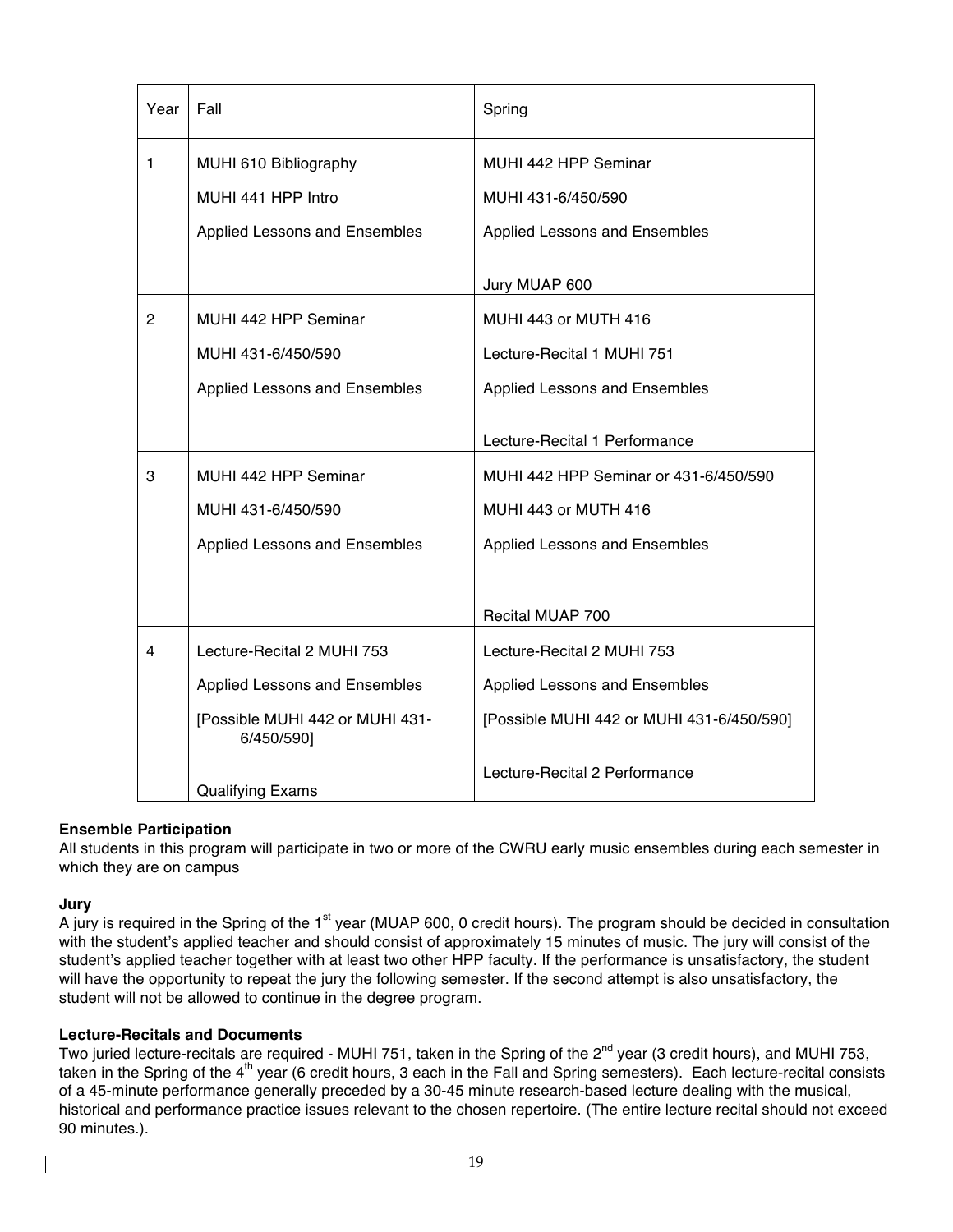| Year | Fall | Spring |
|---|---|---|
| 1 | MUHI 610 Bibliography<br>MUHI 441 HPP Intro<br>Applied Lessons and Ensembles | MUHI 442 HPP Seminar<br>MUHI 431-6/450/590<br>Applied Lessons and Ensembles<br><br>Jury MUAP 600 |
| 2 | MUHI 442 HPP Seminar<br>MUHI 431-6/450/590<br>Applied Lessons and Ensembles | MUHI 443 or MUTH 416<br>Lecture-Recital 1 MUHI 751<br>Applied Lessons and Ensembles<br><br>Lecture-Recital 1 Performance |
| 3 | MUHI 442 HPP Seminar<br>MUHI 431-6/450/590<br>Applied Lessons and Ensembles | MUHI 442 HPP Seminar or 431-6/450/590<br>MUHI 443 or MUTH 416<br>Applied Lessons and Ensembles<br><br>Recital MUAP 700 |
| 4 | Lecture-Recital 2 MUHI 753<br>Applied Lessons and Ensembles<br>[Possible MUHI 442 or MUHI 431-6/450/590]<br><br>Qualifying Exams | Lecture-Recital 2 MUHI 753<br>Applied Lessons and Ensembles<br>[Possible MUHI 442 or MUHI 431-6/450/590]<br><br>Lecture-Recital 2 Performance |

**Ensemble Participation**
All students in this program will participate in two or more of the CWRU early music ensembles during each semester in which they are on campus

**Jury**
A jury is required in the Spring of the 1st year (MUAP 600, 0 credit hours). The program should be decided in consultation with the student's applied teacher and should consist of approximately 15 minutes of music. The jury will consist of the student's applied teacher together with at least two other HPP faculty. If the performance is unsatisfactory, the student will have the opportunity to repeat the jury the following semester. If the second attempt is also unsatisfactory, the student will not be allowed to continue in the degree program.

**Lecture-Recitals and Documents**
Two juried lecture-recitals are required - MUHI 751, taken in the Spring of the 2nd year (3 credit hours), and MUHI 753, taken in the Spring of the 4th year (6 credit hours, 3 each in the Fall and Spring semesters). Each lecture-recital consists of a 45-minute performance generally preceded by a 30-45 minute research-based lecture dealing with the musical, historical and performance practice issues relevant to the chosen repertoire. (The entire lecture recital should not exceed 90 minutes.).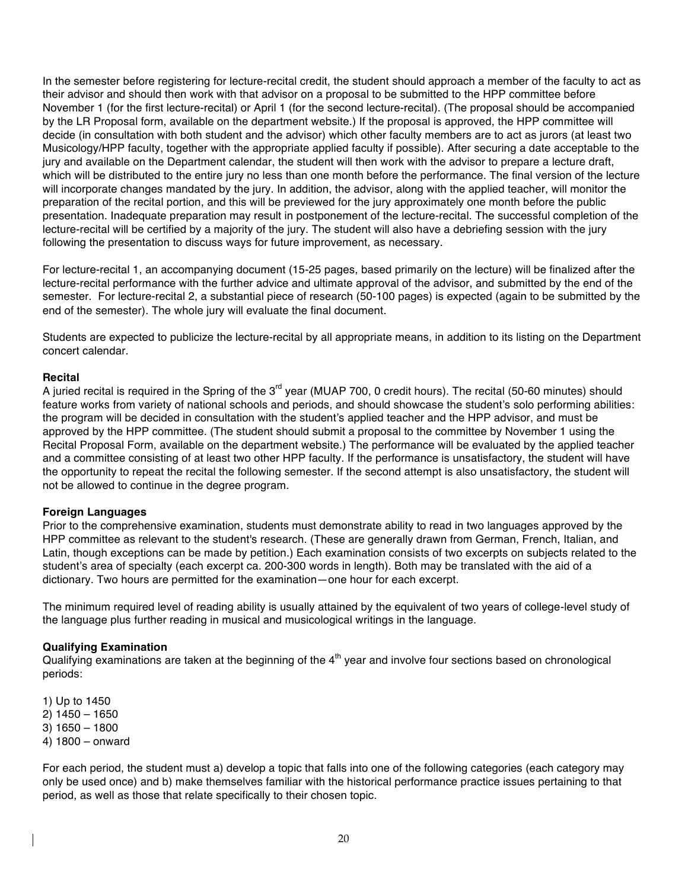In the semester before registering for lecture-recital credit, the student should approach a member of the faculty to act as their advisor and should then work with that advisor on a proposal to be submitted to the HPP committee before November 1 (for the first lecture-recital) or April 1 (for the second lecture-recital). (The proposal should be accompanied by the LR Proposal form, available on the department website.) If the proposal is approved, the HPP committee will decide (in consultation with both student and the advisor) which other faculty members are to act as jurors (at least two Musicology/HPP faculty, together with the appropriate applied faculty if possible). After securing a date acceptable to the jury and available on the Department calendar, the student will then work with the advisor to prepare a lecture draft, which will be distributed to the entire jury no less than one month before the performance. The final version of the lecture will incorporate changes mandated by the jury. In addition, the advisor, along with the applied teacher, will monitor the preparation of the recital portion, and this will be previewed for the jury approximately one month before the public presentation. Inadequate preparation may result in postponement of the lecture-recital. The successful completion of the lecture-recital will be certified by a majority of the jury. The student will also have a debriefing session with the jury following the presentation to discuss ways for future improvement, as necessary.

For lecture-recital 1, an accompanying document (15-25 pages, based primarily on the lecture) will be finalized after the lecture-recital performance with the further advice and ultimate approval of the advisor, and submitted by the end of the semester. For lecture-recital 2, a substantial piece of research (50-100 pages) is expected (again to be submitted by the end of the semester). The whole jury will evaluate the final document.

Students are expected to publicize the lecture-recital by all appropriate means, in addition to its listing on the Department concert calendar.

**Recital**

A juried recital is required in the Spring of the 3rd year (MUAP 700, 0 credit hours). The recital (50-60 minutes) should feature works from variety of national schools and periods, and should showcase the student's solo performing abilities: the program will be decided in consultation with the student's applied teacher and the HPP advisor, and must be approved by the HPP committee. (The student should submit a proposal to the committee by November 1 using the Recital Proposal Form, available on the department website.) The performance will be evaluated by the applied teacher and a committee consisting of at least two other HPP faculty. If the performance is unsatisfactory, the student will have the opportunity to repeat the recital the following semester. If the second attempt is also unsatisfactory, the student will not be allowed to continue in the degree program.

**Foreign Languages**

Prior to the comprehensive examination, students must demonstrate ability to read in two languages approved by the HPP committee as relevant to the student's research. (These are generally drawn from German, French, Italian, and Latin, though exceptions can be made by petition.) Each examination consists of two excerpts on subjects related to the student's area of specialty (each excerpt ca. 200-300 words in length). Both may be translated with the aid of a dictionary. Two hours are permitted for the examination—one hour for each excerpt.

The minimum required level of reading ability is usually attained by the equivalent of two years of college-level study of the language plus further reading in musical and musicological writings in the language.

**Qualifying Examination**

Qualifying examinations are taken at the beginning of the 4th year and involve four sections based on chronological periods:

1) Up to 1450
2) 1450 – 1650
3) 1650 – 1800
4) 1800 – onward

For each period, the student must a) develop a topic that falls into one of the following categories (each category may only be used once) and b) make themselves familiar with the historical performance practice issues pertaining to that period, as well as those that relate specifically to their chosen topic.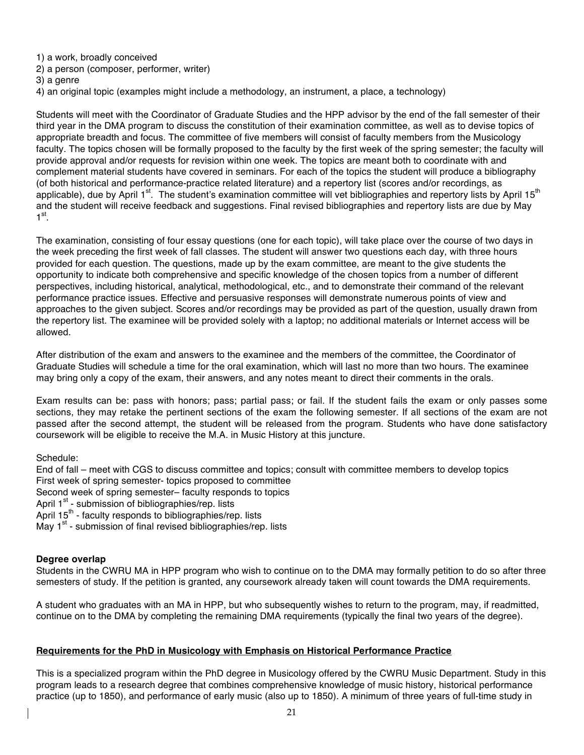1) a work, broadly conceived
2) a person (composer, performer, writer)
3) a genre
4) an original topic (examples might include a methodology, an instrument, a place, a technology)

Students will meet with the Coordinator of Graduate Studies and the HPP advisor by the end of the fall semester of their third year in the DMA program to discuss the constitution of their examination committee, as well as to devise topics of appropriate breadth and focus. The committee of five members will consist of faculty members from the Musicology faculty. The topics chosen will be formally proposed to the faculty by the first week of the spring semester; the faculty will provide approval and/or requests for revision within one week. The topics are meant both to coordinate with and complement material students have covered in seminars. For each of the topics the student will produce a bibliography (of both historical and performance-practice related literature) and a repertory list (scores and/or recordings, as applicable), due by April 1st. The student's examination committee will vet bibliographies and repertory lists by April 15th and the student will receive feedback and suggestions. Final revised bibliographies and repertory lists are due by May 1st.

The examination, consisting of four essay questions (one for each topic), will take place over the course of two days in the week preceding the first week of fall classes. The student will answer two questions each day, with three hours provided for each question. The questions, made up by the exam committee, are meant to the give students the opportunity to indicate both comprehensive and specific knowledge of the chosen topics from a number of different perspectives, including historical, analytical, methodological, etc., and to demonstrate their command of the relevant performance practice issues. Effective and persuasive responses will demonstrate numerous points of view and approaches to the given subject. Scores and/or recordings may be provided as part of the question, usually drawn from the repertory list. The examinee will be provided solely with a laptop; no additional materials or Internet access will be allowed.

After distribution of the exam and answers to the examinee and the members of the committee, the Coordinator of Graduate Studies will schedule a time for the oral examination, which will last no more than two hours. The examinee may bring only a copy of the exam, their answers, and any notes meant to direct their comments in the orals.

Exam results can be: pass with honors; pass; partial pass; or fail. If the student fails the exam or only passes some sections, they may retake the pertinent sections of the exam the following semester. If all sections of the exam are not passed after the second attempt, the student will be released from the program. Students who have done satisfactory coursework will be eligible to receive the M.A. in Music History at this juncture.

Schedule:
End of fall – meet with CGS to discuss committee and topics; consult with committee members to develop topics
First week of spring semester- topics proposed to committee
Second week of spring semester– faculty responds to topics
April 1st - submission of bibliographies/rep. lists
April 15th - faculty responds to bibliographies/rep. lists
May 1st - submission of final revised bibliographies/rep. lists

**Degree overlap**
Students in the CWRU MA in HPP program who wish to continue on to the DMA may formally petition to do so after three semesters of study. If the petition is granted, any coursework already taken will count towards the DMA requirements.

A student who graduates with an MA in HPP, but who subsequently wishes to return to the program, may, if readmitted, continue on to the DMA by completing the remaining DMA requirements (typically the final two years of the degree).

## Requirements for the PhD in Musicology with Emphasis on Historical Performance Practice

This is a specialized program within the PhD degree in Musicology offered by the CWRU Music Department. Study in this program leads to a research degree that combines comprehensive knowledge of music history, historical performance practice (up to 1850), and performance of early music (also up to 1850). A minimum of three years of full-time study in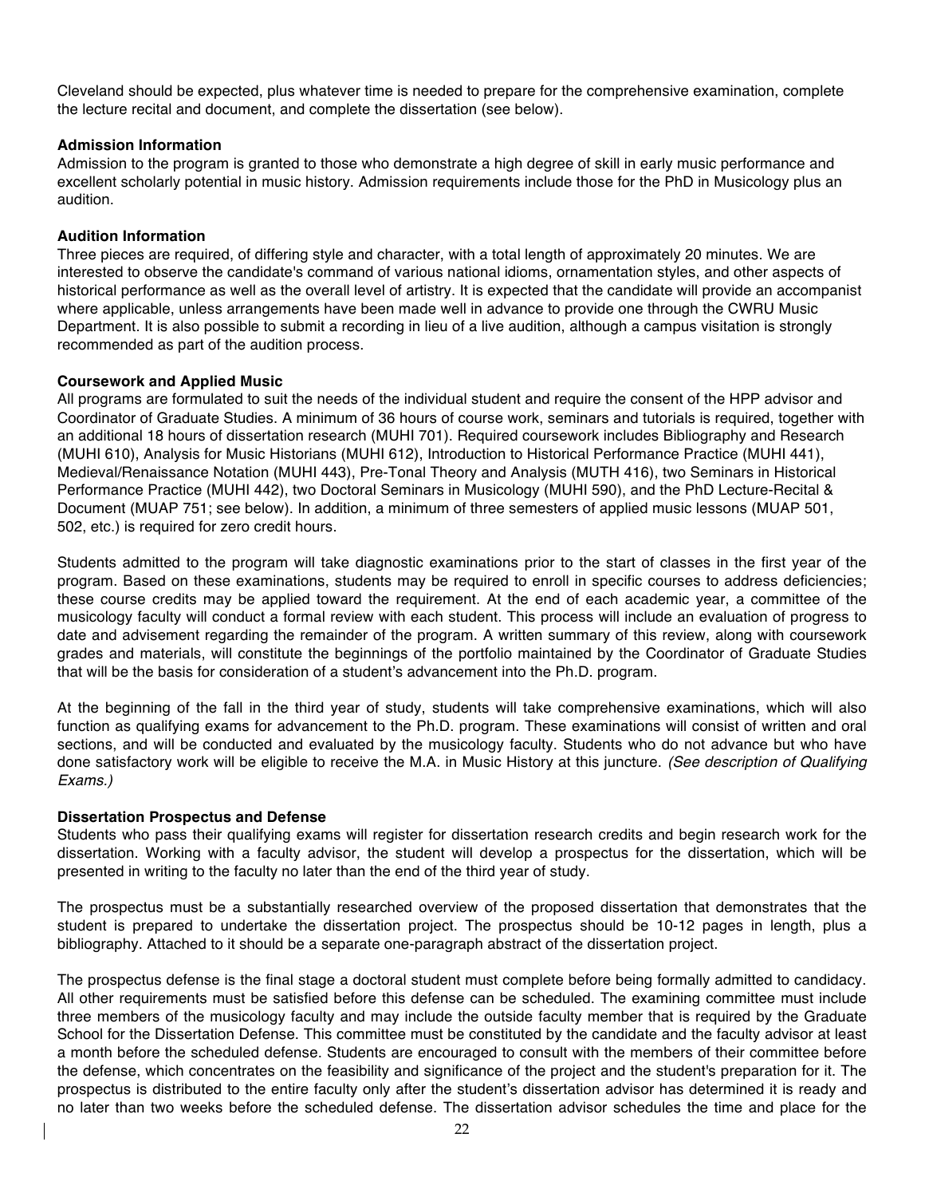Cleveland should be expected, plus whatever time is needed to prepare for the comprehensive examination, complete the lecture recital and document, and complete the dissertation (see below).

**Admission Information**

Admission to the program is granted to those who demonstrate a high degree of skill in early music performance and excellent scholarly potential in music history. Admission requirements include those for the PhD in Musicology plus an audition.

**Audition Information**

Three pieces are required, of differing style and character, with a total length of approximately 20 minutes. We are interested to observe the candidate's command of various national idioms, ornamentation styles, and other aspects of historical performance as well as the overall level of artistry. It is expected that the candidate will provide an accompanist where applicable, unless arrangements have been made well in advance to provide one through the CWRU Music Department. It is also possible to submit a recording in lieu of a live audition, although a campus visitation is strongly recommended as part of the audition process.

**Coursework and Applied Music**

All programs are formulated to suit the needs of the individual student and require the consent of the HPP advisor and Coordinator of Graduate Studies. A minimum of 36 hours of course work, seminars and tutorials is required, together with an additional 18 hours of dissertation research (MUHI 701). Required coursework includes Bibliography and Research (MUHI 610), Analysis for Music Historians (MUHI 612), Introduction to Historical Performance Practice (MUHI 441), Medieval/Renaissance Notation (MUHI 443), Pre-Tonal Theory and Analysis (MUTH 416), two Seminars in Historical Performance Practice (MUHI 442), two Doctoral Seminars in Musicology (MUHI 590), and the PhD Lecture-Recital & Document (MUAP 751; see below). In addition, a minimum of three semesters of applied music lessons (MUAP 501, 502, etc.) is required for zero credit hours.

Students admitted to the program will take diagnostic examinations prior to the start of classes in the first year of the program. Based on these examinations, students may be required to enroll in specific courses to address deficiencies; these course credits may be applied toward the requirement. At the end of each academic year, a committee of the musicology faculty will conduct a formal review with each student. This process will include an evaluation of progress to date and advisement regarding the remainder of the program. A written summary of this review, along with coursework grades and materials, will constitute the beginnings of the portfolio maintained by the Coordinator of Graduate Studies that will be the basis for consideration of a student's advancement into the Ph.D. program.

At the beginning of the fall in the third year of study, students will take comprehensive examinations, which will also function as qualifying exams for advancement to the Ph.D. program. These examinations will consist of written and oral sections, and will be conducted and evaluated by the musicology faculty. Students who do not advance but who have done satisfactory work will be eligible to receive the M.A. in Music History at this juncture. *(See description of Qualifying Exams.)*

**Dissertation Prospectus and Defense**

Students who pass their qualifying exams will register for dissertation research credits and begin research work for the dissertation. Working with a faculty advisor, the student will develop a prospectus for the dissertation, which will be presented in writing to the faculty no later than the end of the third year of study.

The prospectus must be a substantially researched overview of the proposed dissertation that demonstrates that the student is prepared to undertake the dissertation project. The prospectus should be 10-12 pages in length, plus a bibliography. Attached to it should be a separate one-paragraph abstract of the dissertation project.

The prospectus defense is the final stage a doctoral student must complete before being formally admitted to candidacy. All other requirements must be satisfied before this defense can be scheduled. The examining committee must include three members of the musicology faculty and may include the outside faculty member that is required by the Graduate School for the Dissertation Defense. This committee must be constituted by the candidate and the faculty advisor at least a month before the scheduled defense. Students are encouraged to consult with the members of their committee before the defense, which concentrates on the feasibility and significance of the project and the student's preparation for it. The prospectus is distributed to the entire faculty only after the student's dissertation advisor has determined it is ready and no later than two weeks before the scheduled defense. The dissertation advisor schedules the time and place for the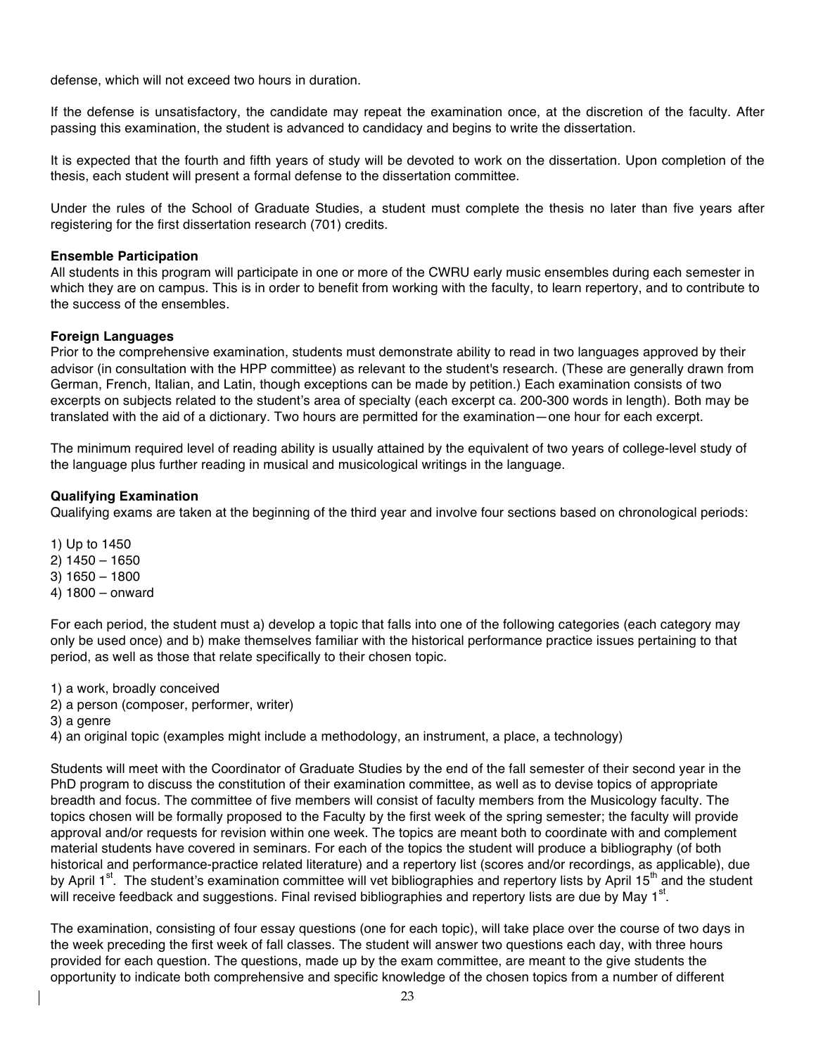defense, which will not exceed two hours in duration.

If the defense is unsatisfactory, the candidate may repeat the examination once, at the discretion of the faculty. After passing this examination, the student is advanced to candidacy and begins to write the dissertation.

It is expected that the fourth and fifth years of study will be devoted to work on the dissertation. Upon completion of the thesis, each student will present a formal defense to the dissertation committee.

Under the rules of the School of Graduate Studies, a student must complete the thesis no later than five years after registering for the first dissertation research (701) credits.

**Ensemble Participation**
All students in this program will participate in one or more of the CWRU early music ensembles during each semester in which they are on campus. This is in order to benefit from working with the faculty, to learn repertory, and to contribute to the success of the ensembles.

**Foreign Languages**
Prior to the comprehensive examination, students must demonstrate ability to read in two languages approved by their advisor (in consultation with the HPP committee) as relevant to the student's research. (These are generally drawn from German, French, Italian, and Latin, though exceptions can be made by petition.) Each examination consists of two excerpts on subjects related to the student's area of specialty (each excerpt ca. 200-300 words in length). Both may be translated with the aid of a dictionary. Two hours are permitted for the examination—one hour for each excerpt.

The minimum required level of reading ability is usually attained by the equivalent of two years of college-level study of the language plus further reading in musical and musicological writings in the language.

**Qualifying Examination**
Qualifying exams are taken at the beginning of the third year and involve four sections based on chronological periods:

1) Up to 1450
2) 1450 – 1650
3) 1650 – 1800
4) 1800 – onward

For each period, the student must a) develop a topic that falls into one of the following categories (each category may only be used once) and b) make themselves familiar with the historical performance practice issues pertaining to that period, as well as those that relate specifically to their chosen topic.

1) a work, broadly conceived
2) a person (composer, performer, writer)
3) a genre
4) an original topic (examples might include a methodology, an instrument, a place, a technology)

Students will meet with the Coordinator of Graduate Studies by the end of the fall semester of their second year in the PhD program to discuss the constitution of their examination committee, as well as to devise topics of appropriate breadth and focus. The committee of five members will consist of faculty members from the Musicology faculty. The topics chosen will be formally proposed to the Faculty by the first week of the spring semester; the faculty will provide approval and/or requests for revision within one week. The topics are meant both to coordinate with and complement material students have covered in seminars. For each of the topics the student will produce a bibliography (of both historical and performance-practice related literature) and a repertory list (scores and/or recordings, as applicable), due by April 1st. The student's examination committee will vet bibliographies and repertory lists by April 15th and the student will receive feedback and suggestions. Final revised bibliographies and repertory lists are due by May 1st.

The examination, consisting of four essay questions (one for each topic), will take place over the course of two days in the week preceding the first week of fall classes. The student will answer two questions each day, with three hours provided for each question. The questions, made up by the exam committee, are meant to the give students the opportunity to indicate both comprehensive and specific knowledge of the chosen topics from a number of different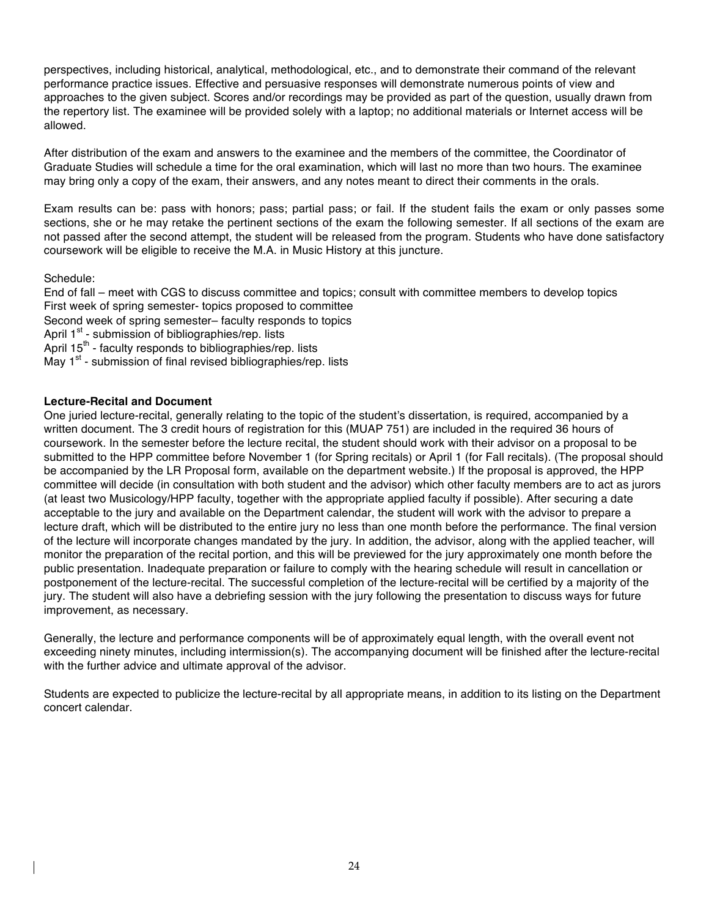perspectives, including historical, analytical, methodological, etc., and to demonstrate their command of the relevant performance practice issues. Effective and persuasive responses will demonstrate numerous points of view and approaches to the given subject. Scores and/or recordings may be provided as part of the question, usually drawn from the repertory list. The examinee will be provided solely with a laptop; no additional materials or Internet access will be allowed.

After distribution of the exam and answers to the examinee and the members of the committee, the Coordinator of Graduate Studies will schedule a time for the oral examination, which will last no more than two hours. The examinee may bring only a copy of the exam, their answers, and any notes meant to direct their comments in the orals.

Exam results can be: pass with honors; pass; partial pass; or fail. If the student fails the exam or only passes some sections, she or he may retake the pertinent sections of the exam the following semester. If all sections of the exam are not passed after the second attempt, the student will be released from the program. Students who have done satisfactory coursework will be eligible to receive the M.A. in Music History at this juncture.

Schedule:
End of fall – meet with CGS to discuss committee and topics; consult with committee members to develop topics
First week of spring semester- topics proposed to committee
Second week of spring semester– faculty responds to topics
April 1st - submission of bibliographies/rep. lists
April 15th - faculty responds to bibliographies/rep. lists
May 1st - submission of final revised bibliographies/rep. lists

**Lecture-Recital and Document**

One juried lecture-recital, generally relating to the topic of the student's dissertation, is required, accompanied by a written document. The 3 credit hours of registration for this (MUAP 751) are included in the required 36 hours of coursework. In the semester before the lecture recital, the student should work with their advisor on a proposal to be submitted to the HPP committee before November 1 (for Spring recitals) or April 1 (for Fall recitals). (The proposal should be accompanied by the LR Proposal form, available on the department website.) If the proposal is approved, the HPP committee will decide (in consultation with both student and the advisor) which other faculty members are to act as jurors (at least two Musicology/HPP faculty, together with the appropriate applied faculty if possible). After securing a date acceptable to the jury and available on the Department calendar, the student will work with the advisor to prepare a lecture draft, which will be distributed to the entire jury no less than one month before the performance. The final version of the lecture will incorporate changes mandated by the jury. In addition, the advisor, along with the applied teacher, will monitor the preparation of the recital portion, and this will be previewed for the jury approximately one month before the public presentation. Inadequate preparation or failure to comply with the hearing schedule will result in cancellation or postponement of the lecture-recital. The successful completion of the lecture-recital will be certified by a majority of the jury. The student will also have a debriefing session with the jury following the presentation to discuss ways for future improvement, as necessary.

Generally, the lecture and performance components will be of approximately equal length, with the overall event not exceeding ninety minutes, including intermission(s). The accompanying document will be finished after the lecture-recital with the further advice and ultimate approval of the advisor.

Students are expected to publicize the lecture-recital by all appropriate means, in addition to its listing on the Department concert calendar.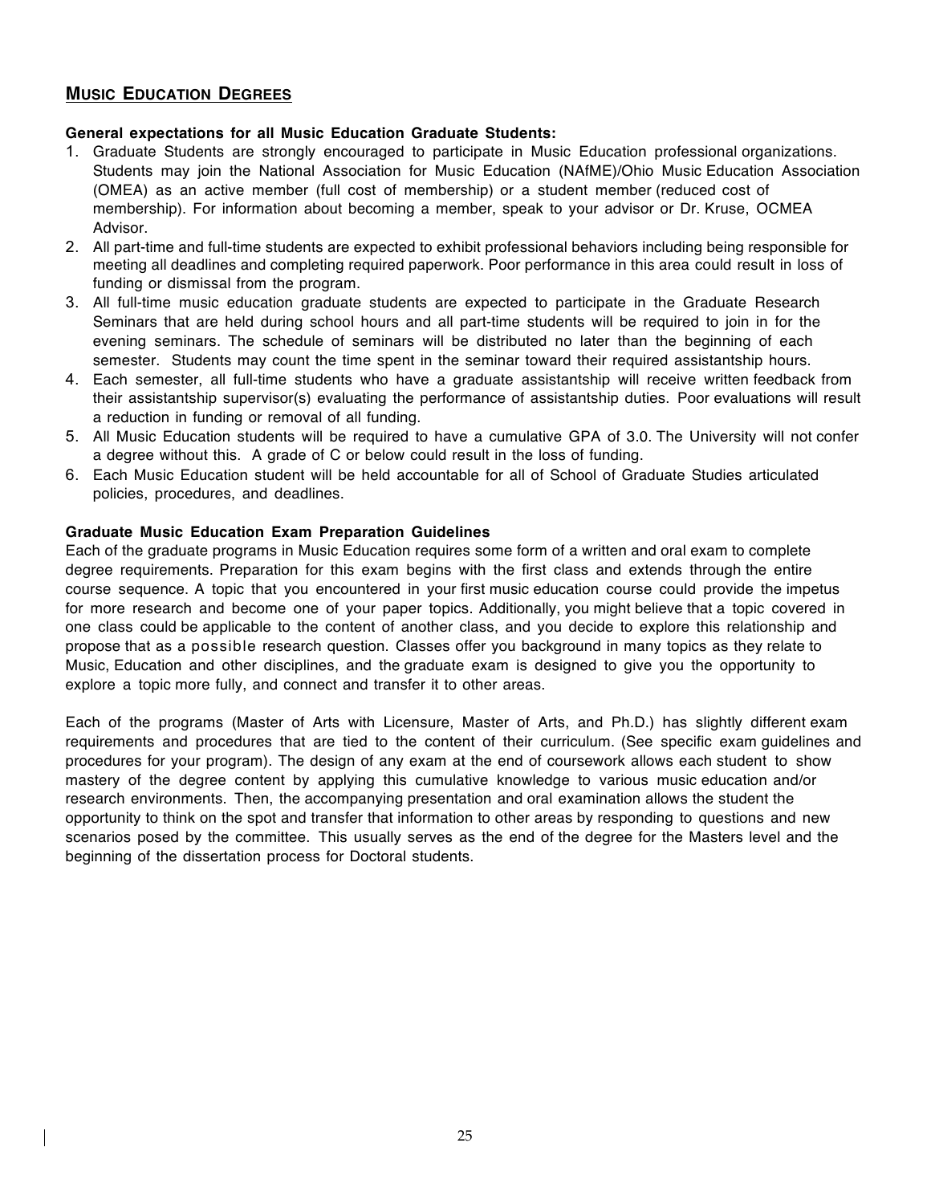## MUSIC EDUCATION DEGREES

**General expectations for all Music Education Graduate Students:**

1. Graduate Students are strongly encouraged to participate in Music Education professional organizations. Students may join the National Association for Music Education (NAfME)/Ohio Music Education Association (OMEA) as an active member (full cost of membership) or a student member (reduced cost of membership). For information about becoming a member, speak to your advisor or Dr. Kruse, OCMEA Advisor.
2. All part-time and full-time students are expected to exhibit professional behaviors including being responsible for meeting all deadlines and completing required paperwork. Poor performance in this area could result in loss of funding or dismissal from the program.
3. All full-time music education graduate students are expected to participate in the Graduate Research Seminars that are held during school hours and all part-time students will be required to join in for the evening seminars. The schedule of seminars will be distributed no later than the beginning of each semester. Students may count the time spent in the seminar toward their required assistantship hours.
4. Each semester, all full-time students who have a graduate assistantship will receive written feedback from their assistantship supervisor(s) evaluating the performance of assistantship duties. Poor evaluations will result a reduction in funding or removal of all funding.
5. All Music Education students will be required to have a cumulative GPA of 3.0. The University will not confer a degree without this. A grade of C or below could result in the loss of funding.
6. Each Music Education student will be held accountable for all of School of Graduate Studies articulated policies, procedures, and deadlines.

**Graduate Music Education Exam Preparation Guidelines**

Each of the graduate programs in Music Education requires some form of a written and oral exam to complete degree requirements. Preparation for this exam begins with the first class and extends through the entire course sequence. A topic that you encountered in your first music education course could provide the impetus for more research and become one of your paper topics. Additionally, you might believe that a topic covered in one class could be applicable to the content of another class, and you decide to explore this relationship and propose that as a possible research question. Classes offer you background in many topics as they relate to Music, Education and other disciplines, and the graduate exam is designed to give you the opportunity to explore a topic more fully, and connect and transfer it to other areas.

Each of the programs (Master of Arts with Licensure, Master of Arts, and Ph.D.) has slightly different exam requirements and procedures that are tied to the content of their curriculum. (See specific exam guidelines and procedures for your program). The design of any exam at the end of coursework allows each student to show mastery of the degree content by applying this cumulative knowledge to various music education and/or research environments. Then, the accompanying presentation and oral examination allows the student the opportunity to think on the spot and transfer that information to other areas by responding to questions and new scenarios posed by the committee. This usually serves as the end of the degree for the Masters level and the beginning of the dissertation process for Doctoral students.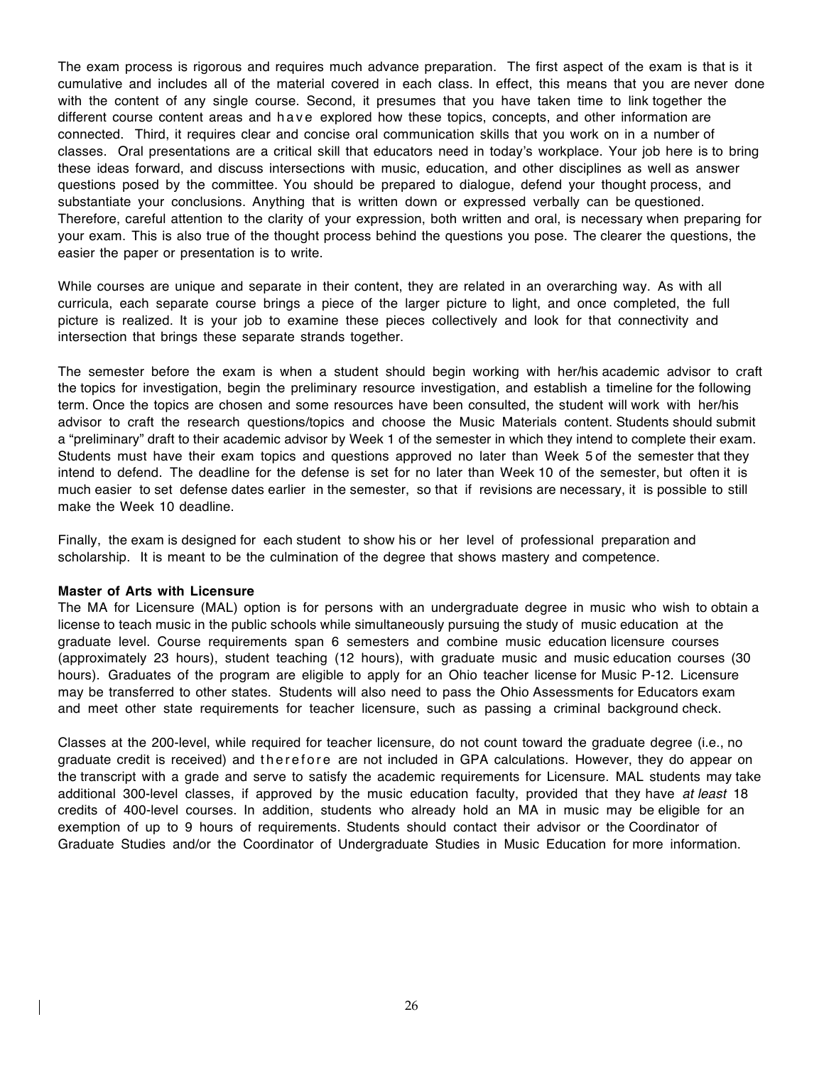The exam process is rigorous and requires much advance preparation. The first aspect of the exam is that is it cumulative and includes all of the material covered in each class. In effect, this means that you are never done with the content of any single course. Second, it presumes that you have taken time to link together the different course content areas and have explored how these topics, concepts, and other information are connected. Third, it requires clear and concise oral communication skills that you work on in a number of classes. Oral presentations are a critical skill that educators need in today's workplace. Your job here is to bring these ideas forward, and discuss intersections with music, education, and other disciplines as well as answer questions posed by the committee. You should be prepared to dialogue, defend your thought process, and substantiate your conclusions. Anything that is written down or expressed verbally can be questioned. Therefore, careful attention to the clarity of your expression, both written and oral, is necessary when preparing for your exam. This is also true of the thought process behind the questions you pose. The clearer the questions, the easier the paper or presentation is to write.

While courses are unique and separate in their content, they are related in an overarching way. As with all curricula, each separate course brings a piece of the larger picture to light, and once completed, the full picture is realized. It is your job to examine these pieces collectively and look for that connectivity and intersection that brings these separate strands together.

The semester before the exam is when a student should begin working with her/his academic advisor to craft the topics for investigation, begin the preliminary resource investigation, and establish a timeline for the following term. Once the topics are chosen and some resources have been consulted, the student will work with her/his advisor to craft the research questions/topics and choose the Music Materials content. Students should submit a "preliminary" draft to their academic advisor by Week 1 of the semester in which they intend to complete their exam. Students must have their exam topics and questions approved no later than Week 5 of the semester that they intend to defend. The deadline for the defense is set for no later than Week 10 of the semester, but often it is much easier to set defense dates earlier in the semester, so that if revisions are necessary, it is possible to still make the Week 10 deadline.

Finally, the exam is designed for each student to show his or her level of professional preparation and scholarship. It is meant to be the culmination of the degree that shows mastery and competence.

**Master of Arts with Licensure**

The MA for Licensure (MAL) option is for persons with an undergraduate degree in music who wish to obtain a license to teach music in the public schools while simultaneously pursuing the study of music education at the graduate level. Course requirements span 6 semesters and combine music education licensure courses (approximately 23 hours), student teaching (12 hours), with graduate music and music education courses (30 hours). Graduates of the program are eligible to apply for an Ohio teacher license for Music P-12. Licensure may be transferred to other states. Students will also need to pass the Ohio Assessments for Educators exam and meet other state requirements for teacher licensure, such as passing a criminal background check.

Classes at the 200-level, while required for teacher licensure, do not count toward the graduate degree (i.e., no graduate credit is received) and therefore are not included in GPA calculations. However, they do appear on the transcript with a grade and serve to satisfy the academic requirements for Licensure. MAL students may take additional 300-level classes, if approved by the music education faculty, provided that they have *at least* 18 credits of 400-level courses. In addition, students who already hold an MA in music may be eligible for an exemption of up to 9 hours of requirements. Students should contact their advisor or the Coordinator of Graduate Studies and/or the Coordinator of Undergraduate Studies in Music Education for more information.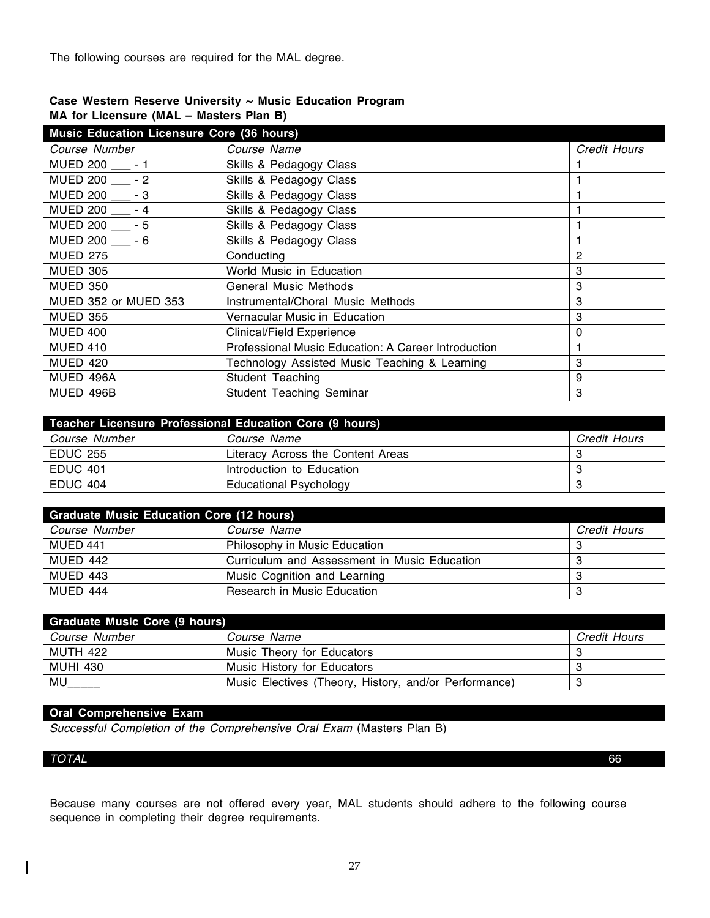The following courses are required for the MAL degree.

| **Case Western Reserve University ~ Music Education Program**<br>**MA for Licensure (MAL – Masters Plan B)** | | |
|---|---|---|
| **Music Education Licensure Core (36 hours)** | | |
| *Course Number* | *Course Name* | *Credit Hours* |
| MUED 200 ___ - 1 | Skills & Pedagogy Class | 1 |
| MUED 200 ___ - 2 | Skills & Pedagogy Class | 1 |
| MUED 200 ___ - 3 | Skills & Pedagogy Class | 1 |
| MUED 200 ___ - 4 | Skills & Pedagogy Class | 1 |
| MUED 200 ___ - 5 | Skills & Pedagogy Class | 1 |
| MUED 200 ___ - 6 | Skills & Pedagogy Class | 1 |
| MUED 275 | Conducting | 2 |
| MUED 305 | World Music in Education | 3 |
| MUED 350 | General Music Methods | 3 |
| MUED 352 or MUED 353 | Instrumental/Choral Music Methods | 3 |
| MUED 355 | Vernacular Music in Education | 3 |
| MUED 400 | Clinical/Field Experience | 0 |
| MUED 410 | Professional Music Education: A Career Introduction | 1 |
| MUED 420 | Technology Assisted Music Teaching & Learning | 3 |
| MUED 496A | Student Teaching | 9 |
| MUED 496B | Student Teaching Seminar | 3 |
| | | |
| **Teacher Licensure Professional Education Core (9 hours)** | | |
| *Course Number* | *Course Name* | *Credit Hours* |
| EDUC 255 | Literacy Across the Content Areas | 3 |
| EDUC 401 | Introduction to Education | 3 |
| EDUC 404 | Educational Psychology | 3 |
| | | |
| **Graduate Music Education Core (12 hours)** | | |
| *Course Number* | *Course Name* | *Credit Hours* |
| MUED 441 | Philosophy in Music Education | 3 |
| MUED 442 | Curriculum and Assessment in Music Education | 3 |
| MUED 443 | Music Cognition and Learning | 3 |
| MUED 444 | Research in Music Education | 3 |
| | | |
| **Graduate Music Core (9 hours)** | | |
| *Course Number* | *Course Name* | *Credit Hours* |
| MUTH 422 | Music Theory for Educators | 3 |
| MUHI 430 | Music History for Educators | 3 |
| MU_____ | Music Electives (Theory, History, and/or Performance) | 3 |
| | | |
| **Oral Comprehensive Exam** | | |
| *Successful Completion of the Comprehensive Oral Exam* (Masters Plan B) | | |
| | | |
| *TOTAL* | | 66 |

Because many courses are not offered every year, MAL students should adhere to the following course sequence in completing their degree requirements.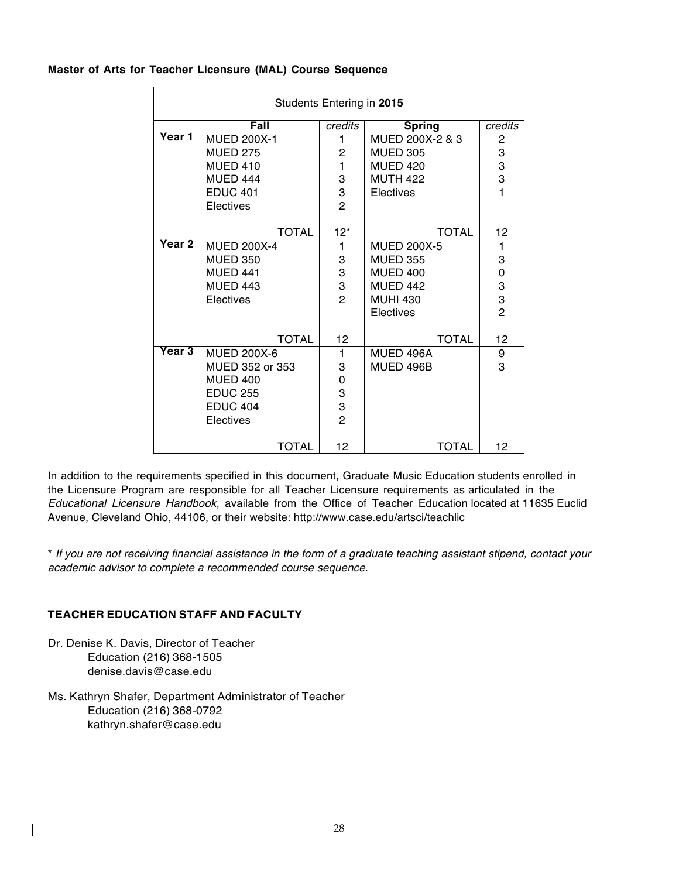**Master of Arts for Teacher Licensure (MAL) Course Sequence**

| Students Entering in **2015** | | | | |
|---|---|---|---|---|
| | **Fall** | *credits* | **Spring** | *credits* |
| **Year 1** | MUED 200X-1 | 1 | MUED 200X-2 & 3 | 2 |
| | MUED 275 | 2 | MUED 305 | 3 |
| | MUED 410 | 1 | MUED 420 | 3 |
| | MUED 444 | 3 | MUTH 422 | 3 |
| | EDUC 401 | 3 | Electives | 1 |
| | Electives | 2 | | |
| | TOTAL | 12* | TOTAL | 12 |
| **Year 2** | MUED 200X-4 | 1 | MUED 200X-5 | 1 |
| | MUED 350 | 3 | MUED 355 | 3 |
| | MUED 441 | 3 | MUED 400 | 0 |
| | MUED 443 | 3 | MUED 442 | 3 |
| | Electives | 2 | MUHI 430 | 3 |
| | | | Electives | 2 |
| | TOTAL | 12 | TOTAL | 12 |
| **Year 3** | MUED 200X-6 | 1 | MUED 496A | 9 |
| | MUED 352 or 353 | 3 | MUED 496B | 3 |
| | MUED 400 | 0 | | |
| | EDUC 255 | 3 | | |
| | EDUC 404 | 3 | | |
| | Electives | 2 | | |
| | TOTAL | 12 | TOTAL | 12 |

In addition to the requirements specified in this document, Graduate Music Education students enrolled in the Licensure Program are responsible for all Teacher Licensure requirements as articulated in the *Educational Licensure Handbook*, available from the Office of Teacher Education located at 11635 Euclid Avenue, Cleveland Ohio, 44106, or their website: http://www.case.edu/artsci/teachlic

\* *If you are not receiving financial assistance in the form of a graduate teaching assistant stipend, contact your academic advisor to complete a recommended course sequence.*

## TEACHER EDUCATION STAFF AND FACULTY

Dr. Denise K. Davis, Director of Teacher Education (216) 368-1505
denise.davis@case.edu

Ms. Kathryn Shafer, Department Administrator of Teacher Education (216) 368-0792
kathryn.shafer@case.edu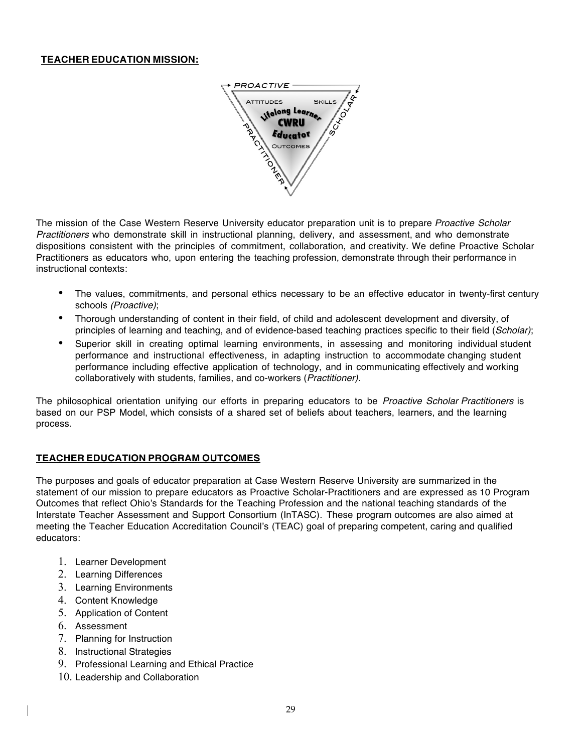## TEACHER EDUCATION MISSION:

The mission of the Case Western Reserve University educator preparation unit is to prepare *Proactive Scholar Practitioners* who demonstrate skill in instructional planning, delivery, and assessment, and who demonstrate dispositions consistent with the principles of commitment, collaboration, and creativity. We define Proactive Scholar Practitioners as educators who, upon entering the teaching profession, demonstrate through their performance in instructional contexts:

- The values, commitments, and personal ethics necessary to be an effective educator in twenty-first century schools *(Proactive)*;
- Thorough understanding of content in their field, of child and adolescent development and diversity, of principles of learning and teaching, and of evidence-based teaching practices specific to their field (*Scholar)*;
- Superior skill in creating optimal learning environments, in assessing and monitoring individual student performance and instructional effectiveness, in adapting instruction to accommodate changing student performance including effective application of technology, and in communicating effectively and working collaboratively with students, families, and co-workers (*Practitioner)*.

The philosophical orientation unifying our efforts in preparing educators to be *Proactive Scholar Practitioners* is based on our PSP Model, which consists of a shared set of beliefs about teachers, learners, and the learning process.

## TEACHER EDUCATION PROGRAM OUTCOMES

The purposes and goals of educator preparation at Case Western Reserve University are summarized in the statement of our mission to prepare educators as Proactive Scholar-Practitioners and are expressed as 10 Program Outcomes that reflect Ohio's Standards for the Teaching Profession and the national teaching standards of the Interstate Teacher Assessment and Support Consortium (InTASC). These program outcomes are also aimed at meeting the Teacher Education Accreditation Council's (TEAC) goal of preparing competent, caring and qualified educators:

1. Learner Development
2. Learning Differences
3. Learning Environments
4. Content Knowledge
5. Application of Content
6. Assessment
7. Planning for Instruction
8. Instructional Strategies
9. Professional Learning and Ethical Practice
10. Leadership and Collaboration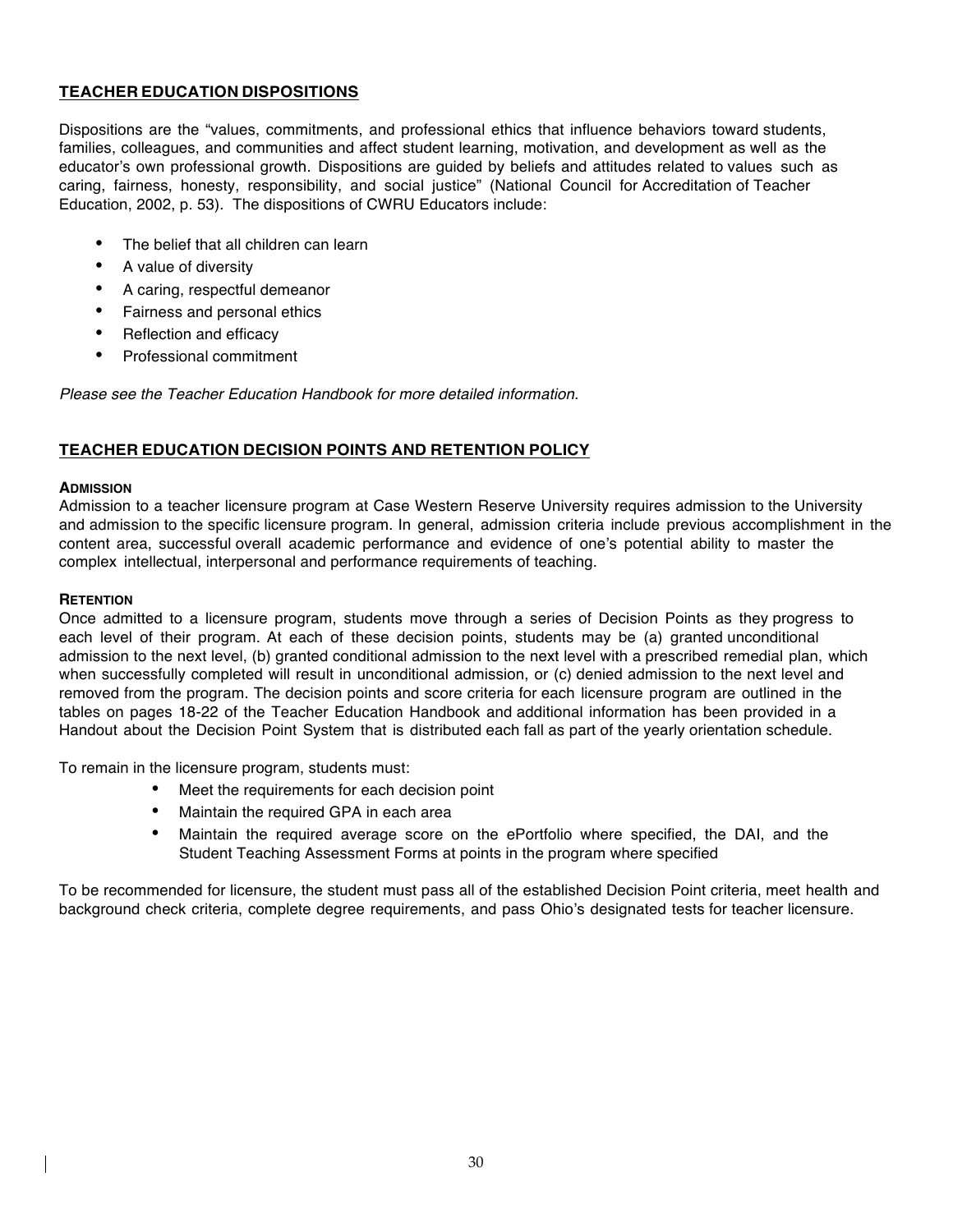## TEACHER EDUCATION DISPOSITIONS

Dispositions are the "values, commitments, and professional ethics that influence behaviors toward students, families, colleagues, and communities and affect student learning, motivation, and development as well as the educator's own professional growth. Dispositions are guided by beliefs and attitudes related to values such as caring, fairness, honesty, responsibility, and social justice" (National Council for Accreditation of Teacher Education, 2002, p. 53). The dispositions of CWRU Educators include:

- The belief that all children can learn
- A value of diversity
- A caring, respectful demeanor
- Fairness and personal ethics
- Reflection and efficacy
- Professional commitment

*Please see the Teacher Education Handbook for more detailed information.*

## TEACHER EDUCATION DECISION POINTS AND RETENTION POLICY

### ADMISSION

Admission to a teacher licensure program at Case Western Reserve University requires admission to the University and admission to the specific licensure program. In general, admission criteria include previous accomplishment in the content area, successful overall academic performance and evidence of one's potential ability to master the complex intellectual, interpersonal and performance requirements of teaching.

### RETENTION

Once admitted to a licensure program, students move through a series of Decision Points as they progress to each level of their program. At each of these decision points, students may be (a) granted unconditional admission to the next level, (b) granted conditional admission to the next level with a prescribed remedial plan, which when successfully completed will result in unconditional admission, or (c) denied admission to the next level and removed from the program. The decision points and score criteria for each licensure program are outlined in the tables on pages 18-22 of the Teacher Education Handbook and additional information has been provided in a Handout about the Decision Point System that is distributed each fall as part of the yearly orientation schedule.

To remain in the licensure program, students must:

- Meet the requirements for each decision point
- Maintain the required GPA in each area
- Maintain the required average score on the ePortfolio where specified, the DAI, and the Student Teaching Assessment Forms at points in the program where specified

To be recommended for licensure, the student must pass all of the established Decision Point criteria, meet health and background check criteria, complete degree requirements, and pass Ohio's designated tests for teacher licensure.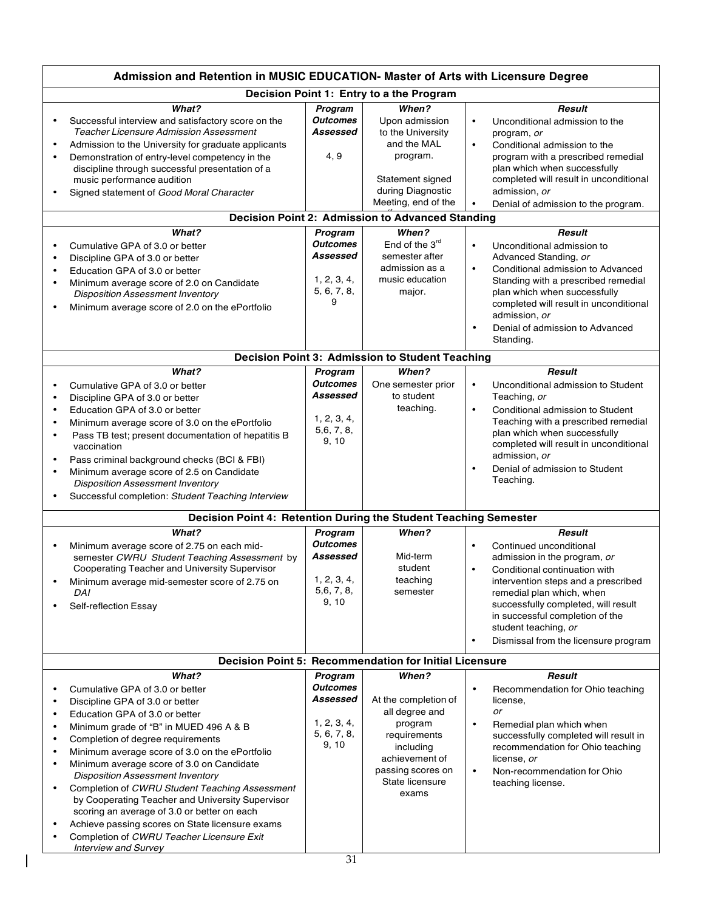## Admission and Retention in MUSIC EDUCATION- Master of Arts with Licensure Degree

### Decision Point 1: Entry to a the Program

| What? | Program Outcomes Assessed | When? | Result |
|---|---|---|---|
| • Successful interview and satisfactory score on the *Teacher Licensure Admission Assessment*<br>• Admission to the University for graduate applicants<br>• Demonstration of entry-level competency in the discipline through successful presentation of a music performance audition<br>• Signed statement of *Good Moral Character* | 4, 9 | Upon admission to the University and the MAL program.<br><br>Statement signed during Diagnostic Meeting, end of the | • Unconditional admission to the program, *or*<br>• Conditional admission to the program with a prescribed remedial plan which when successfully completed will result in unconditional admission, *or*<br>• Denial of admission to the program. |

### Decision Point 2: Admission to Advanced Standing

| What? | Program Outcomes Assessed | When? | Result |
|---|---|---|---|
| • Cumulative GPA of 3.0 or better<br>• Discipline GPA of 3.0 or better<br>• Education GPA of 3.0 or better<br>• Minimum average score of 2.0 on Candidate *Disposition Assessment Inventory*<br>• Minimum average score of 2.0 on the ePortfolio | 1, 2, 3, 4, 5, 6, 7, 8, 9 | End of the 3rd semester after admission as a music education major. | • Unconditional admission to Advanced Standing, *or*<br>• Conditional admission to Advanced Standing with a prescribed remedial plan which when successfully completed will result in unconditional admission, *or*<br>• Denial of admission to Advanced Standing. |

### Decision Point 3: Admission to Student Teaching

| What? | Program Outcomes Assessed | When? | Result |
|---|---|---|---|
| • Cumulative GPA of 3.0 or better<br>• Discipline GPA of 3.0 or better<br>• Education GPA of 3.0 or better<br>• Minimum average score of 3.0 on the ePortfolio<br>• Pass TB test; present documentation of hepatitis B vaccination<br>• Pass criminal background checks (BCI & FBI)<br>• Minimum average score of 2.5 on Candidate *Disposition Assessment Inventory*<br>• Successful completion: *Student Teaching Interview* | 1, 2, 3, 4, 5,6, 7, 8, 9, 10 | One semester prior to student teaching. | • Unconditional admission to Student Teaching, *or*<br>• Conditional admission to Student Teaching with a prescribed remedial plan which when successfully completed will result in unconditional admission, *or*<br>• Denial of admission to Student Teaching. |

### Decision Point 4: Retention During the Student Teaching Semester

| What? | Program Outcomes Assessed | When? | Result |
|---|---|---|---|
| • Minimum average score of 2.75 on each mid-semester *CWRU Student Teaching Assessment* by Cooperating Teacher and University Supervisor<br>• Minimum average mid-semester score of 2.75 on *DAI*<br>• Self-reflection Essay | 1, 2, 3, 4, 5,6, 7, 8, 9, 10 | Mid-term student teaching semester | • Continued unconditional admission in the program, *or*<br>• Conditional continuation with intervention steps and a prescribed remedial plan which, when successfully completed, will result in successful completion of the student teaching, *or*<br>• Dismissal from the licensure program |

### Decision Point 5: Recommendation for Initial Licensure

| What? | Program Outcomes Assessed | When? | Result |
|---|---|---|---|
| • Cumulative GPA of 3.0 or better<br>• Discipline GPA of 3.0 or better<br>• Education GPA of 3.0 or better<br>• Minimum grade of "B" in MUED 496 A & B<br>• Completion of degree requirements<br>• Minimum average score of 3.0 on the ePortfolio<br>• Minimum average score of 3.0 on Candidate *Disposition Assessment Inventory*<br>• Completion of *CWRU Student Teaching Assessment* by Cooperating Teacher and University Supervisor scoring an average of 3.0 or better on each<br>• Achieve passing scores on State licensure exams<br>• Completion of *CWRU Teacher Licensure Exit Interview and Survey* | 1, 2, 3, 4, 5, 6, 7, 8, 9, 10 | At the completion of all degree and program requirements including achievement of passing scores on State licensure exams | • Recommendation for Ohio teaching license, *or*<br>• Remedial plan which when successfully completed will result in recommendation for Ohio teaching license, *or*<br>• Non-recommendation for Ohio teaching license. |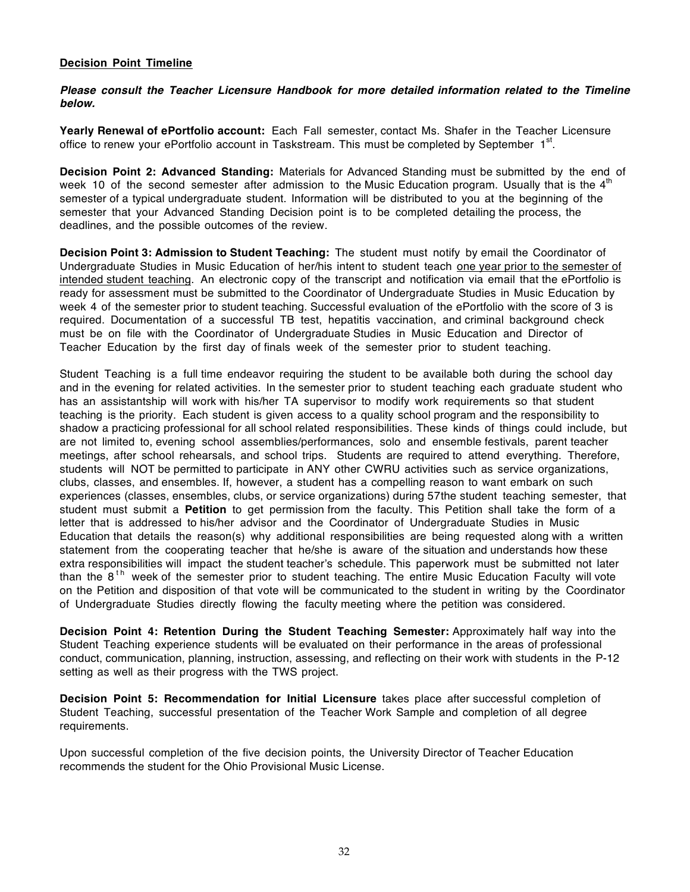**<u>Decision Point Timeline</u>**

***Please consult the Teacher Licensure Handbook for more detailed information related to the Timeline below.***

**Yearly Renewal of ePortfolio account:** Each Fall semester, contact Ms. Shafer in the Teacher Licensure office to renew your ePortfolio account in Taskstream. This must be completed by September 1st.

**Decision Point 2: Advanced Standing:** Materials for Advanced Standing must be submitted by the end of week 10 of the second semester after admission to the Music Education program. Usually that is the 4th semester of a typical undergraduate student. Information will be distributed to you at the beginning of the semester that your Advanced Standing Decision point is to be completed detailing the process, the deadlines, and the possible outcomes of the review.

**Decision Point 3: Admission to Student Teaching:** The student must notify by email the Coordinator of Undergraduate Studies in Music Education of her/his intent to student teach <u>one year prior to the semester of intended student teaching</u>. An electronic copy of the transcript and notification via email that the ePortfolio is ready for assessment must be submitted to the Coordinator of Undergraduate Studies in Music Education by week 4 of the semester prior to student teaching. Successful evaluation of the ePortfolio with the score of 3 is required. Documentation of a successful TB test, hepatitis vaccination, and criminal background check must be on file with the Coordinator of Undergraduate Studies in Music Education and Director of Teacher Education by the first day of finals week of the semester prior to student teaching.

Student Teaching is a full time endeavor requiring the student to be available both during the school day and in the evening for related activities. In the semester prior to student teaching each graduate student who has an assistantship will work with his/her TA supervisor to modify work requirements so that student teaching is the priority. Each student is given access to a quality school program and the responsibility to shadow a practicing professional for all school related responsibilities. These kinds of things could include, but are not limited to, evening school assemblies/performances, solo and ensemble festivals, parent teacher meetings, after school rehearsals, and school trips. Students are required to attend everything. Therefore, students will NOT be permitted to participate in ANY other CWRU activities such as service organizations, clubs, classes, and ensembles. If, however, a student has a compelling reason to want embark on such experiences (classes, ensembles, clubs, or service organizations) during 57the student teaching semester, that student must submit a **Petition** to get permission from the faculty. This Petition shall take the form of a letter that is addressed to his/her advisor and the Coordinator of Undergraduate Studies in Music Education that details the reason(s) why additional responsibilities are being requested along with a written statement from the cooperating teacher that he/she is aware of the situation and understands how these extra responsibilities will impact the student teacher's schedule. This paperwork must be submitted not later than the 8th week of the semester prior to student teaching. The entire Music Education Faculty will vote on the Petition and disposition of that vote will be communicated to the student in writing by the Coordinator of Undergraduate Studies directly flowing the faculty meeting where the petition was considered.

**Decision Point 4: Retention During the Student Teaching Semester:** Approximately half way into the Student Teaching experience students will be evaluated on their performance in the areas of professional conduct, communication, planning, instruction, assessing, and reflecting on their work with students in the P-12 setting as well as their progress with the TWS project.

**Decision Point 5: Recommendation for Initial Licensure** takes place after successful completion of Student Teaching, successful presentation of the Teacher Work Sample and completion of all degree requirements.

Upon successful completion of the five decision points, the University Director of Teacher Education recommends the student for the Ohio Provisional Music License.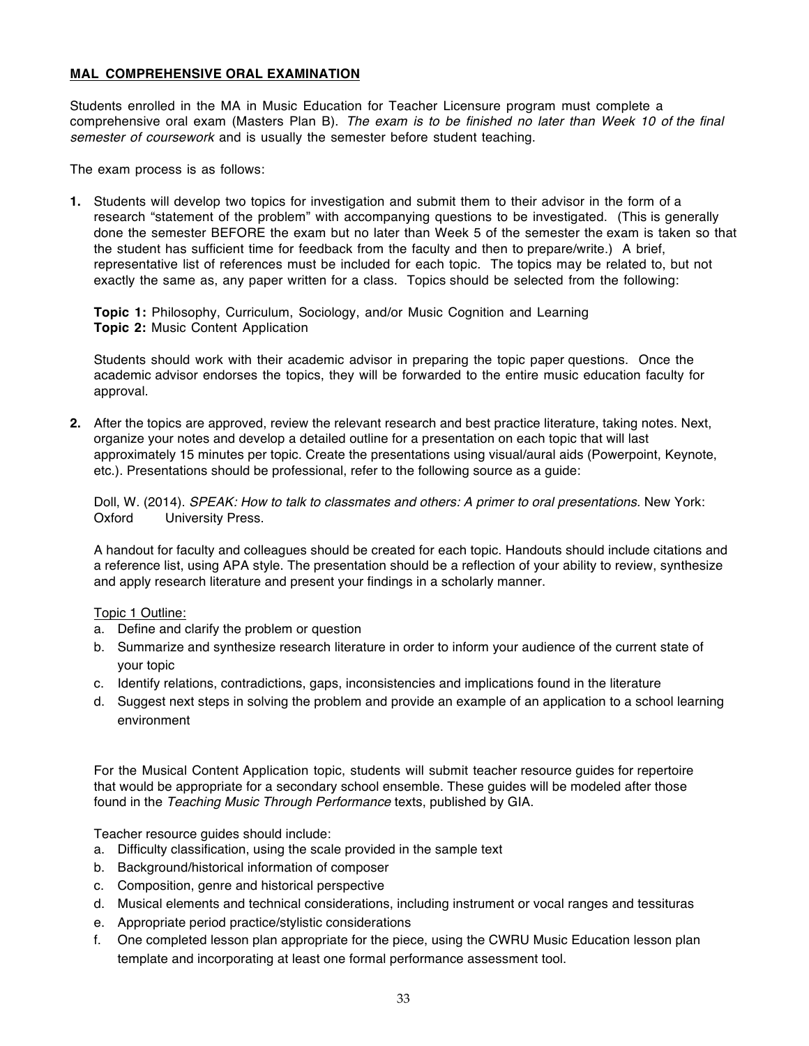**MAL COMPREHENSIVE ORAL EXAMINATION**

Students enrolled in the MA in Music Education for Teacher Licensure program must complete a comprehensive oral exam (Masters Plan B). *The exam is to be finished no later than Week 10 of the final semester of coursework* and is usually the semester before student teaching.

The exam process is as follows:

**1.** Students will develop two topics for investigation and submit them to their advisor in the form of a research "statement of the problem" with accompanying questions to be investigated. (This is generally done the semester BEFORE the exam but no later than Week 5 of the semester the exam is taken so that the student has sufficient time for feedback from the faculty and then to prepare/write.) A brief, representative list of references must be included for each topic. The topics may be related to, but not exactly the same as, any paper written for a class. Topics should be selected from the following:

   **Topic 1:** Philosophy, Curriculum, Sociology, and/or Music Cognition and Learning
   **Topic 2:** Music Content Application

   Students should work with their academic advisor in preparing the topic paper questions. Once the academic advisor endorses the topics, they will be forwarded to the entire music education faculty for approval.

**2.** After the topics are approved, review the relevant research and best practice literature, taking notes. Next, organize your notes and develop a detailed outline for a presentation on each topic that will last approximately 15 minutes per topic. Create the presentations using visual/aural aids (Powerpoint, Keynote, etc.). Presentations should be professional, refer to the following source as a guide:

   Doll, W. (2014). *SPEAK: How to talk to classmates and others: A primer to oral presentations*. New York: Oxford University Press.

   A handout for faculty and colleagues should be created for each topic. Handouts should include citations and a reference list, using APA style. The presentation should be a reflection of your ability to review, synthesize and apply research literature and present your findings in a scholarly manner.

   Topic 1 Outline:
   a. Define and clarify the problem or question
   b. Summarize and synthesize research literature in order to inform your audience of the current state of your topic
   c. Identify relations, contradictions, gaps, inconsistencies and implications found in the literature
   d. Suggest next steps in solving the problem and provide an example of an application to a school learning environment

   For the Musical Content Application topic, students will submit teacher resource guides for repertoire that would be appropriate for a secondary school ensemble. These guides will be modeled after those found in the *Teaching Music Through Performance* texts, published by GIA.

   Teacher resource guides should include:
   a. Difficulty classification, using the scale provided in the sample text
   b. Background/historical information of composer
   c. Composition, genre and historical perspective
   d. Musical elements and technical considerations, including instrument or vocal ranges and tessituras
   e. Appropriate period practice/stylistic considerations
   f. One completed lesson plan appropriate for the piece, using the CWRU Music Education lesson plan template and incorporating at least one formal performance assessment tool.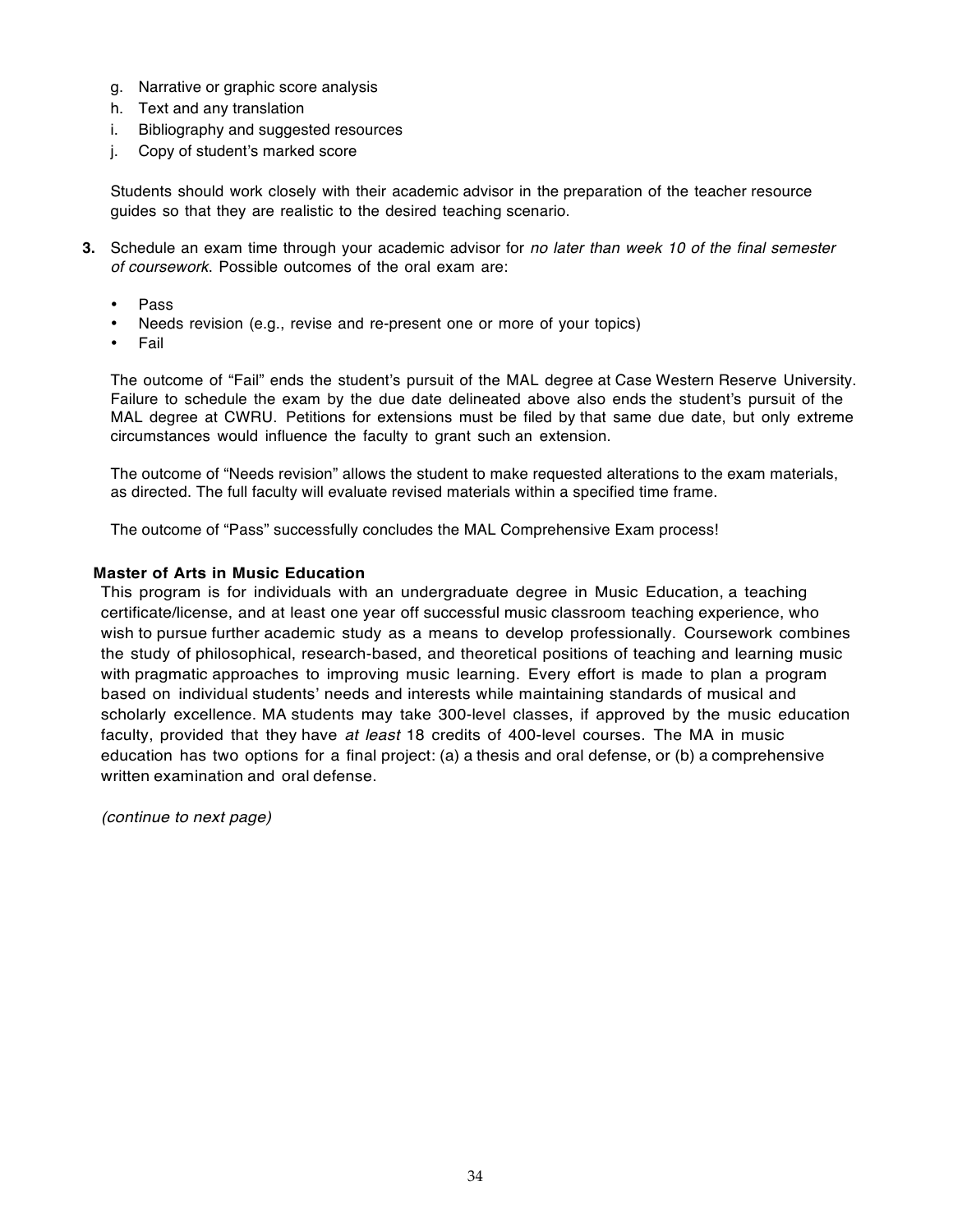g. Narrative or graphic score analysis
h. Text and any translation
i. Bibliography and suggested resources
j. Copy of student's marked score

Students should work closely with their academic advisor in the preparation of the teacher resource guides so that they are realistic to the desired teaching scenario.

**3.** Schedule an exam time through your academic advisor for *no later than week 10 of the final semester of coursework*. Possible outcomes of the oral exam are:

- Pass
- Needs revision (e.g., revise and re-present one or more of your topics)
- Fail

The outcome of "Fail" ends the student's pursuit of the MAL degree at Case Western Reserve University. Failure to schedule the exam by the due date delineated above also ends the student's pursuit of the MAL degree at CWRU. Petitions for extensions must be filed by that same due date, but only extreme circumstances would influence the faculty to grant such an extension.

The outcome of "Needs revision" allows the student to make requested alterations to the exam materials, as directed. The full faculty will evaluate revised materials within a specified time frame.

The outcome of "Pass" successfully concludes the MAL Comprehensive Exam process!

**Master of Arts in Music Education**

This program is for individuals with an undergraduate degree in Music Education, a teaching certificate/license, and at least one year off successful music classroom teaching experience, who wish to pursue further academic study as a means to develop professionally. Coursework combines the study of philosophical, research-based, and theoretical positions of teaching and learning music with pragmatic approaches to improving music learning. Every effort is made to plan a program based on individual students' needs and interests while maintaining standards of musical and scholarly excellence. MA students may take 300-level classes, if approved by the music education faculty, provided that they have *at least* 18 credits of 400-level courses. The MA in music education has two options for a final project: (a) a thesis and oral defense, or (b) a comprehensive written examination and oral defense.

*(continue to next page)*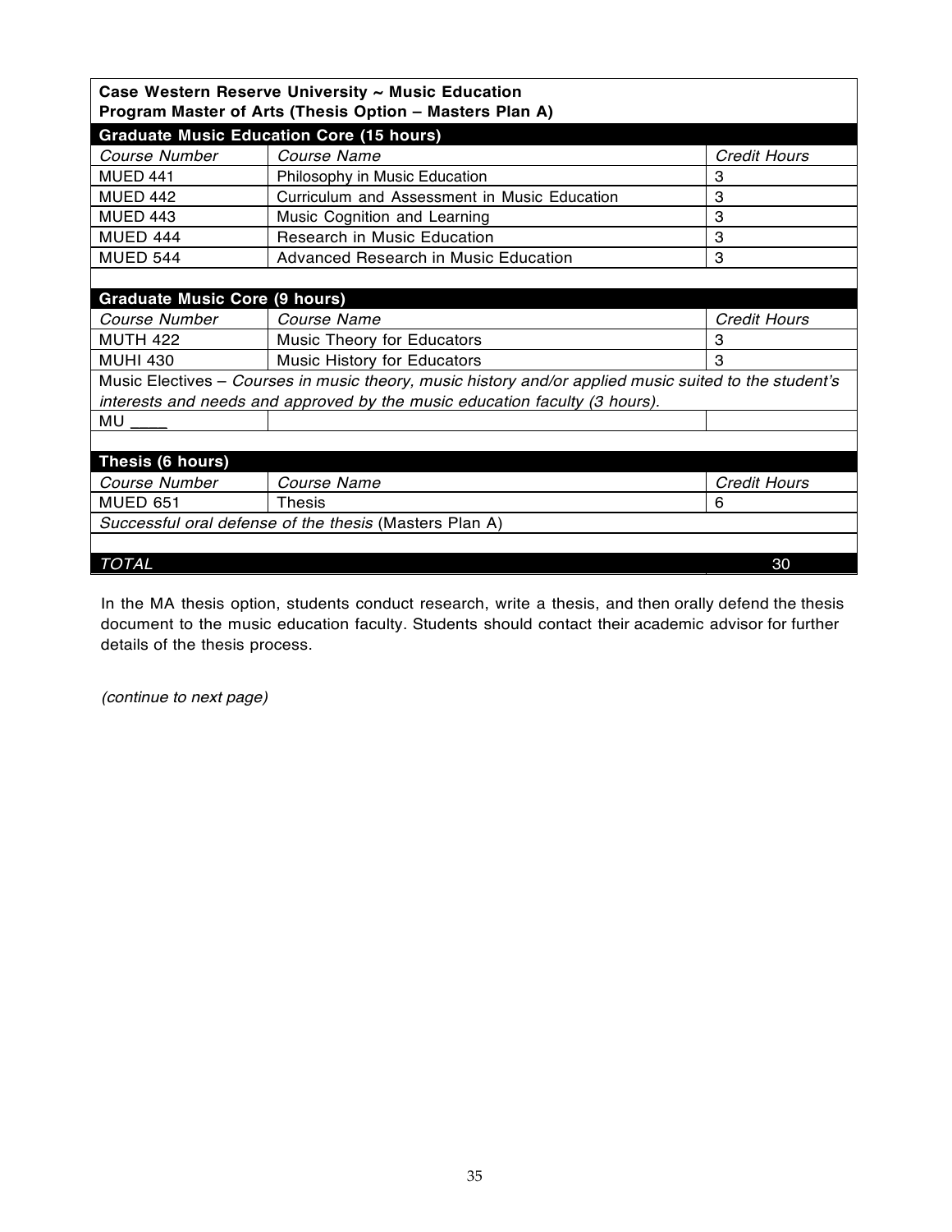| **Case Western Reserve University ~ Music Education Program Master of Arts (Thesis Option – Masters Plan A)** | | |
|---|---|---|
| **Graduate Music Education Core (15 hours)** | | |
| *Course Number* | *Course Name* | *Credit Hours* |
| MUED 441 | Philosophy in Music Education | 3 |
| MUED 442 | Curriculum and Assessment in Music Education | 3 |
| MUED 443 | Music Cognition and Learning | 3 |
| MUED 444 | Research in Music Education | 3 |
| MUED 544 | Advanced Research in Music Education | 3 |
| | | |
| **Graduate Music Core (9 hours)** | | |
| *Course Number* | *Course Name* | *Credit Hours* |
| MUTH 422 | Music Theory for Educators | 3 |
| MUHI 430 | Music History for Educators | 3 |
| Music Electives – *Courses in music theory, music history and/or applied music suited to the student's interests and needs and approved by the music education faculty (3 hours).* | | |
| MU ____ | | |
| | | |
| **Thesis (6 hours)** | | |
| *Course Number* | *Course Name* | *Credit Hours* |
| MUED 651 | Thesis | 6 |
| *Successful oral defense of the thesis* (Masters Plan A) | | |
| | | |
| *TOTAL* | | 30 |

In the MA thesis option, students conduct research, write a thesis, and then orally defend the thesis document to the music education faculty. Students should contact their academic advisor for further details of the thesis process.

*(continue to next page)*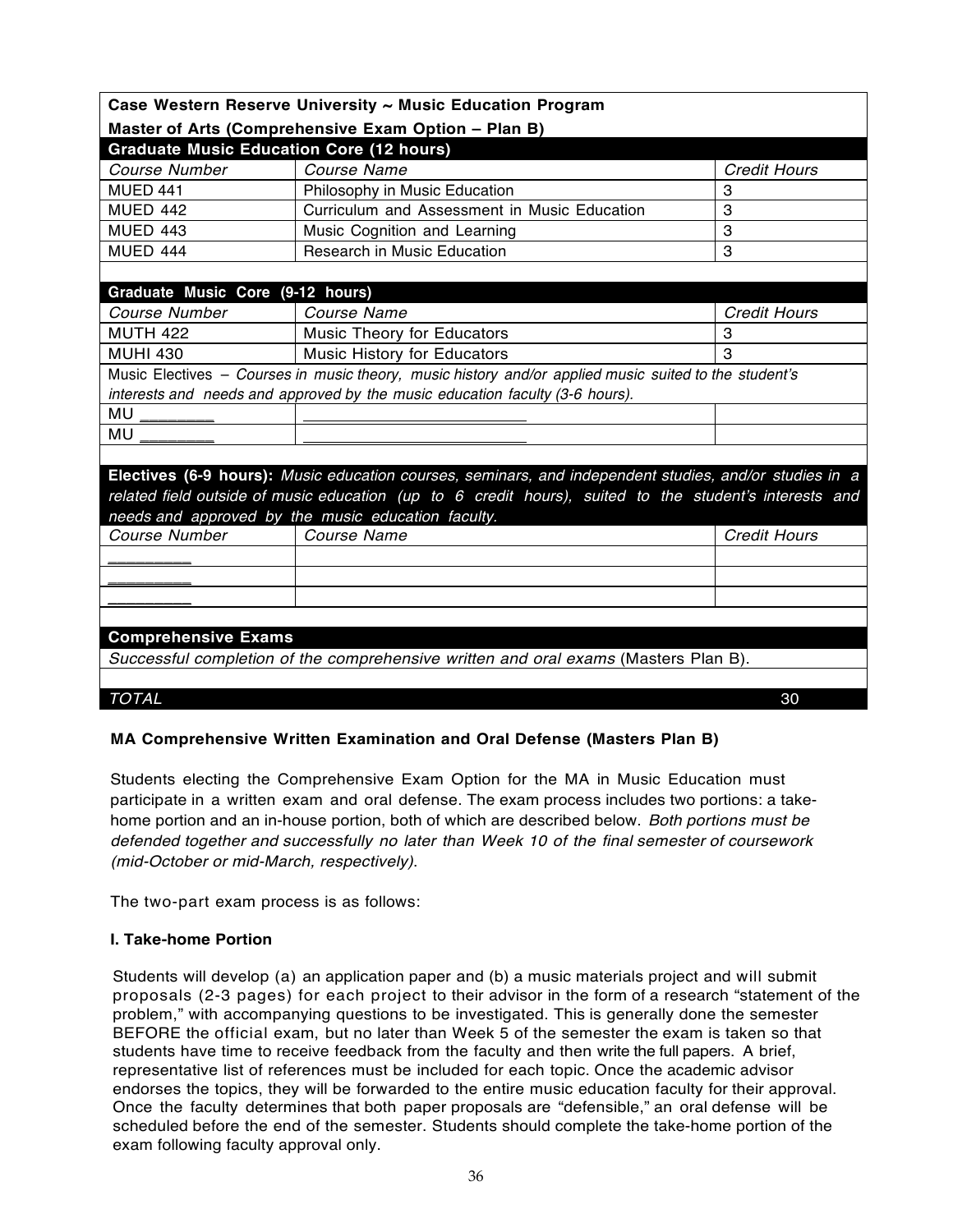| Case Western Reserve University ~ Music Education Program | | |
|---|---|---|
| **Master of Arts (Comprehensive Exam Option – Plan B)** | | |
| **Graduate Music Education Core (12 hours)** | | |
| *Course Number* | *Course Name* | *Credit Hours* |
| MUED 441 | Philosophy in Music Education | 3 |
| MUED 442 | Curriculum and Assessment in Music Education | 3 |
| MUED 443 | Music Cognition and Learning | 3 |
| MUED 444 | Research in Music Education | 3 |
| | | |
| **Graduate Music Core (9-12 hours)** | | |
| *Course Number* | *Course Name* | *Credit Hours* |
| MUTH 422 | Music Theory for Educators | 3 |
| MUHI 430 | Music History for Educators | 3 |
| Music Electives – *Courses in music theory, music history and/or applied music suited to the student's interests and needs and approved by the music education faculty (3-6 hours).* | | |
| MU ________ | __________________________ | |
| MU ________ | __________________________ | |
| | | |
| **Electives (6-9 hours):** *Music education courses, seminars, and independent studies, and/or studies in a related field outside of music education (up to 6 credit hours), suited to the student's interests and needs and approved by the music education faculty.* | | |
| *Course Number* | *Course Name* | *Credit Hours* |
| _________ | | |
| _________ | | |
| _________ | | |
| | | |
| **Comprehensive Exams** | | |
| *Successful completion of the comprehensive written and oral exams* (Masters Plan B). | | |
| | | |
| *TOTAL* | | 30 |

**MA Comprehensive Written Examination and Oral Defense (Masters Plan B)**

Students electing the Comprehensive Exam Option for the MA in Music Education must participate in a written exam and oral defense. The exam process includes two portions: a take-home portion and an in-house portion, both of which are described below. *Both portions must be defended together and successfully no later than Week 10 of the final semester of coursework (mid-October or mid-March, respectively).*

The two-part exam process is as follows:

**I. Take-home Portion**

Students will develop (a) an application paper and (b) a music materials project and will submit proposals (2-3 pages) for each project to their advisor in the form of a research "statement of the problem," with accompanying questions to be investigated. This is generally done the semester BEFORE the official exam, but no later than Week 5 of the semester the exam is taken so that students have time to receive feedback from the faculty and then write the full papers. A brief, representative list of references must be included for each topic. Once the academic advisor endorses the topics, they will be forwarded to the entire music education faculty for their approval. Once the faculty determines that both paper proposals are "defensible," an oral defense will be scheduled before the end of the semester. Students should complete the take-home portion of the exam following faculty approval only.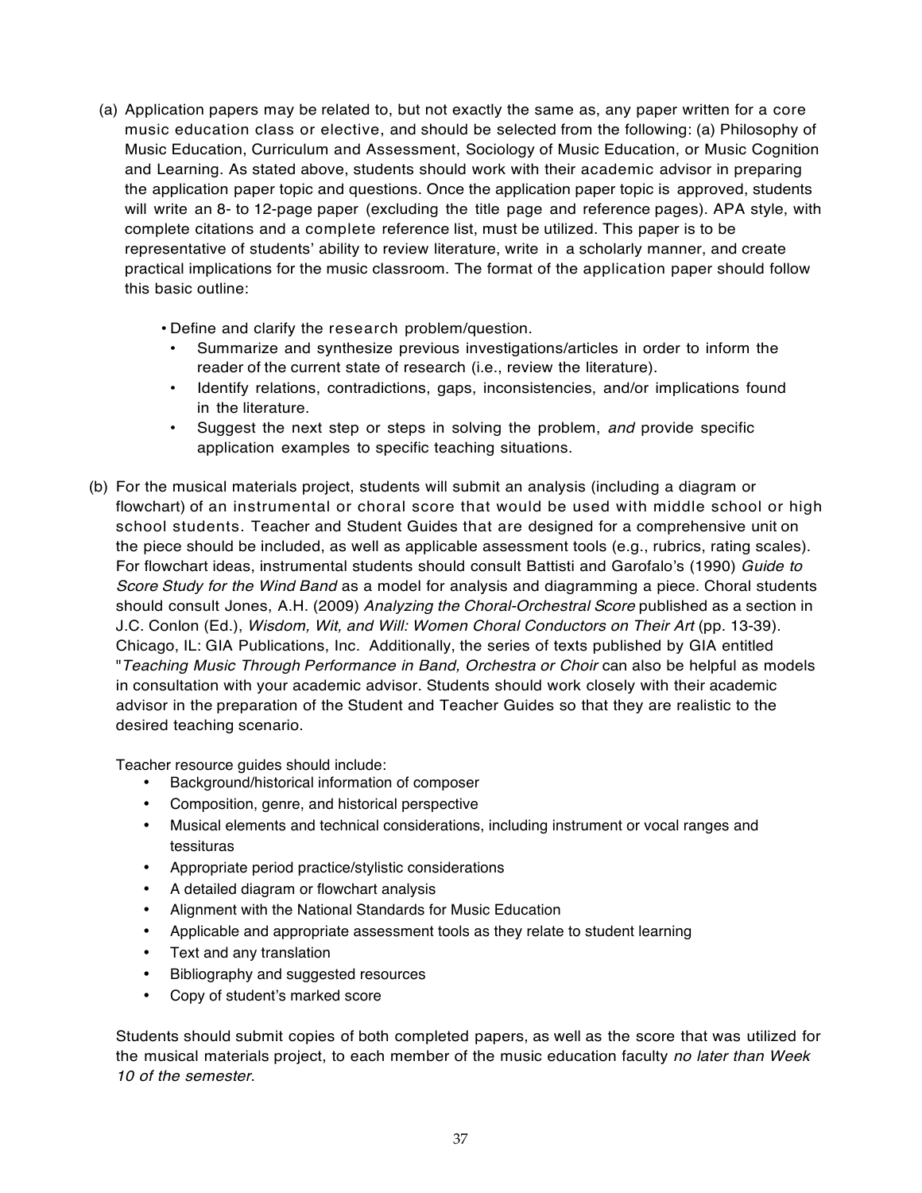(a) Application papers may be related to, but not exactly the same as, any paper written for a core music education class or elective, and should be selected from the following: (a) Philosophy of Music Education, Curriculum and Assessment, Sociology of Music Education, or Music Cognition and Learning. As stated above, students should work with their academic advisor in preparing the application paper topic and questions. Once the application paper topic is approved, students will write an 8- to 12-page paper (excluding the title page and reference pages). APA style, with complete citations and a complete reference list, must be utilized. This paper is to be representative of students' ability to review literature, write in a scholarly manner, and create practical implications for the music classroom. The format of the application paper should follow this basic outline:

- Define and clarify the research problem/question.
- Summarize and synthesize previous investigations/articles in order to inform the reader of the current state of research (i.e., review the literature).
- Identify relations, contradictions, gaps, inconsistencies, and/or implications found in the literature.
- Suggest the next step or steps in solving the problem, *and* provide specific application examples to specific teaching situations.

(b) For the musical materials project, students will submit an analysis (including a diagram or flowchart) of an instrumental or choral score that would be used with middle school or high school students. Teacher and Student Guides that are designed for a comprehensive unit on the piece should be included, as well as applicable assessment tools (e.g., rubrics, rating scales). For flowchart ideas, instrumental students should consult Battisti and Garofalo's (1990) *Guide to Score Study for the Wind Band* as a model for analysis and diagramming a piece. Choral students should consult Jones, A.H. (2009) *Analyzing the Choral-Orchestral Score* published as a section in J.C. Conlon (Ed.), *Wisdom, Wit, and Will: Women Choral Conductors on Their Art* (pp. 13-39). Chicago, IL: GIA Publications, Inc. Additionally, the series of texts published by GIA entitled "*Teaching Music Through Performance in Band, Orchestra or Choir* can also be helpful as models in consultation with your academic advisor. Students should work closely with their academic advisor in the preparation of the Student and Teacher Guides so that they are realistic to the desired teaching scenario.

Teacher resource guides should include:

- Background/historical information of composer
- Composition, genre, and historical perspective
- Musical elements and technical considerations, including instrument or vocal ranges and tessituras
- Appropriate period practice/stylistic considerations
- A detailed diagram or flowchart analysis
- Alignment with the National Standards for Music Education
- Applicable and appropriate assessment tools as they relate to student learning
- Text and any translation
- Bibliography and suggested resources
- Copy of student's marked score

Students should submit copies of both completed papers, as well as the score that was utilized for the musical materials project, to each member of the music education faculty *no later than Week 10 of the semester*.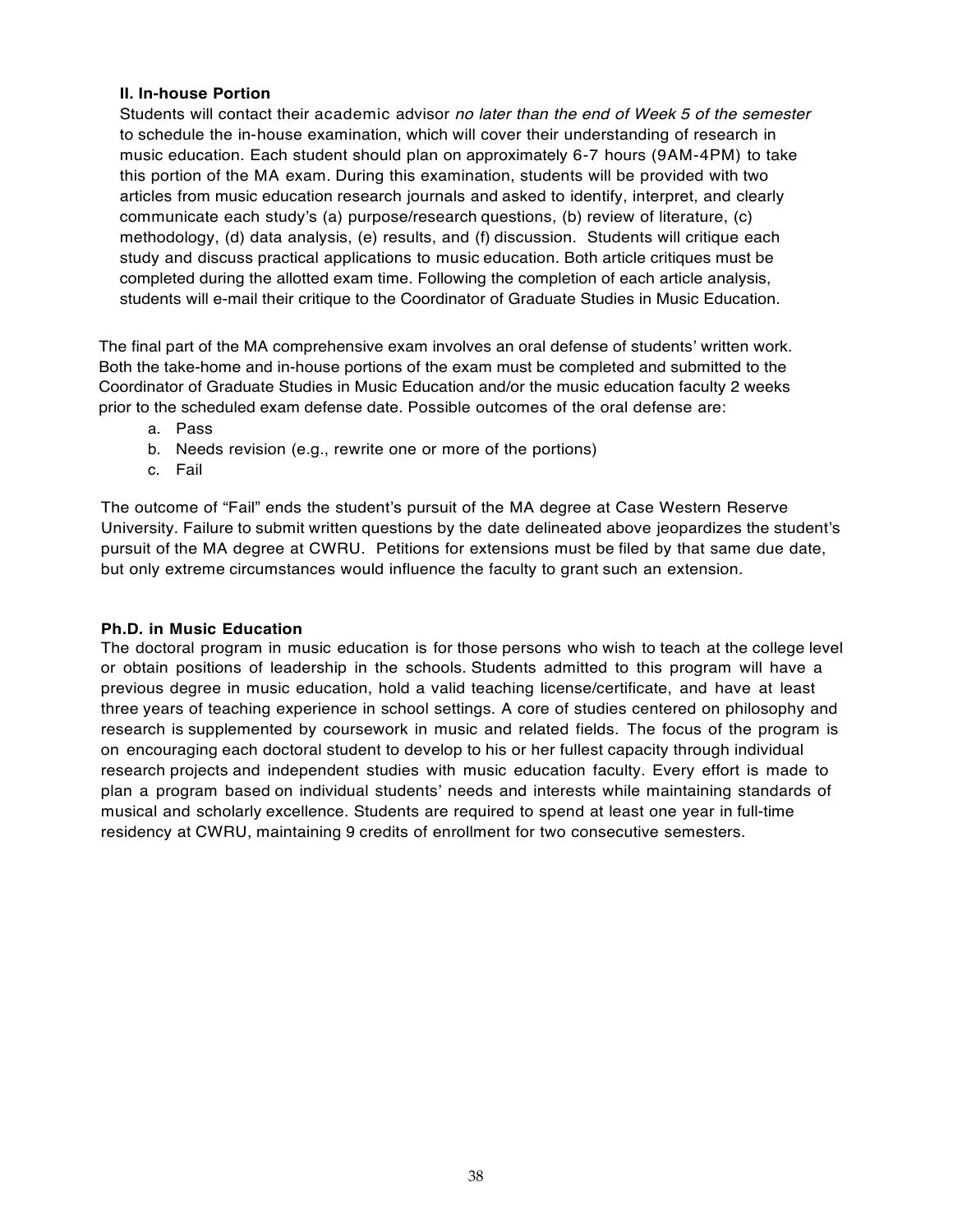### II. In-house Portion

Students will contact their academic advisor *no later than the end of Week 5 of the semester* to schedule the in-house examination, which will cover their understanding of research in music education. Each student should plan on approximately 6-7 hours (9AM-4PM) to take this portion of the MA exam. During this examination, students will be provided with two articles from music education research journals and asked to identify, interpret, and clearly communicate each study's (a) purpose/research questions, (b) review of literature, (c) methodology, (d) data analysis, (e) results, and (f) discussion. Students will critique each study and discuss practical applications to music education. Both article critiques must be completed during the allotted exam time. Following the completion of each article analysis, students will e-mail their critique to the Coordinator of Graduate Studies in Music Education.

The final part of the MA comprehensive exam involves an oral defense of students' written work. Both the take-home and in-house portions of the exam must be completed and submitted to the Coordinator of Graduate Studies in Music Education and/or the music education faculty 2 weeks prior to the scheduled exam defense date. Possible outcomes of the oral defense are:

a. Pass
b. Needs revision (e.g., rewrite one or more of the portions)
c. Fail

The outcome of "Fail" ends the student's pursuit of the MA degree at Case Western Reserve University. Failure to submit written questions by the date delineated above jeopardizes the student's pursuit of the MA degree at CWRU. Petitions for extensions must be filed by that same due date, but only extreme circumstances would influence the faculty to grant such an extension.

### Ph.D. in Music Education

The doctoral program in music education is for those persons who wish to teach at the college level or obtain positions of leadership in the schools. Students admitted to this program will have a previous degree in music education, hold a valid teaching license/certificate, and have at least three years of teaching experience in school settings. A core of studies centered on philosophy and research is supplemented by coursework in music and related fields. The focus of the program is on encouraging each doctoral student to develop to his or her fullest capacity through individual research projects and independent studies with music education faculty. Every effort is made to plan a program based on individual students' needs and interests while maintaining standards of musical and scholarly excellence. Students are required to spend at least one year in full-time residency at CWRU, maintaining 9 credits of enrollment for two consecutive semesters.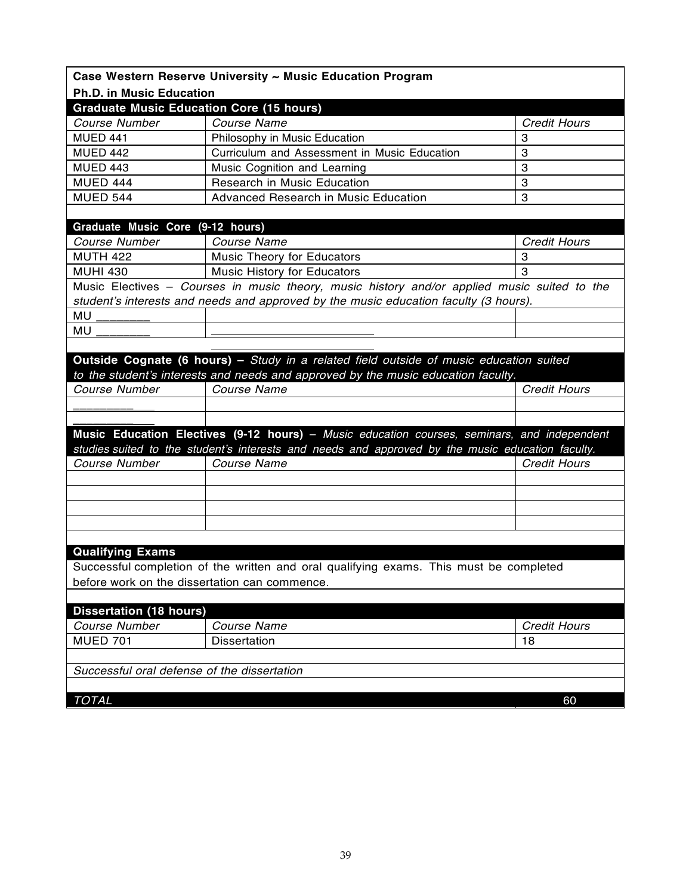## Case Western Reserve University ~ Music Education Program

### Ph.D. in Music Education

### Graduate Music Education Core (15 hours)

| *Course Number* | *Course Name* | *Credit Hours* |
|---|---|---|
| MUED 441 | Philosophy in Music Education | 3 |
| MUED 442 | Curriculum and Assessment in Music Education | 3 |
| MUED 443 | Music Cognition and Learning | 3 |
| MUED 444 | Research in Music Education | 3 |
| MUED 544 | Advanced Research in Music Education | 3 |

### Graduate Music Core (9-12 hours)

| *Course Number* | *Course Name* | *Credit Hours* |
|---|---|---|
| MUTH 422 | Music Theory for Educators | 3 |
| MUHI 430 | Music History for Educators | 3 |

Music Electives – *Courses in music theory, music history and/or applied music suited to the student's interests and needs and approved by the music education faculty (3 hours).*

| | | |
|---|---|---|
| MU ________ | | |
| MU ________ | ________________________ | |
| | ________________________ | |

### Outside Cognate (6 hours) – *Study in a related field outside of music education suited to the student's interests and needs and approved by the music education faculty.*

| *Course Number* | *Course Name* | *Credit Hours* |
|---|---|---|
| ____________ | | |
| ____________ | | |

### Music Education Electives (9-12 hours) – *Music education courses, seminars, and independent studies suited to the student's interests and needs and approved by the music education faculty.*

| *Course Number* | *Course Name* | *Credit Hours* |
|---|---|---|
| | | |
| | | |
| | | |
| | | |

### Qualifying Exams

Successful completion of the written and oral qualifying exams. This must be completed before work on the dissertation can commence.

### Dissertation (18 hours)

| *Course Number* | *Course Name* | *Credit Hours* |
|---|---|---|
| MUED 701 | Dissertation | 18 |

*Successful oral defense of the dissertation*

| *TOTAL* | | 60 |
|---|---|---|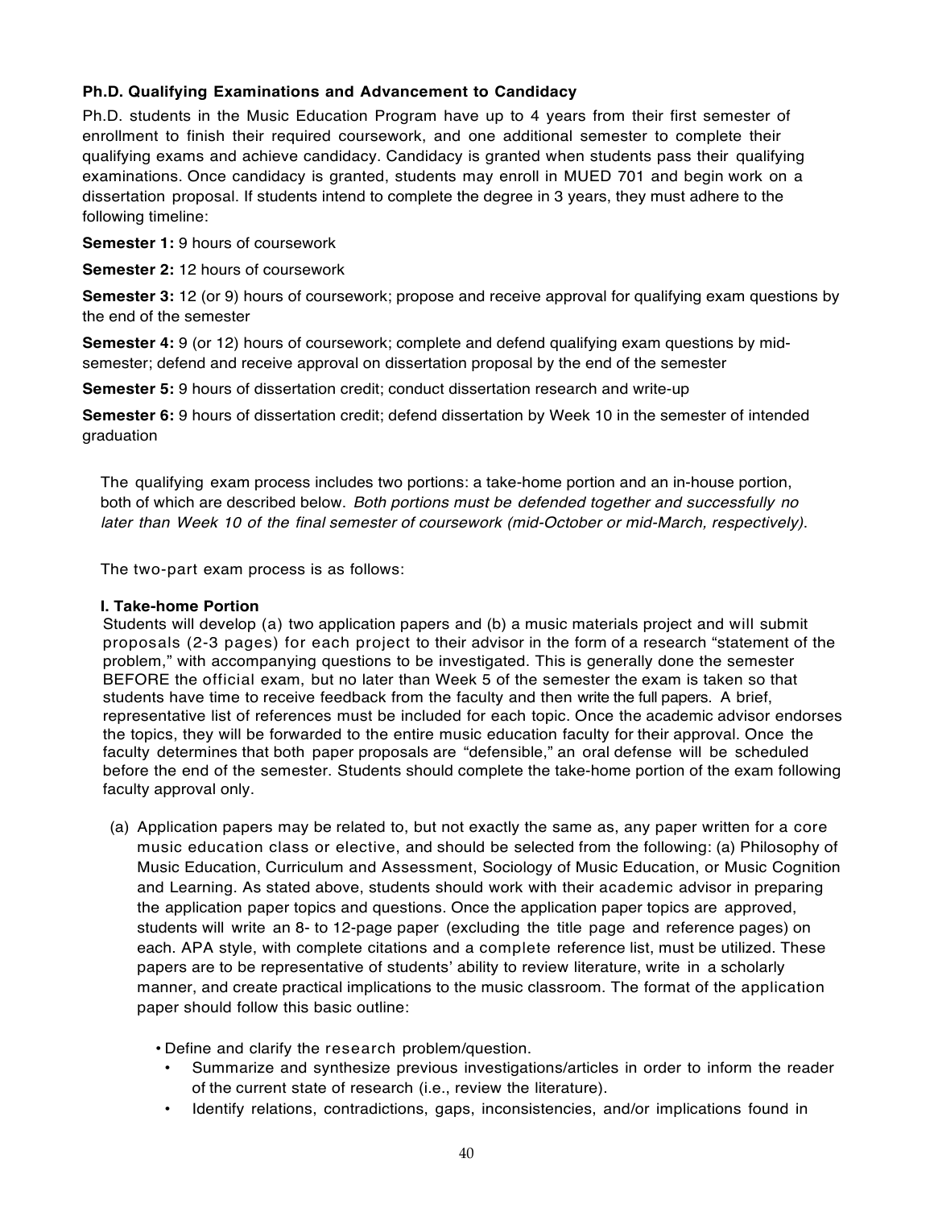**Ph.D. Qualifying Examinations and Advancement to Candidacy**

Ph.D. students in the Music Education Program have up to 4 years from their first semester of enrollment to finish their required coursework, and one additional semester to complete their qualifying exams and achieve candidacy. Candidacy is granted when students pass their qualifying examinations. Once candidacy is granted, students may enroll in MUED 701 and begin work on a dissertation proposal. If students intend to complete the degree in 3 years, they must adhere to the following timeline:

**Semester 1:** 9 hours of coursework

**Semester 2:** 12 hours of coursework

**Semester 3:** 12 (or 9) hours of coursework; propose and receive approval for qualifying exam questions by the end of the semester

**Semester 4:** 9 (or 12) hours of coursework; complete and defend qualifying exam questions by mid-semester; defend and receive approval on dissertation proposal by the end of the semester

**Semester 5:** 9 hours of dissertation credit; conduct dissertation research and write-up

**Semester 6:** 9 hours of dissertation credit; defend dissertation by Week 10 in the semester of intended graduation

The qualifying exam process includes two portions: a take-home portion and an in-house portion, both of which are described below. *Both portions must be defended together and successfully no later than Week 10 of the final semester of coursework (mid-October or mid-March, respectively)*.

The two-part exam process is as follows:

**I. Take-home Portion**

Students will develop (a) two application papers and (b) a music materials project and will submit proposals (2-3 pages) for each project to their advisor in the form of a research "statement of the problem," with accompanying questions to be investigated. This is generally done the semester BEFORE the official exam, but no later than Week 5 of the semester the exam is taken so that students have time to receive feedback from the faculty and then write the full papers. A brief, representative list of references must be included for each topic. Once the academic advisor endorses the topics, they will be forwarded to the entire music education faculty for their approval. Once the faculty determines that both paper proposals are "defensible," an oral defense will be scheduled before the end of the semester. Students should complete the take-home portion of the exam following faculty approval only.

(a) Application papers may be related to, but not exactly the same as, any paper written for a core music education class or elective, and should be selected from the following: (a) Philosophy of Music Education, Curriculum and Assessment, Sociology of Music Education, or Music Cognition and Learning. As stated above, students should work with their academic advisor in preparing the application paper topics and questions. Once the application paper topics are approved, students will write an 8- to 12-page paper (excluding the title page and reference pages) on each. APA style, with complete citations and a complete reference list, must be utilized. These papers are to be representative of students' ability to review literature, write in a scholarly manner, and create practical implications to the music classroom. The format of the application paper should follow this basic outline:

- Define and clarify the research problem/question.
- Summarize and synthesize previous investigations/articles in order to inform the reader of the current state of research (i.e., review the literature).
- Identify relations, contradictions, gaps, inconsistencies, and/or implications found in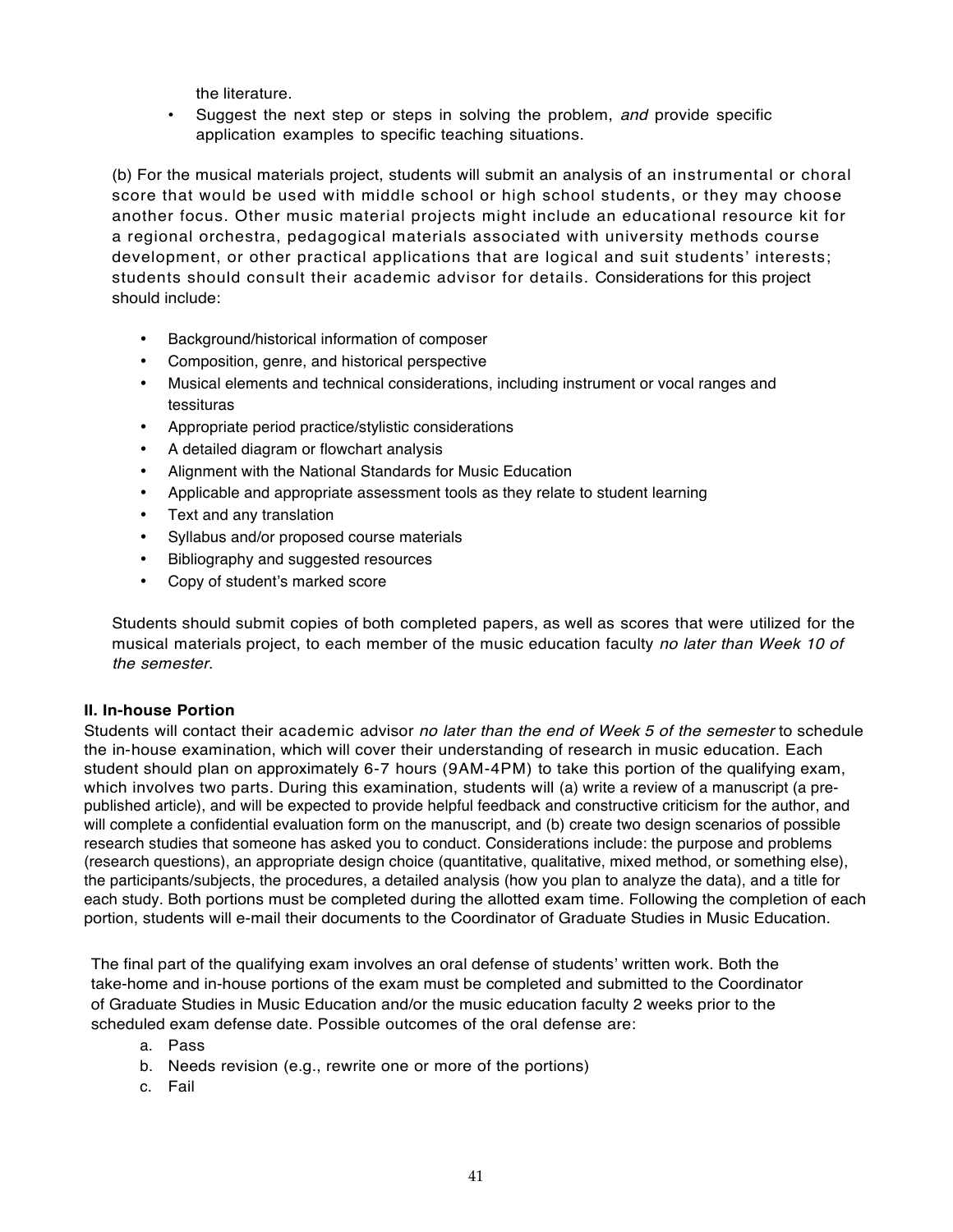the literature.

- Suggest the next step or steps in solving the problem, *and* provide specific application examples to specific teaching situations.

(b) For the musical materials project, students will submit an analysis of an instrumental or choral score that would be used with middle school or high school students, or they may choose another focus. Other music material projects might include an educational resource kit for a regional orchestra, pedagogical materials associated with university methods course development, or other practical applications that are logical and suit students' interests; students should consult their academic advisor for details. Considerations for this project should include:

- Background/historical information of composer
- Composition, genre, and historical perspective
- Musical elements and technical considerations, including instrument or vocal ranges and tessituras
- Appropriate period practice/stylistic considerations
- A detailed diagram or flowchart analysis
- Alignment with the National Standards for Music Education
- Applicable and appropriate assessment tools as they relate to student learning
- Text and any translation
- Syllabus and/or proposed course materials
- Bibliography and suggested resources
- Copy of student's marked score

Students should submit copies of both completed papers, as well as scores that were utilized for the musical materials project, to each member of the music education faculty *no later than Week 10 of the semester*.

**II. In-house Portion**

Students will contact their academic advisor *no later than the end of Week 5 of the semester* to schedule the in-house examination, which will cover their understanding of research in music education. Each student should plan on approximately 6-7 hours (9AM-4PM) to take this portion of the qualifying exam, which involves two parts. During this examination, students will (a) write a review of a manuscript (a pre-published article), and will be expected to provide helpful feedback and constructive criticism for the author, and will complete a confidential evaluation form on the manuscript, and (b) create two design scenarios of possible research studies that someone has asked you to conduct. Considerations include: the purpose and problems (research questions), an appropriate design choice (quantitative, qualitative, mixed method, or something else), the participants/subjects, the procedures, a detailed analysis (how you plan to analyze the data), and a title for each study. Both portions must be completed during the allotted exam time. Following the completion of each portion, students will e-mail their documents to the Coordinator of Graduate Studies in Music Education.

The final part of the qualifying exam involves an oral defense of students' written work. Both the take-home and in-house portions of the exam must be completed and submitted to the Coordinator of Graduate Studies in Music Education and/or the music education faculty 2 weeks prior to the scheduled exam defense date. Possible outcomes of the oral defense are:

a. Pass
b. Needs revision (e.g., rewrite one or more of the portions)
c. Fail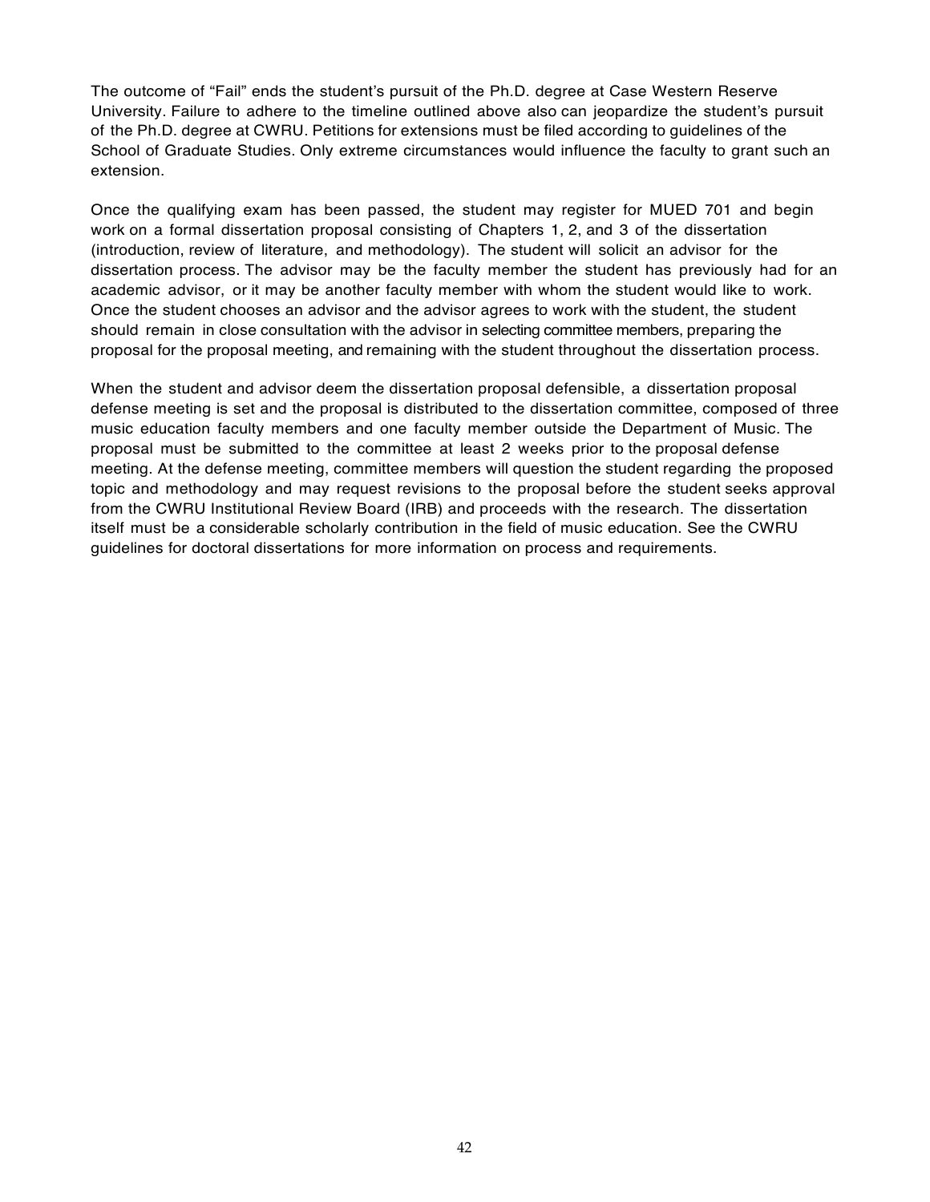The outcome of "Fail" ends the student's pursuit of the Ph.D. degree at Case Western Reserve University. Failure to adhere to the timeline outlined above also can jeopardize the student's pursuit of the Ph.D. degree at CWRU. Petitions for extensions must be filed according to guidelines of the School of Graduate Studies. Only extreme circumstances would influence the faculty to grant such an extension.

Once the qualifying exam has been passed, the student may register for MUED 701 and begin work on a formal dissertation proposal consisting of Chapters 1, 2, and 3 of the dissertation (introduction, review of literature, and methodology). The student will solicit an advisor for the dissertation process. The advisor may be the faculty member the student has previously had for an academic advisor, or it may be another faculty member with whom the student would like to work. Once the student chooses an advisor and the advisor agrees to work with the student, the student should remain in close consultation with the advisor in selecting committee members, preparing the proposal for the proposal meeting, and remaining with the student throughout the dissertation process.

When the student and advisor deem the dissertation proposal defensible, a dissertation proposal defense meeting is set and the proposal is distributed to the dissertation committee, composed of three music education faculty members and one faculty member outside the Department of Music. The proposal must be submitted to the committee at least 2 weeks prior to the proposal defense meeting. At the defense meeting, committee members will question the student regarding the proposed topic and methodology and may request revisions to the proposal before the student seeks approval from the CWRU Institutional Review Board (IRB) and proceeds with the research. The dissertation itself must be a considerable scholarly contribution in the field of music education. See the CWRU guidelines for doctoral dissertations for more information on process and requirements.